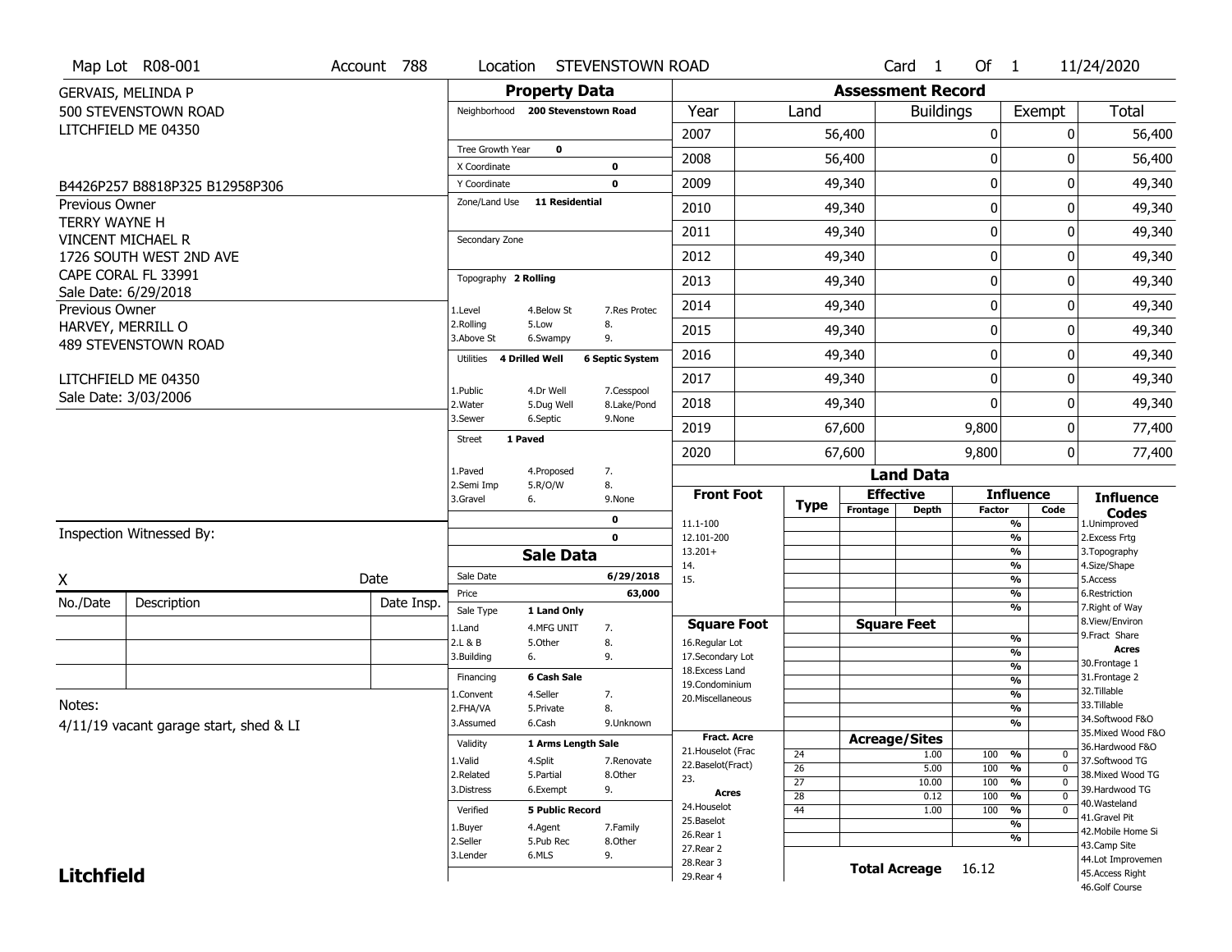Map Lot R08-001 | Account 788 | Location STEVENSTOWN ROAD | Card 1 Of 1 | 11/24/2020

GERVAIS, MELINDA P
500 STEVENSTOWN ROAD
LITCHFIELD ME 04350

B4426P257 B8818P325 B12958P306

Previous Owner
TERRY WAYNE H
VINCENT MICHAEL R
1726 SOUTH WEST 2ND AVE
CAPE CORAL FL 33991
Sale Date: 6/29/2018

Previous Owner
HARVEY, MERRILL O
489 STEVENSTOWN ROAD

LITCHFIELD ME 04350
Sale Date: 3/03/2006

## Property Data

| | |
|---|---|
| Neighborhood | 200 Stevenstown Road |
| Tree Growth Year | 0 |
| X Coordinate | 0 |
| Y Coordinate | 0 |
| Zone/Land Use | 11 Residential |
| Secondary Zone | |
| Topography | 2 Rolling |
| Utilities | 4 Drilled Well, 6 Septic System |
| Street | 1 Paved |

Topography codes: 1.Level, 2.Rolling, 3.Above St, 4.Below St, 5.Low, 6.Swampy, 7.Res Protec, 8., 9.

Utilities codes: 1.Public, 2.Water, 3.Sewer, 4.Dr Well, 5.Dug Well, 6.Septic, 7.Cesspool, 8.Lake/Pond, 9.None

Street codes: 1.Paved, 2.Semi Imp, 3.Gravel, 4.Proposed, 5.R/O/W, 6., 7., 8., 9.None

## Assessment Record

| Year | Land | Buildings | Exempt | Total |
|---|---|---|---|---|
| 2007 | 56,400 | 0 | 0 | 56,400 |
| 2008 | 56,400 | 0 | 0 | 56,400 |
| 2009 | 49,340 | 0 | 0 | 49,340 |
| 2010 | 49,340 | 0 | 0 | 49,340 |
| 2011 | 49,340 | 0 | 0 | 49,340 |
| 2012 | 49,340 | 0 | 0 | 49,340 |
| 2013 | 49,340 | 0 | 0 | 49,340 |
| 2014 | 49,340 | 0 | 0 | 49,340 |
| 2015 | 49,340 | 0 | 0 | 49,340 |
| 2016 | 49,340 | 0 | 0 | 49,340 |
| 2017 | 49,340 | 0 | 0 | 49,340 |
| 2018 | 49,340 | 0 | 0 | 49,340 |
| 2019 | 67,600 | 9,800 | 0 | 77,400 |
| 2020 | 67,600 | 9,800 | 0 | 77,400 |

## Sale Data

| | |
|---|---|
| Sale Date | 6/29/2018 |
| Price | 63,000 |
| Sale Type | 1 Land Only |
| Financing | 6 Cash Sale |
| Validity | 1 Arms Length Sale |
| Verified | 5 Public Record |

Sale Type codes: 1.Land, 2.L & B, 3.Building, 4.MFG UNIT, 5.Other, 6., 7., 8., 9.

Financing codes: 1.Convent, 2.FHA/VA, 3.Assumed, 4.Seller, 5.Private, 6.Cash, 7., 8., 9.Unknown

Validity codes: 1.Valid, 2.Related, 3.Distress, 4.Split, 5.Partial, 6.Exempt, 7.Renovate, 8.Other, 9.

Verified codes: 1.Buyer, 2.Seller, 3.Lender, 4.Agent, 5.Pub Rec, 6.MLS, 7.Family, 8.Other, 9.

## Land Data

Front Foot: 11.1-100, 12.101-200, 13.201+, 14., 15.

Square Foot: 16.Regular Lot, 17.Secondary Lot, 18.Excess Land, 19.Condominium, 20.Miscellaneous

Fract. Acre: 21.Houselot (Frac, 22.Baselot(Fract), 23.

Acres: 24.Houselot, 25.Baselot, 26.Rear 1, 27.Rear 2, 28.Rear 3, 29.Rear 4

### Acreage/Sites

| Type | Acreage/Sites | Influence Factor | Code |
|---|---|---|---|
| 24 | 1.00 | 100 % | 0 |
| 26 | 5.00 | 100 % | 0 |
| 27 | 10.00 | 100 % | 0 |
| 28 | 0.12 | 100 % | 0 |
| 44 | 1.00 | 100 % | 0 |

**Total Acreage** 16.12

Influence Codes: 1.Unimproved, 2.Excess Frtg, 3.Topography, 4.Size/Shape, 5.Access, 6.Restriction, 7.Right of Way, 8.View/Environ, 9.Fract Share

Acres: 30.Frontage 1, 31.Frontage 2, 32.Tillable, 33.Tillable, 34.Softwood F&O, 35.Mixed Wood F&O, 36.Hardwood F&O, 37.Softwood TG, 38.Mixed Wood TG, 39.Hardwood TG, 40.Wasteland, 41.Gravel Pit, 42.Mobile Home Si, 43.Camp Site, 44.Lot Improvemen, 45.Access Right, 46.Golf Course

Inspection Witnessed By:

X ______________________ Date

| No./Date | Description | Date Insp. |
|---|---|---|
| | | |
| | | |
| | | |

Notes:
4/11/19 vacant garage start, shed & LI

**Litchfield**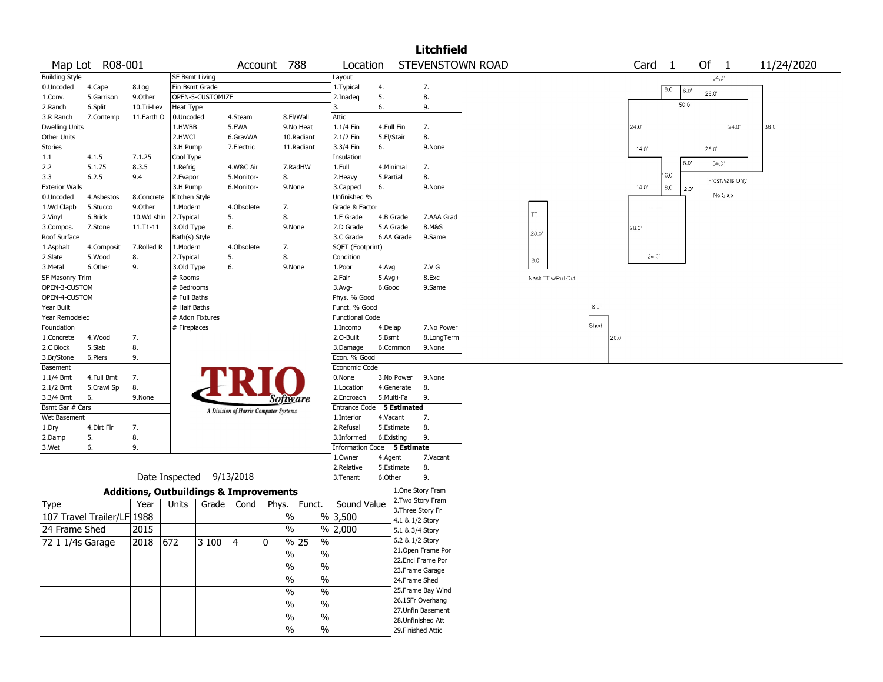# Litchfield

**Map Lot** R08-001 **Account** 788 **Location** STEVENSTOWN ROAD **Card** 1 **Of** 1 11/24/2020

| Building Style | | | SF Bsmt Living | | | Layout | | |
|---|---|---|---|---|---|---|---|---|
| 0.Uncoded | 4.Cape | 8.Log | Fin Bsmt Grade | | | 1.Typical | 4. | 7. |
| 1.Conv. | 5.Garrison | 9.Other | OPEN-5-CUSTOMIZE | | | 2.Inadeq | 5. | 8. |
| 2.Ranch | 6.Split | 10.Tri-Lev | Heat Type | | | 3. | 6. | 9. |
| 3.R Ranch | 7.Contemp | 11.Earth O | 0.Uncoded | 4.Steam | 8.Fl/Wall | Attic | | |
| Dwelling Units | | | 1.HWBB | 5.FWA | 9.No Heat | 1.1/4 Fin | 4.Full Fin | 7. |
| Other Units | | | 2.HWCI | 6.GravWA | 10.Radiant | 2.1/2 Fin | 5.Fl/Stair | 8. |
| Stories | | | 3.H Pump | 7.Electric | 11.Radiant | 3.3/4 Fin | 6. | 9.None |
| 1.1 | 4.1.5 | 7.1.25 | Cool Type | | | Insulation | | |
| 2.2 | 5.1.75 | 8.3.5 | 1.Refrig | 4.W&C Air | 7.RadHW | 1.Full | 4.Minimal | 7. |
| 3.3 | 6.2.5 | 9.4 | 2.Evapor | 5.Monitor- | 8. | 2.Heavy | 5.Partial | 8. |
| Exterior Walls | | | 3.H Pump | 6.Monitor- | 9.None | 3.Capped | 6. | 9.None |
| 0.Uncoded | 4.Asbestos | 8.Concrete | Kitchen Style | | | Unfinished % | | |
| 1.Wd Clapb | 5.Stucco | 9.Other | 1.Modern | 4.Obsolete | 7. | Grade & Factor | | |
| 2.Vinyl | 6.Brick | 10.Wd shin | 2.Typical | 5. | 8. | 1.E Grade | 4.B Grade | 7.AAA Grad |
| 3.Compos. | 7.Stone | 11.T1-11 | 3.Old Type | 6. | 9.None | 2.D Grade | 5.A Grade | 8.M&S |
| Roof Surface | | | Bath(s) Style | | | 3.C Grade | 6.AA Grade | 9.Same |
| 1.Asphalt | 4.Composit | 7.Rolled R | 1.Modern | 4.Obsolete | 7. | SQFT (Footprint) | | |
| 2.Slate | 5.Wood | 8. | 2.Typical | 5. | 8. | Condition | | |
| 3.Metal | 6.Other | 9. | 3.Old Type | 6. | 9.None | 1.Poor | 4.Avg | 7.V G |
| SF Masonry Trim | | | # Rooms | | | 2.Fair | 5.Avg+ | 8.Exc |
| OPEN-3-CUSTOM | | | # Bedrooms | | | 3.Avg- | 6.Good | 9.Same |
| OPEN-4-CUSTOM | | | # Full Baths | | | Phys. % Good | | |
| Year Built | | | # Half Baths | | | Funct. % Good | | |
| Year Remodeled | | | # Addn Fixtures | | | Functional Code | | |
| Foundation | | | # Fireplaces | | | 1.Incomp | 4.Delap | 7.No Power |
| 1.Concrete | 4.Wood | 7. | | | | 2.O-Built | 5.Bsmt | 8.LongTerm |
| 2.C Block | 5.Slab | 8. | | | | 3.Damage | 6.Common | 9.None |
| 3.Br/Stone | 6.Piers | 9. | | | | Econ. % Good | | |
| Basement | | | | | | Economic Code | | |
| 1.1/4 Bmt | 4.Full Bmt | 7. | | | | 0.None | 3.No Power | 9.None |
| 2.1/2 Bmt | 5.Crawl Sp | 8. | | | | 1.Location | 4.Generate | 8. |
| 3.3/4 Bmt | 6. | 9.None | | | | 2.Encroach | 5.Multi-Fa | 9. |
| Bsmt Gar # Cars | | | | | | Entrance Code | 5 Estimated | |
| Wet Basement | | | | | | 1.Interior | 4.Vacant | 7. |
| 1.Dry | 4.Dirt Flr | 7. | | | | 2.Refusal | 5.Estimate | 8. |
| 2.Damp | 5. | 8. | | | | 3.Informed | 6.Existing | 9. |
| 3.Wet | 6. | 9. | | | | Information Code | 5 Estimate | |
| | | | | | | 1.Owner | 4.Agent | 7.Vacant |
| | | | | | | 2.Relative | 5.Estimate | 8. |
| | | | Date Inspected 9/13/2018 | | | 3.Tenant | 6.Other | 9. |

TRIO Software — A Division of Harris Computer Systems

## Additions, Outbuildings & Improvements

| Type | Year | Units | Grade | Cond | Phys. | Funct. | Sound Value |
|---|---|---|---|---|---|---|---|
| 107 Travel Trailer/LF | 1988 | | | | % | % | 3,500 |
| 24 Frame Shed | 2015 | | | | % | % | 2,000 |
| 72 1 1/4s Garage | 2018 | 672 | 3 100 | 4 | 0 % | 25 % | |
| | | | | | % | % | |
| | | | | | % | % | |
| | | | | | % | % | |
| | | | | | % | % | |
| | | | | | % | % | |
| | | | | | % | % | |
| | | | | | % | % | |

1.One Story Fram
2.Two Story Fram
3.Three Story Fr
4.1 & 1/2 Story
5.1 & 3/4 Story
6.2 & 1/2 Story
21.Open Frame Por
22.Encl Frame Por
23.Frame Garage
24.Frame Shed
25.Frame Bay Wind
26.1SFr Overhang
27.Unfin Basement
28.Unfinished Att
29.Finished Attic

Sketch labels: 34.0', 8.0', 6.0', 28.0', 50.0', 24.0', 24.0', 36.0', 14.0', 28.0', 6.0', 34.0', 16.0', 14.0', 8.0', 2.0', FrostWalls Only, No Slab, TT, 28.0', 8.0', Nash TT w/Pull Out, 28.0', 24.0', 8.0', Shed, 20.0'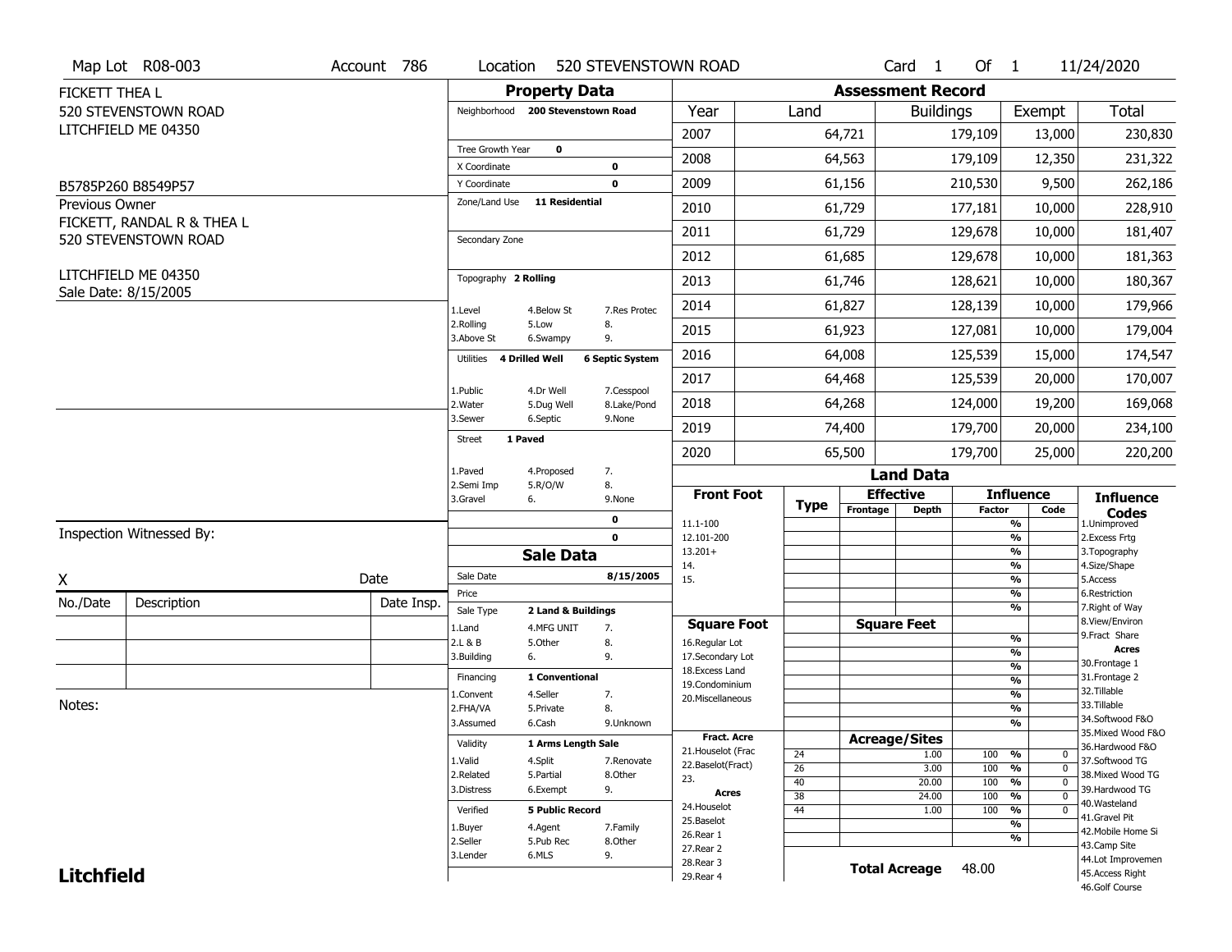Map Lot R08-003 | Account 786 | Location 520 STEVENSTOWN ROAD | Card 1 Of 1 | 11/24/2020

FICKETT THEA L
520 STEVENSTOWN ROAD
LITCHFIELD ME 04350

B5785P260 B8549P57

Previous Owner
FICKETT, RANDAL R & THEA L
520 STEVENSTOWN ROAD

LITCHFIELD ME 04350
Sale Date: 8/15/2005

## Property Data

Neighborhood **200 Stevenstown Road**

Tree Growth Year **0**
X Coordinate **0**
Y Coordinate **0**
Zone/Land Use **11 Residential**

Secondary Zone

Topography **2 Rolling**

| | | |
|---|---|---|
| 1.Level | 4.Below St | 7.Res Protec |
| 2.Rolling | 5.Low | 8. |
| 3.Above St | 6.Swampy | 9. |

Utilities **4 Drilled Well** **6 Septic System**

| | | |
|---|---|---|
| 1.Public | 4.Dr Well | 7.Cesspool |
| 2.Water | 5.Dug Well | 8.Lake/Pond |
| 3.Sewer | 6.Septic | 9.None |

Street **1 Paved**

| | | |
|---|---|---|
| 1.Paved | 4.Proposed | 7. |
| 2.Semi Imp | 5.R/O/W | 8. |
| 3.Gravel | 6. | 9.None |

**0**
**0**

## Assessment Record

| Year | Land | Buildings | Exempt | Total |
|---|---|---|---|---|
| 2007 | 64,721 | 179,109 | 13,000 | 230,830 |
| 2008 | 64,563 | 179,109 | 12,350 | 231,322 |
| 2009 | 61,156 | 210,530 | 9,500 | 262,186 |
| 2010 | 61,729 | 177,181 | 10,000 | 228,910 |
| 2011 | 61,729 | 129,678 | 10,000 | 181,407 |
| 2012 | 61,685 | 129,678 | 10,000 | 181,363 |
| 2013 | 61,746 | 128,621 | 10,000 | 180,367 |
| 2014 | 61,827 | 128,139 | 10,000 | 179,966 |
| 2015 | 61,923 | 127,081 | 10,000 | 179,004 |
| 2016 | 64,008 | 125,539 | 15,000 | 174,547 |
| 2017 | 64,468 | 125,539 | 20,000 | 170,007 |
| 2018 | 64,268 | 124,000 | 19,200 | 169,068 |
| 2019 | 74,400 | 179,700 | 20,000 | 234,100 |
| 2020 | 65,500 | 179,700 | 25,000 | 220,200 |

Inspection Witnessed By:

X ____________________ Date

| No./Date | Description | Date Insp. |
|---|---|---|
| | | |
| | | |
| | | |

Notes:

## Sale Data

Sale Date **8/15/2005**
Price
Sale Type **2 Land & Buildings**

| | | |
|---|---|---|
| 1.Land | 4.MFG UNIT | 7. |
| 2.L & B | 5.Other | 8. |
| 3.Building | 6. | 9. |

Financing **1 Conventional**

| | | |
|---|---|---|
| 1.Convent | 4.Seller | 7. |
| 2.FHA/VA | 5.Private | 8. |
| 3.Assumed | 6.Cash | 9.Unknown |

Validity **1 Arms Length Sale**

| | | |
|---|---|---|
| 1.Valid | 4.Split | 7.Renovate |
| 2.Related | 5.Partial | 8.Other |
| 3.Distress | 6.Exempt | 9. |

Verified **5 Public Record**

| | | |
|---|---|---|
| 1.Buyer | 4.Agent | 7.Family |
| 2.Seller | 5.Pub Rec | 8.Other |
| 3.Lender | 6.MLS | 9. |

## Land Data

| Front Foot | Type | Effective Frontage | Effective Depth | Influence Factor | Influence Code |
|---|---|---|---|---|---|
| 11.1-100 | | | | % | |
| 12.101-200 | | | | % | |
| 13.201+ | | | | % | |
| 14. | | | | % | |
| 15. | | | | % | |
| | | | | % | |
| | | | | % | |
| **Square Foot** | | **Square Feet** | | | |
| 16.Regular Lot | | | | % | |
| 17.Secondary Lot | | | | % | |
| 18.Excess Land | | | | % | |
| 19.Condominium | | | | % | |
| 20.Miscellaneous | | | | % | |
| | | | | % | |
| | | | | % | |
| **Fract. Acre** | | **Acreage/Sites** | | | |
| 21.Houselot (Frac | 24 | | 1.00 | 100 % | 0 |
| 22.Baselot(Fract) | 26 | | 3.00 | 100 % | 0 |
| 23. | 40 | | 20.00 | 100 % | 0 |
| **Acres** | 38 | | 24.00 | 100 % | 0 |
| 24.Houselot | 44 | | 1.00 | 100 % | 0 |
| 25.Baselot | | | | % | |
| 26.Rear 1 | | | | % | |
| 27.Rear 2 | | | | | |
| 28.Rear 3 | | | | | |
| 29.Rear 4 | | | | | |

**Total Acreage** 48.00

**Influence Codes**
1.Unimproved
2.Excess Frtg
3.Topography
4.Size/Shape
5.Access
6.Restriction
7.Right of Way
8.View/Environ
9.Fract Share
**Acres**
30.Frontage 1
31.Frontage 2
32.Tillable
33.Tillable
34.Softwood F&O
35.Mixed Wood F&O
36.Hardwood F&O
37.Softwood TG
38.Mixed Wood TG
39.Hardwood TG
40.Wasteland
41.Gravel Pit
42.Mobile Home Si
43.Camp Site
44.Lot Improvemen
45.Access Right
46.Golf Course

**Litchfield**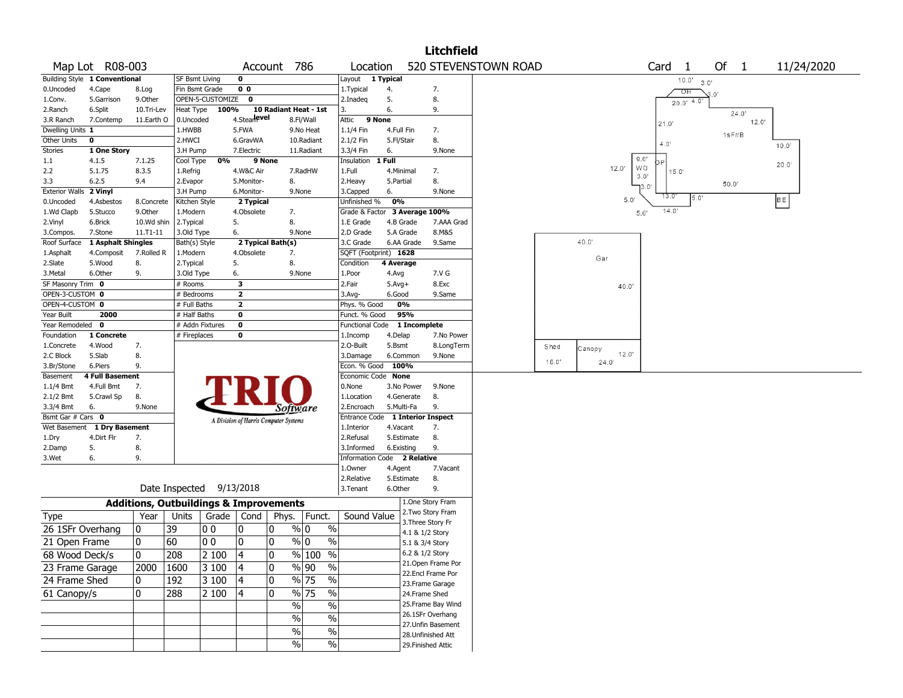# Litchfield

**Map Lot** R08-003 **Account** 786 **Location** 520 STEVENSTOWN ROAD **Card** 1 **Of** 1 11/24/2020

| Building Style | 1 Conventional | | SF Bsmt Living | 0 | | Layout | 1 Typical | |
|---|---|---|---|---|---|---|---|---|
| 0.Uncoded | 4.Cape | 8.Log | Fin Bsmt Grade | 0 0 | | 1.Typical | 4. | 7. |
| 1.Conv. | 5.Garrison | 9.Other | OPEN-5-CUSTOMIZE | 0 | | 2.Inadeq | 5. | 8. |
| 2.Ranch | 6.Split | 10.Tri-Lev | Heat Type 100% | 10 Radiant Heat - 1st level | | 3. | 6. | 9. |
| 3.R Ranch | 7.Contemp | 11.Earth O | 0.Uncoded | 4.Steam | 8.Fl/Wall | Attic | 9 None | |
| Dwelling Units | 1 | | 1.HWBB | 5.FWA | 9.No Heat | 1.1/4 Fin | 4.Full Fin | 7. |
| Other Units | 0 | | 2.HWCI | 6.GravWA | 10.Radiant | 2.1/2 Fin | 5.Fl/Stair | 8. |
| Stories | 1 One Story | | 3.H Pump | 7.Electric | 11.Radiant | 3.3/4 Fin | 6. | 9.None |
| 1.1 | 4.1.5 | 7.1.25 | Cool Type 0% | 9 None | | Insulation | 1 Full | |
| 2.2 | 5.1.75 | 8.3.5 | 1.Refrig | 4.W&C Air | 7.RadHW | 1.Full | 4.Minimal | 7. |
| 3.3 | 6.2.5 | 9.4 | 2.Evapor | 5.Monitor- | 8. | 2.Heavy | 5.Partial | 8. |
| Exterior Walls | 2 Vinyl | | 3.H Pump | 6.Monitor- | 9.None | 3.Capped | 6. | 9.None |
| 0.Uncoded | 4.Asbestos | 8.Concrete | Kitchen Style | 2 Typical | | Unfinished % | 0% | |
| 1.Wd Clapb | 5.Stucco | 9.Other | 1.Modern | 4.Obsolete | 7. | Grade & Factor | 3 Average 100% | |
| 2.Vinyl | 6.Brick | 10.Wd shin | 2.Typical | 5. | 8. | 1.E Grade | 4.B Grade | 7.AAA Grad |
| 3.Compos. | 7.Stone | 11.T1-11 | 3.Old Type | 6. | 9.None | 2.D Grade | 5.A Grade | 8.M&S |
| Roof Surface | 1 Asphalt Shingles | | Bath(s) Style | 2 Typical Bath(s) | | 3.C Grade | 6.AA Grade | 9.Same |
| 1.Asphalt | 4.Composit | 7.Rolled R | 1.Modern | 4.Obsolete | 7. | SQFT (Footprint) | 1628 | |
| 2.Slate | 5.Wood | 8. | 2.Typical | 5. | 8. | Condition | 4 Average | |
| 3.Metal | 6.Other | 9. | 3.Old Type | 6. | 9.None | 1.Poor | 4.Avg | 7.V G |
| SF Masonry Trim | 0 | | # Rooms | 3 | | 2.Fair | 5.Avg+ | 8.Exc |
| OPEN-3-CUSTOM | 0 | | # Bedrooms | 2 | | 3.Avg- | 6.Good | 9.Same |
| OPEN-4-CUSTOM | 0 | | # Full Baths | 2 | | Phys. % Good | 0% | |
| Year Built | 2000 | | # Half Baths | 0 | | Funct. % Good | 95% | |
| Year Remodeled | 0 | | # Addn Fixtures | 0 | | Functional Code | 1 Incomplete | |
| Foundation | 1 Concrete | | # Fireplaces | 0 | | 1.Incomp | 4.Delap | 7.No Power |
| 1.Concrete | 4.Wood | 7. | | | | 2.O-Built | 5.Bsmt | 8.LongTerm |
| 2.C Block | 5.Slab | 8. | | | | 3.Damage | 6.Common | 9.None |
| 3.Br/Stone | 6.Piers | 9. | | | | Econ. % Good | 100% | |
| Basement | 4 Full Basement | | | | | Economic Code | None | |
| 1.1/4 Bmt | 4.Full Bmt | 7. | | | | 0.None | 3.No Power | 9.None |
| 2.1/2 Bmt | 5.Crawl Sp | 8. | | | | 1.Location | 4.Generate | 8. |
| 3.3/4 Bmt | 6. | 9.None | | | | 2.Encroach | 5.Multi-Fa | 9. |
| Bsmt Gar # Cars | 0 | | | | | Entrance Code | 1 Interior Inspect | |
| Wet Basement | 1 Dry Basement | | | | | 1.Interior | 4.Vacant | 7. |
| 1.Dry | 4.Dirt Flr | 7. | | | | 2.Refusal | 5.Estimate | 8. |
| 2.Damp | 5. | 8. | | | | 3.Informed | 6.Existing | 9. |
| 3.Wet | 6. | 9. | | | | Information Code | 2 Relative | |
| | | | | | | 1.Owner | 4.Agent | 7.Vacant |
| | | | | | | 2.Relative | 5.Estimate | 8. |
| | | | Date Inspected | 9/13/2018 | | 3.Tenant | 6.Other | 9. |

TRIO Software — A Division of Harris Computer Systems

## Additions, Outbuildings & Improvements

| Type | Year | Units | Grade | Cond | Phys. | Funct. | Sound Value |
|---|---|---|---|---|---|---|---|
| 26 1SFr Overhang | 0 | 39 | 0 0 | 0 | 0 % | 0 % | |
| 21 Open Frame | 0 | 60 | 0 0 | 0 | 0 % | 0 % | |
| 68 Wood Deck/s | 0 | 208 | 2 100 | 4 | 0 % | 100 % | |
| 23 Frame Garage | 2000 | 1600 | 3 100 | 4 | 0 % | 90 % | |
| 24 Frame Shed | 0 | 192 | 3 100 | 4 | 0 % | 75 % | |
| 61 Canopy/s | 0 | 288 | 2 100 | 4 | 0 % | 75 % | |
| | | | | | % | % | |
| | | | | | % | % | |
| | | | | | % | % | |
| | | | | | % | % | |

1.One Story Fram
2.Two Story Fram
3.Three Story Fr
4.1 & 1/2 Story
5.1 & 3/4 Story
6.2 & 1/2 Story
21.Open Frame Por
22.Encl Frame Por
23.Frame Garage
24.Frame Shed
25.Frame Bay Wind
26.1SFr Overhang
27.Unfin Basement
28.Unfinished Att
29.Finished Attic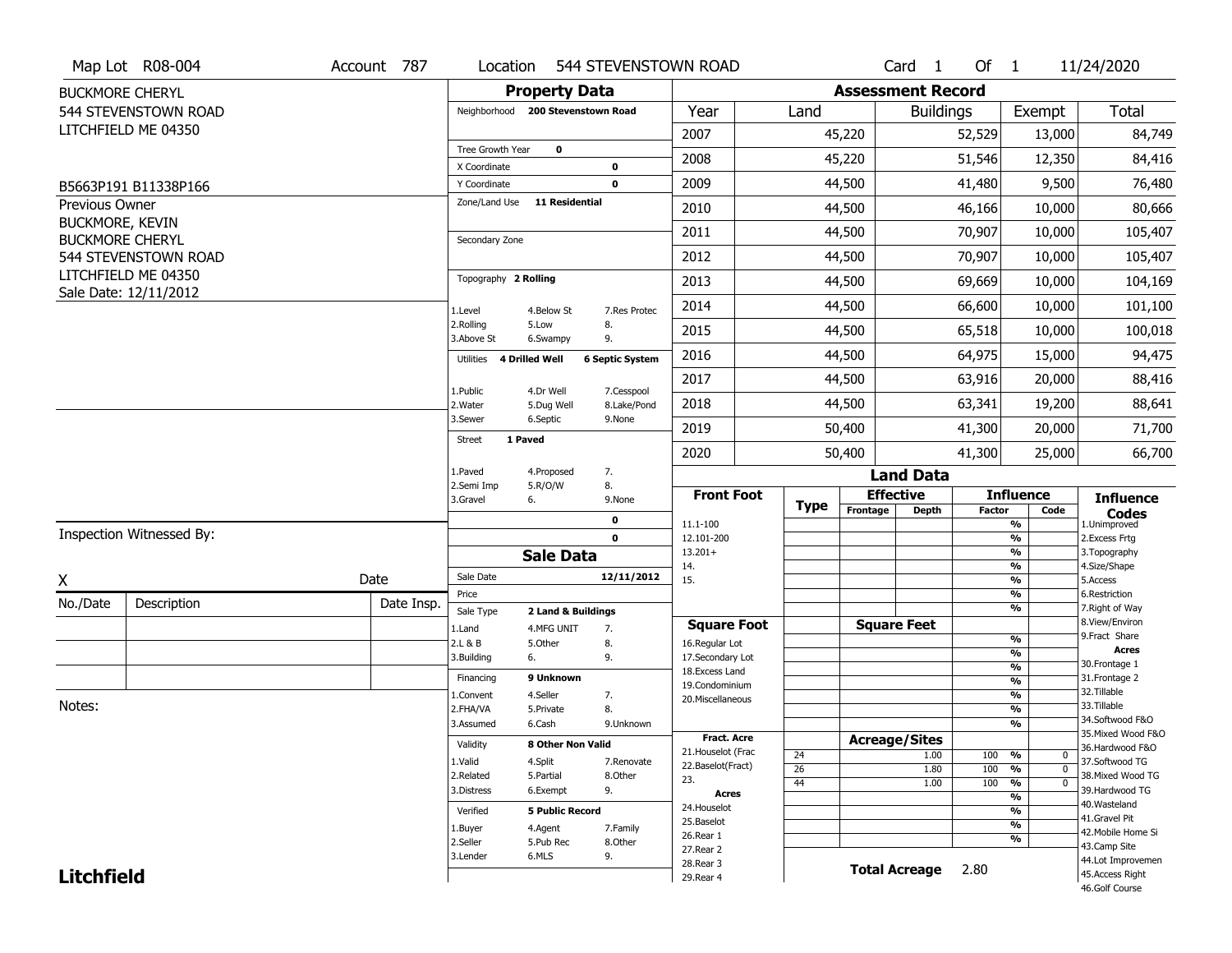Map Lot R08-004 | Account 787 | Location 544 STEVENSTOWN ROAD | Card 1 Of 1 | 11/24/2020

BUCKMORE CHERYL
544 STEVENSTOWN ROAD
LITCHFIELD ME 04350

B5663P191 B11338P166

Previous Owner
BUCKMORE, KEVIN
BUCKMORE CHERYL
544 STEVENSTOWN ROAD
LITCHFIELD ME 04350
Sale Date: 12/11/2012

## Property Data

Neighborhood **200 Stevenstown Road**

Tree Growth Year **0**
X Coordinate **0**
Y Coordinate **0**
Zone/Land Use **11 Residential**

Secondary Zone

Topography **2 Rolling**

1.Level 4.Below St 7.Res Protec
2.Rolling 5.Low 8.
3.Above St 6.Swampy 9.

Utilities **4 Drilled Well** **6 Septic System**

1.Public 4.Dr Well 7.Cesspool
2.Water 5.Dug Well 8.Lake/Pond
3.Sewer 6.Septic 9.None

Street **1 Paved**

1.Paved 4.Proposed 7.
2.Semi Imp 5.R/O/W 8.
3.Gravel 6. 9.None

**0**
**0**

## Sale Data

Sale Date **12/11/2012**
Price
Sale Type **2 Land & Buildings**

1.Land 4.MFG UNIT 7.
2.L & B 5.Other 8.
3.Building 6. 9.

Financing **9 Unknown**

1.Convent 4.Seller 7.
2.FHA/VA 5.Private 8.
3.Assumed 6.Cash 9.Unknown

Validity **8 Other Non Valid**

1.Valid 4.Split 7.Renovate
2.Related 5.Partial 8.Other
3.Distress 6.Exempt 9.

Verified **5 Public Record**

1.Buyer 4.Agent 7.Family
2.Seller 5.Pub Rec 8.Other
3.Lender 6.MLS 9.

## Assessment Record

| Year | Land | Buildings | Exempt | Total |
|---|---|---|---|---|
| 2007 | 45,220 | 52,529 | 13,000 | 84,749 |
| 2008 | 45,220 | 51,546 | 12,350 | 84,416 |
| 2009 | 44,500 | 41,480 | 9,500 | 76,480 |
| 2010 | 44,500 | 46,166 | 10,000 | 80,666 |
| 2011 | 44,500 | 70,907 | 10,000 | 105,407 |
| 2012 | 44,500 | 70,907 | 10,000 | 105,407 |
| 2013 | 44,500 | 69,669 | 10,000 | 104,169 |
| 2014 | 44,500 | 66,600 | 10,000 | 101,100 |
| 2015 | 44,500 | 65,518 | 10,000 | 100,018 |
| 2016 | 44,500 | 64,975 | 15,000 | 94,475 |
| 2017 | 44,500 | 63,916 | 20,000 | 88,416 |
| 2018 | 44,500 | 63,341 | 19,200 | 88,641 |
| 2019 | 50,400 | 41,300 | 20,000 | 71,700 |
| 2020 | 50,400 | 41,300 | 25,000 | 66,700 |

## Land Data

| Front Foot | Type | Effective Frontage | Effective Depth | Influence Factor | Influence Code |
|---|---|---|---|---|---|
| 11.1-100 | | | | % | |
| 12.101-200 | | | | % | |
| 13.201+ | | | | % | |
| 14. | | | | % | |
| 15. | | | | % | |
| | | | | % | |

| Square Foot | Square Feet | Influence Factor | Influence Code |
|---|---|---|---|
| 16.Regular Lot | | % | |
| 17.Secondary Lot | | % | |
| 18.Excess Land | | % | |
| 19.Condominium | | % | |
| 20.Miscellaneous | | % | |
| | | % | |

| Fract. Acre | Type | Acreage/Sites | Influence Factor | Influence Code |
|---|---|---|---|---|
| 21.Houselot (Frac | 24 | 1.00 | 100 % | 0 |
| 22.Baselot(Fract) | 26 | 1.80 | 100 % | 0 |
| 23. | 44 | 1.00 | 100 % | 0 |
| **Acres** | | | % | |
| 24.Houselot | | | % | |
| 25.Baselot | | | % | |
| 26.Rear 1 | | | % | |
| 27.Rear 2 | | | | |
| 28.Rear 3 | | | | |
| 29.Rear 4 | | | | |

**Total Acreage** 2.80

**Influence Codes**
1.Unimproved
2.Excess Frtg
3.Topography
4.Size/Shape
5.Access
6.Restriction
7.Right of Way
8.View/Environ
9.Fract Share
**Acres**
30.Frontage 1
31.Frontage 2
32.Tillable
33.Tillable
34.Softwood F&O
35.Mixed Wood F&O
36.Hardwood F&O
37.Softwood TG
38.Mixed Wood TG
39.Hardwood TG
40.Wasteland
41.Gravel Pit
42.Mobile Home Si
43.Camp Site
44.Lot Improvemen
45.Access Right
46.Golf Course

Inspection Witnessed By:

X ____________ Date

| No./Date | Description | Date Insp. |
|---|---|---|
| | | |
| | | |
| | | |

Notes:

**Litchfield**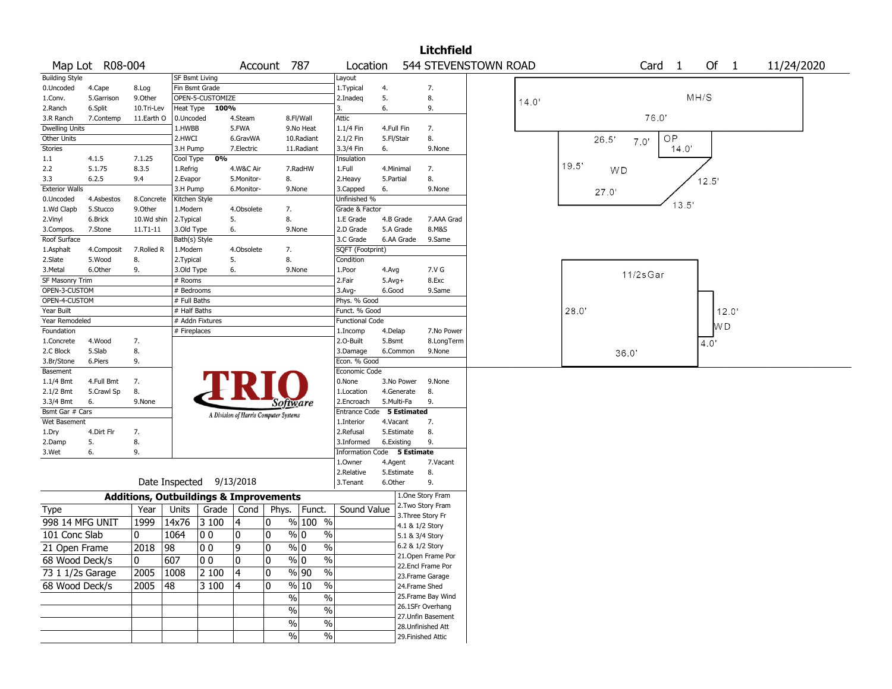# Litchfield

Map Lot R08-004 | Account 787 | Location 544 STEVENSTOWN ROAD | Card 1 Of 1 | 11/24/2020

| Building Style | | | SF Bsmt Living | | | Layout | | |
|---|---|---|---|---|---|---|---|---|
| 0.Uncoded | 4.Cape | 8.Log | Fin Bsmt Grade | | | 1.Typical | 4. | 7. |
| 1.Conv. | 5.Garrison | 9.Other | OPEN-5-CUSTOMIZE | | | 2.Inadeq | 5. | 8. |
| 2.Ranch | 6.Split | 10.Tri-Lev | Heat Type **100%** | | | 3. | 6. | 9. |
| 3.R Ranch | 7.Contemp | 11.Earth O | 0.Uncoded | 4.Steam | 8.Fl/Wall | Attic | | |
| Dwelling Units | | | 1.HWBB | 5.FWA | 9.No Heat | 1.1/4 Fin | 4.Full Fin | 7. |
| Other Units | | | 2.HWCI | 6.GravWA | 10.Radiant | 2.1/2 Fin | 5.Fl/Stair | 8. |
| Stories | | | 3.H Pump | 7.Electric | 11.Radiant | 3.3/4 Fin | 6. | 9.None |
| 1.1 | 4.1.5 | 7.1.25 | Cool Type **0%** | | | Insulation | | |
| 2.2 | 5.1.75 | 8.3.5 | 1.Refrig | 4.W&C Air | 7.RadHW | 1.Full | 4.Minimal | 7. |
| 3.3 | 6.2.5 | 9.4 | 2.Evapor | 5.Monitor- | 8. | 2.Heavy | 5.Partial | 8. |
| Exterior Walls | | | 3.H Pump | 6.Monitor- | 9.None | 3.Capped | 6. | 9.None |
| 0.Uncoded | 4.Asbestos | 8.Concrete | Kitchen Style | | | Unfinished % | | |
| 1.Wd Clapb | 5.Stucco | 9.Other | 1.Modern | 4.Obsolete | 7. | Grade & Factor | | |
| 2.Vinyl | 6.Brick | 10.Wd shin | 2.Typical | 5. | 8. | 1.E Grade | 4.B Grade | 7.AAA Grad |
| 3.Compos. | 7.Stone | 11.T1-11 | 3.Old Type | 6. | 9.None | 2.D Grade | 5.A Grade | 8.M&S |
| Roof Surface | | | Bath(s) Style | | | 3.C Grade | 6.AA Grade | 9.Same |
| 1.Asphalt | 4.Composit | 7.Rolled R | 1.Modern | 4.Obsolete | 7. | SQFT (Footprint) | | |
| 2.Slate | 5.Wood | 8. | 2.Typical | 5. | 8. | Condition | | |
| 3.Metal | 6.Other | 9. | 3.Old Type | 6. | 9.None | 1.Poor | 4.Avg | 7.V G |
| SF Masonry Trim | | | # Rooms | | | 2.Fair | 5.Avg+ | 8.Exc |
| OPEN-3-CUSTOM | | | # Bedrooms | | | 3.Avg- | 6.Good | 9.Same |
| OPEN-4-CUSTOM | | | # Full Baths | | | Phys. % Good | | |
| Year Built | | | # Half Baths | | | Funct. % Good | | |
| Year Remodeled | | | # Addn Fixtures | | | Functional Code | | |
| Foundation | | | # Fireplaces | | | 1.Incomp | 4.Delap | 7.No Power |
| 1.Concrete | 4.Wood | 7. | | | | 2.O-Built | 5.Bsmt | 8.LongTerm |
| 2.C Block | 5.Slab | 8. | | | | 3.Damage | 6.Common | 9.None |
| 3.Br/Stone | 6.Piers | 9. | | | | Econ. % Good | | |
| Basement | | | | | | Economic Code | | |
| 1.1/4 Bmt | 4.Full Bmt | 7. | | | | 0.None | 3.No Power | 9.None |
| 2.1/2 Bmt | 5.Crawl Sp | 8. | | | | 1.Location | 4.Generate | 8. |
| 3.3/4 Bmt | 6. | 9.None | | | | 2.Encroach | 5.Multi-Fa | 9. |
| Bsmt Gar # Cars | | | | | | Entrance Code **5 Estimated** | | |
| Wet Basement | | | | | | 1.Interior | 4.Vacant | 7. |
| 1.Dry | 4.Dirt Flr | 7. | | | | 2.Refusal | 5.Estimate | 8. |
| 2.Damp | 5. | 8. | | | | 3.Informed | 6.Existing | 9. |
| 3.Wet | 6. | 9. | | | | Information Code **5 Estimate** | | |
| | | | | | | 1.Owner | 4.Agent | 7.Vacant |
| | | | | | | 2.Relative | 5.Estimate | 8. |
| | | | Date Inspected 9/13/2018 | | | 3.Tenant | 6.Other | 9. |

TRIO Software — A Division of Harris Computer Systems

## Additions, Outbuildings & Improvements

| Type | Year | Units | Grade | Cond | Phys. | Funct. | Sound Value |
|---|---|---|---|---|---|---|---|
| 998 14 MFG UNIT | 1999 | 14x76 | 3 100 | 4 | 0 % | 100 % | |
| 101 Conc Slab | 0 | 1064 | 0 0 | 0 | 0 % | 0 % | |
| 21 Open Frame | 2018 | 98 | 0 0 | 9 | 0 % | 0 % | |
| 68 Wood Deck/s | 0 | 607 | 0 0 | 0 | 0 % | 0 % | |
| 73 1 1/2s Garage | 2005 | 1008 | 2 100 | 4 | 0 % | 90 % | |
| 68 Wood Deck/s | 2005 | 48 | 3 100 | 4 | 0 % | 10 % | |
| | | | | | % | % | |
| | | | | | % | % | |
| | | | | | % | % | |
| | | | | | % | % | |

1.One Story Fram
2.Two Story Fram
3.Three Story Fr
4.1 & 1/2 Story
5.1 & 3/4 Story
6.2 & 1/2 Story
21.Open Frame Por
22.Encl Frame Por
23.Frame Garage
24.Frame Shed
25.Frame Bay Wind
26.1SFr Overhang
27.Unfin Basement
28.Unfinished Att
29.Finished Attic

Sketch labels: MH/S 14.0' x 76.0'; OP 7.0' x 14.0'; WD 26.5', 19.5', 27.0', 13.5', 12.5'; 11/2sGar 28.0' x 36.0'; WD 12.0' x 4.0'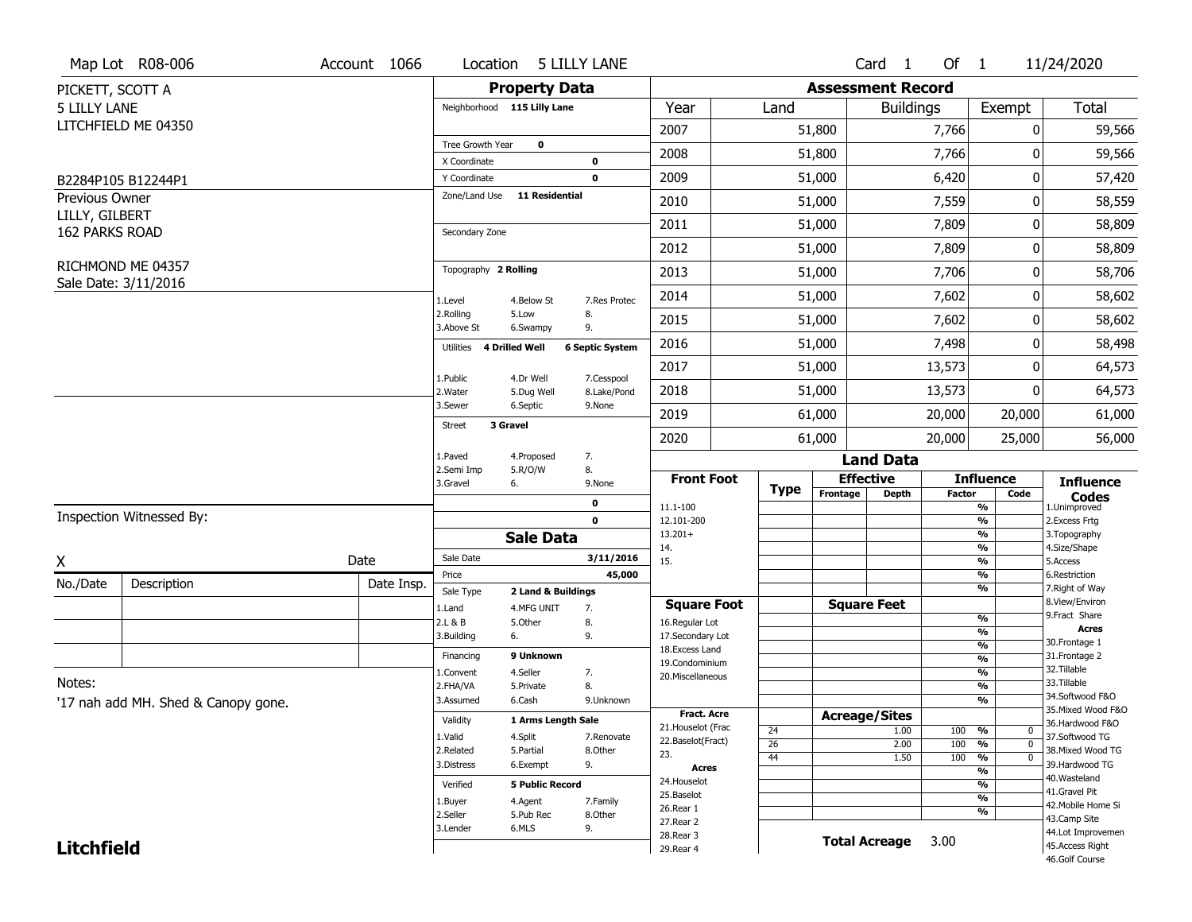Map Lot R08-006 | Account 1066 | Location 5 LILLY LANE | Card 1 Of 1 | 11/24/2020

PICKETT, SCOTT A
5 LILLY LANE
LITCHFIELD ME 04350

B2284P105 B12244P1

Previous Owner
LILLY, GILBERT
162 PARKS ROAD

RICHMOND ME 04357
Sale Date: 3/11/2016

## Property Data

Neighborhood **115 Lilly Lane**

Tree Growth Year **0**
X Coordinate **0**
Y Coordinate **0**
Zone/Land Use **11 Residential**

Secondary Zone

Topography **2 Rolling**

| | | |
|---|---|---|
| 1.Level | 4.Below St | 7.Res Protec |
| 2.Rolling | 5.Low | 8. |
| 3.Above St | 6.Swampy | 9. |

Utilities **4 Drilled Well** **6 Septic System**

| | | |
|---|---|---|
| 1.Public | 4.Dr Well | 7.Cesspool |
| 2.Water | 5.Dug Well | 8.Lake/Pond |
| 3.Sewer | 6.Septic | 9.None |

Street **3 Gravel**

| | | |
|---|---|---|
| 1.Paved | 4.Proposed | 7. |
| 2.Semi Imp | 5.R/O/W | 8. |
| 3.Gravel | 6. | 9.None |

**0**
**0**

## Sale Data

Sale Date **3/11/2016**
Price **45,000**
Sale Type **2 Land & Buildings**

| | | |
|---|---|---|
| 1.Land | 4.MFG UNIT | 7. |
| 2.L & B | 5.Other | 8. |
| 3.Building | 6. | 9. |

Financing **9 Unknown**

| | | |
|---|---|---|
| 1.Convent | 4.Seller | 7. |
| 2.FHA/VA | 5.Private | 8. |
| 3.Assumed | 6.Cash | 9.Unknown |

Validity **1 Arms Length Sale**

| | | |
|---|---|---|
| 1.Valid | 4.Split | 7.Renovate |
| 2.Related | 5.Partial | 8.Other |
| 3.Distress | 6.Exempt | 9. |

Verified **5 Public Record**

| | | |
|---|---|---|
| 1.Buyer | 4.Agent | 7.Family |
| 2.Seller | 5.Pub Rec | 8.Other |
| 3.Lender | 6.MLS | 9. |

## Assessment Record

| Year | Land | Buildings | Exempt | Total |
|---|---|---|---|---|
| 2007 | 51,800 | 7,766 | 0 | 59,566 |
| 2008 | 51,800 | 7,766 | 0 | 59,566 |
| 2009 | 51,000 | 6,420 | 0 | 57,420 |
| 2010 | 51,000 | 7,559 | 0 | 58,559 |
| 2011 | 51,000 | 7,809 | 0 | 58,809 |
| 2012 | 51,000 | 7,809 | 0 | 58,809 |
| 2013 | 51,000 | 7,706 | 0 | 58,706 |
| 2014 | 51,000 | 7,602 | 0 | 58,602 |
| 2015 | 51,000 | 7,602 | 0 | 58,602 |
| 2016 | 51,000 | 7,498 | 0 | 58,498 |
| 2017 | 51,000 | 13,573 | 0 | 64,573 |
| 2018 | 51,000 | 13,573 | 0 | 64,573 |
| 2019 | 61,000 | 20,000 | 20,000 | 61,000 |
| 2020 | 61,000 | 20,000 | 25,000 | 56,000 |

## Land Data

| Front Foot | Type | Effective Frontage | Effective Depth | Influence Factor | Influence Code |
|---|---|---|---|---|---|
| 11.1-100 | | | | % | |
| 12.101-200 | | | | % | |
| 13.201+ | | | | % | |
| 14. | | | | % | |
| 15. | | | | % | |
| | | | | % | |
| | | | | % | |
| **Square Foot** | | **Square Feet** | | | |
| 16.Regular Lot | | | | % | |
| 17.Secondary Lot | | | | % | |
| 18.Excess Land | | | | % | |
| 19.Condominium | | | | % | |
| 20.Miscellaneous | | | | % | |
| | | | | % | |
| | | | | % | |
| **Fract. Acre** | | **Acreage/Sites** | | | |
| 21.Houselot (Frac | 24 | | 1.00 | 100 % | 0 |
| 22.Baselot(Fract) | 26 | | 2.00 | 100 % | 0 |
| 23. | 44 | | 1.50 | 100 % | 0 |
| **Acres** | | | | % | |
| 24.Houselot | | | | % | |
| 25.Baselot | | | | % | |
| 26.Rear 1 | | | | % | |
| 27.Rear 2 | | | | | |
| 28.Rear 3 | | **Total Acreage** | 3.00 | | |
| 29.Rear 4 | | | | | |

**Influence Codes**
1.Unimproved
2.Excess Frtg
3.Topography
4.Size/Shape
5.Access
6.Restriction
7.Right of Way
8.View/Environ
9.Fract Share
**Acres**
30.Frontage 1
31.Frontage 2
32.Tillable
33.Tillable
34.Softwood F&O
35.Mixed Wood F&O
36.Hardwood F&O
37.Softwood TG
38.Mixed Wood TG
39.Hardwood TG
40.Wasteland
41.Gravel Pit
42.Mobile Home Si
43.Camp Site
44.Lot Improvemen
45.Access Right
46.Golf Course

Inspection Witnessed By:

X ____________________ Date

| No./Date | Description | Date Insp. |
|---|---|---|
| | | |
| | | |
| | | |

Notes:
'17 nah add MH. Shed & Canopy gone.

**Litchfield**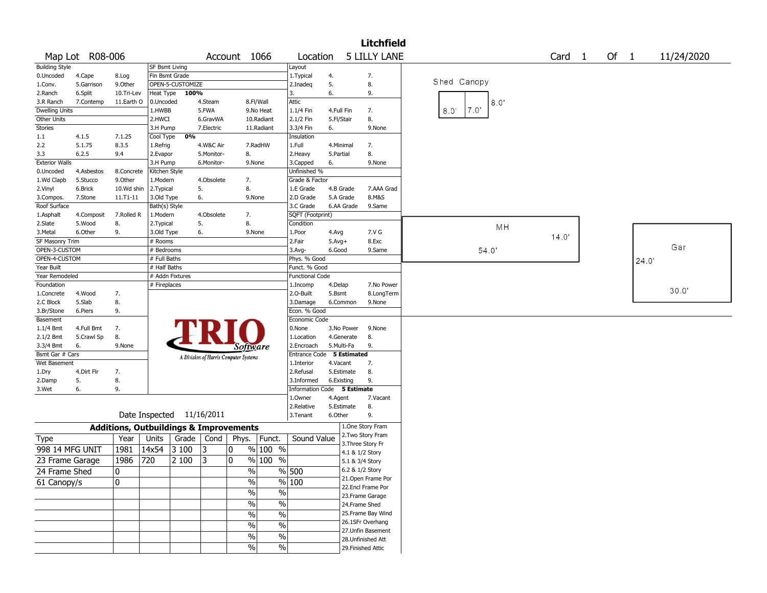# Litchfield

**Map Lot** R08-006 **Account** 1066 **Location** 5 LILLY LANE **Card** 1 **Of** 1 11/24/2020

| Building Style | | | SF Bsmt Living | | | Layout | | |
|---|---|---|---|---|---|---|---|---|
| 0.Uncoded | 4.Cape | 8.Log | Fin Bsmt Grade | | | 1.Typical | 4. | 7. |
| 1.Conv. | 5.Garrison | 9.Other | OPEN-5-CUSTOMIZE | | | 2.Inadeq | 5. | 8. |
| 2.Ranch | 6.Split | 10.Tri-Lev | Heat Type 100% | | | 3. | 6. | 9. |
| 3.R Ranch | 7.Contemp | 11.Earth O | 0.Uncoded | 4.Steam | 8.Fl/Wall | Attic | | |
| Dwelling Units | | | 1.HWBB | 5.FWA | 9.No Heat | 1.1/4 Fin | 4.Full Fin | 7. |
| Other Units | | | 2.HWCI | 6.GravWA | 10.Radiant | 2.1/2 Fin | 5.Fl/Stair | 8. |
| Stories | | | 3.H Pump | 7.Electric | 11.Radiant | 3.3/4 Fin | 6. | 9.None |
| 1.1 | 4.1.5 | 7.1.25 | Cool Type 0% | | | Insulation | | |
| 2.2 | 5.1.75 | 8.3.5 | 1.Refrig | 4.W&C Air | 7.RadHW | 1.Full | 4.Minimal | 7. |
| 3.3 | 6.2.5 | 9.4 | 2.Evapor | 5.Monitor- | 8. | 2.Heavy | 5.Partial | 8. |
| Exterior Walls | | | 3.H Pump | 6.Monitor- | 9.None | 3.Capped | 6. | 9.None |
| 0.Uncoded | 4.Asbestos | 8.Concrete | Kitchen Style | | | Unfinished % | | |
| 1.Wd Clapb | 5.Stucco | 9.Other | 1.Modern | 4.Obsolete | 7. | Grade & Factor | | |
| 2.Vinyl | 6.Brick | 10.Wd shin | 2.Typical | 5. | 8. | 1.E Grade | 4.B Grade | 7.AAA Grad |
| 3.Compos. | 7.Stone | 11.T1-11 | 3.Old Type | 6. | 9.None | 2.D Grade | 5.A Grade | 8.M&S |
| Roof Surface | | | Bath(s) Style | | | 3.C Grade | 6.AA Grade | 9.Same |
| 1.Asphalt | 4.Composit | 7.Rolled R | 1.Modern | 4.Obsolete | 7. | SQFT (Footprint) | | |
| 2.Slate | 5.Wood | 8. | 2.Typical | 5. | 8. | Condition | | |
| 3.Metal | 6.Other | 9. | 3.Old Type | 6. | 9.None | 1.Poor | 4.Avg | 7.V G |
| SF Masonry Trim | | | # Rooms | | | 2.Fair | 5.Avg+ | 8.Exc |
| OPEN-3-CUSTOM | | | # Bedrooms | | | 3.Avg- | 6.Good | 9.Same |
| OPEN-4-CUSTOM | | | # Full Baths | | | Phys. % Good | | |
| Year Built | | | # Half Baths | | | Funct. % Good | | |
| Year Remodeled | | | # Addn Fixtures | | | Functional Code | | |
| Foundation | | | # Fireplaces | | | 1.Incomp | 4.Delap | 7.No Power |
| 1.Concrete | 4.Wood | 7. | | | | 2.O-Built | 5.Bsmt | 8.LongTerm |
| 2.C Block | 5.Slab | 8. | | | | 3.Damage | 6.Common | 9.None |
| 3.Br/Stone | 6.Piers | 9. | | | | Econ. % Good | | |
| Basement | | | | | | Economic Code | | |
| 1.1/4 Bmt | 4.Full Bmt | 7. | | | | 0.None | 3.No Power | 9.None |
| 2.1/2 Bmt | 5.Crawl Sp | 8. | | | | 1.Location | 4.Generate | 8. |
| 3.3/4 Bmt | 6. | 9.None | | | | 2.Encroach | 5.Multi-Fa | 9. |
| Bsmt Gar # Cars | | | | | | Entrance Code 5 Estimated | | |
| Wet Basement | | | | | | 1.Interior | 4.Vacant | 7. |
| 1.Dry | 4.Dirt Flr | 7. | | | | 2.Refusal | 5.Estimate | 8. |
| 2.Damp | 5. | 8. | | | | 3.Informed | 6.Existing | 9. |
| 3.Wet | 6. | 9. | | | | Information Code 5 Estimate | | |
| | | | | | | 1.Owner | 4.Agent | 7.Vacant |
| | | | | | | 2.Relative | 5.Estimate | 8. |
| | | | Date Inspected 11/16/2011 | | | 3.Tenant | 6.Other | 9. |

TRIO Software — A Division of Harris Computer Systems

## Additions, Outbuildings & Improvements

| Type | Year | Units | Grade | Cond | Phys. | Funct. | Sound Value |
|---|---|---|---|---|---|---|---|
| 998 14 MFG UNIT | 1981 | 14x54 | 3 100 | 3 | 0 % | 100 % | |
| 23 Frame Garage | 1986 | 720 | 2 100 | 3 | 0 % | 100 % | |
| 24 Frame Shed | 0 | | | | % | % | 500 |
| 61 Canopy/s | 0 | | | | % | % | 100 |
| | | | | | % | % | |
| | | | | | % | % | |
| | | | | | % | % | |
| | | | | | % | % | |
| | | | | | % | % | |
| | | | | | % | % | |

1.One Story Fram
2.Two Story Fram
3.Three Story Fr
4.1 & 1/2 Story
5.1 & 3/4 Story
6.2 & 1/2 Story
21.Open Frame Por
22.Encl Frame Por
23.Frame Garage
24.Frame Shed
25.Frame Bay Wind
26.1SFr Overhang
27.Unfin Basement
28.Unfinished Att
29.Finished Attic

Sketch labels: Shed Canopy 8.0' 7.0' 8.0'; MH 54.0' 14.0'; Gar 24.0' 30.0'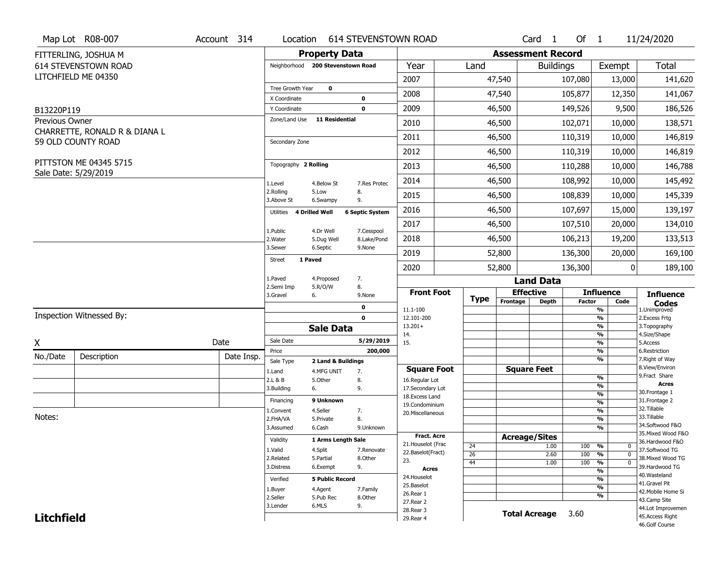Map Lot R08-007 | Account 314 | Location 614 STEVENSTOWN ROAD | Card 1 Of 1 | 11/24/2020

FITTERLING, JOSHUA M
614 STEVENSTOWN ROAD
LITCHFIELD ME 04350

B13220P119

Previous Owner
CHARRETTE, RONALD R & DIANA L
59 OLD COUNTY ROAD

PITTSTON ME 04345 5715
Sale Date: 5/29/2019

## Property Data

| | |
|---|---|
| Neighborhood | 200 Stevenstown Road |
| Tree Growth Year | 0 |
| X Coordinate | 0 |
| Y Coordinate | 0 |
| Zone/Land Use | 11 Residential |
| Secondary Zone | |
| Topography | 2 Rolling |
| Utilities | 4 Drilled Well, 6 Septic System |
| Street | 1 Paved |

Topography codes: 1.Level, 2.Rolling, 3.Above St, 4.Below St, 5.Low, 6.Swampy, 7.Res Protec, 8., 9.

Utilities codes: 1.Public, 2.Water, 3.Sewer, 4.Dr Well, 5.Dug Well, 6.Septic, 7.Cesspool, 8.Lake/Pond, 9.None

Street codes: 1.Paved, 2.Semi Imp, 3.Gravel, 4.Proposed, 5.R/O/W, 6., 7., 8., 9.None

## Sale Data

| | |
|---|---|
| Sale Date | 5/29/2019 |
| Price | 200,000 |
| Sale Type | 2 Land & Buildings |
| Financing | 9 Unknown |
| Validity | 1 Arms Length Sale |
| Verified | 5 Public Record |

Sale Type codes: 1.Land, 2.L & B, 3.Building, 4.MFG UNIT, 5.Other, 6., 7., 8., 9.

Financing codes: 1.Convent, 2.FHA/VA, 3.Assumed, 4.Seller, 5.Private, 6.Cash, 7., 8., 9.Unknown

Validity codes: 1.Valid, 2.Related, 3.Distress, 4.Split, 5.Partial, 6.Exempt, 7.Renovate, 8.Other, 9.

Verified codes: 1.Buyer, 2.Seller, 3.Lender, 4.Agent, 5.Pub Rec, 6.MLS, 7.Family, 8.Other, 9.

Inspection Witnessed By:

X ______ Date ______

| No./Date | Description | Date Insp. |
|---|---|---|
| | | |
| | | |
| | | |

Notes:

## Assessment Record

| Year | Land | Buildings | Exempt | Total |
|---|---|---|---|---|
| 2007 | 47,540 | 107,080 | 13,000 | 141,620 |
| 2008 | 47,540 | 105,877 | 12,350 | 141,067 |
| 2009 | 46,500 | 149,526 | 9,500 | 186,526 |
| 2010 | 46,500 | 102,071 | 10,000 | 138,571 |
| 2011 | 46,500 | 110,319 | 10,000 | 146,819 |
| 2012 | 46,500 | 110,319 | 10,000 | 146,819 |
| 2013 | 46,500 | 110,288 | 10,000 | 146,788 |
| 2014 | 46,500 | 108,992 | 10,000 | 145,492 |
| 2015 | 46,500 | 108,839 | 10,000 | 145,339 |
| 2016 | 46,500 | 107,697 | 15,000 | 139,197 |
| 2017 | 46,500 | 107,510 | 20,000 | 134,010 |
| 2018 | 46,500 | 106,213 | 19,200 | 133,513 |
| 2019 | 52,800 | 136,300 | 20,000 | 169,100 |
| 2020 | 52,800 | 136,300 | 0 | 189,100 |

## Land Data

| Type | Effective Frontage | Effective Depth | Influence Factor | Influence Code |
|---|---|---|---|---|
| 24 | | 1.00 | 100 % | 0 |
| 26 | | 2.60 | 100 % | 0 |
| 44 | | 1.00 | 100 % | 0 |

Front Foot: 11.1-100, 12.101-200, 13.201+, 14., 15.

Square Foot: 16.Regular Lot, 17.Secondary Lot, 18.Excess Land, 19.Condominium, 20.Miscellaneous

Fract. Acre: 21.Houselot (Frac, 22.Baselot(Fract), 23.

Acres: 24.Houselot, 25.Baselot, 26.Rear 1, 27.Rear 2, 28.Rear 3, 29.Rear 4

**Total Acreage** 3.60

Influence Codes: 1.Unimproved, 2.Excess Frtg, 3.Topography, 4.Size/Shape, 5.Access, 6.Restriction, 7.Right of Way, 8.View/Environ, 9.Fract Share

Acres: 30.Frontage 1, 31.Frontage 2, 32.Tillable, 33.Tillable, 34.Softwood F&O, 35.Mixed Wood F&O, 36.Hardwood F&O, 37.Softwood TG, 38.Mixed Wood TG, 39.Hardwood TG, 40.Wasteland, 41.Gravel Pit, 42.Mobile Home Si, 43.Camp Site, 44.Lot Improvemen, 45.Access Right, 46.Golf Course

**Litchfield**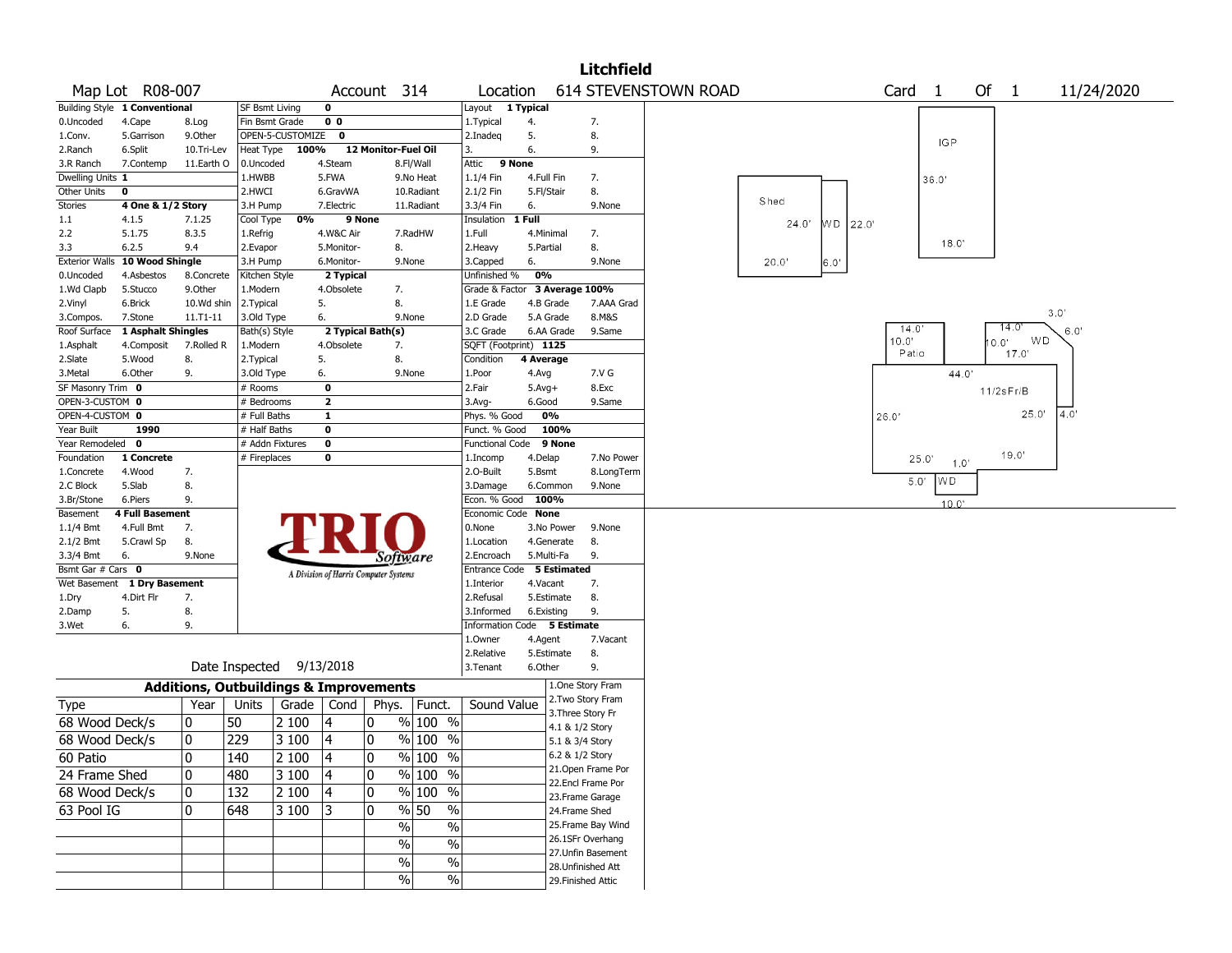# Litchfield

**Map Lot** R08-007 **Account** 314 **Location** 614 STEVENSTOWN ROAD **Card** 1 **Of** 1 11/24/2020

| Building Style | 1 Conventional | | SF Bsmt Living | 0 | | Layout | 1 Typical | |
|---|---|---|---|---|---|---|---|---|
| 0.Uncoded | 4.Cape | 8.Log | Fin Bsmt Grade | 0 0 | | 1.Typical | 4. | 7. |
| 1.Conv. | 5.Garrison | 9.Other | OPEN-5-CUSTOMIZE | 0 | | 2.Inadeq | 5. | 8. |
| 2.Ranch | 6.Split | 10.Tri-Lev | Heat Type 100% | 12 Monitor-Fuel Oil | | 3. | 6. | 9. |
| 3.R Ranch | 7.Contemp | 11.Earth O | 0.Uncoded | 4.Steam | 8.Fl/Wall | Attic | 9 None | |
| Dwelling Units | 1 | | 1.HWBB | 5.FWA | 9.No Heat | 1.1/4 Fin | 4.Full Fin | 7. |
| Other Units | 0 | | 2.HWCI | 6.GravWA | 10.Radiant | 2.1/2 Fin | 5.Fl/Stair | 8. |
| Stories | 4 One & 1/2 Story | | 3.H Pump | 7.Electric | 11.Radiant | 3.3/4 Fin | 6. | 9.None |
| 1.1 | 4.1.5 | 7.1.25 | Cool Type 0% | 9 None | | Insulation | 1 Full | |
| 2.2 | 5.1.75 | 8.3.5 | 1.Refrig | 4.W&C Air | 7.RadHW | 1.Full | 4.Minimal | 7. |
| 3.3 | 6.2.5 | 9.4 | 2.Evapor | 5.Monitor- | 8. | 2.Heavy | 5.Partial | 8. |
| Exterior Walls | 10 Wood Shingle | | 3.H Pump | 6.Monitor- | 9.None | 3.Capped | 6. | 9.None |
| 0.Uncoded | 4.Asbestos | 8.Concrete | Kitchen Style | 2 Typical | | Unfinished % | 0% | |
| 1.Wd Clapb | 5.Stucco | 9.Other | 1.Modern | 4.Obsolete | 7. | Grade & Factor | 3 Average 100% | |
| 2.Vinyl | 6.Brick | 10.Wd shin | 2.Typical | 5. | 8. | 1.E Grade | 4.B Grade | 7.AAA Grad |
| 3.Compos. | 7.Stone | 11.T1-11 | 3.Old Type | 6. | 9.None | 2.D Grade | 5.A Grade | 8.M&S |
| Roof Surface | 1 Asphalt Shingles | | Bath(s) Style | 2 Typical Bath(s) | | 3.C Grade | 6.AA Grade | 9.Same |
| 1.Asphalt | 4.Composit | 7.Rolled R | 1.Modern | 4.Obsolete | 7. | SQFT (Footprint) | 1125 | |
| 2.Slate | 5.Wood | 8. | 2.Typical | 5. | 8. | Condition | 4 Average | |
| 3.Metal | 6.Other | 9. | 3.Old Type | 6. | 9.None | 1.Poor | 4.Avg | 7.V G |
| SF Masonry Trim | 0 | | # Rooms | 0 | | 2.Fair | 5.Avg+ | 8.Exc |
| OPEN-3-CUSTOM | 0 | | # Bedrooms | 2 | | 3.Avg- | 6.Good | 9.Same |
| OPEN-4-CUSTOM | 0 | | # Full Baths | 1 | | Phys. % Good | 0% | |
| Year Built | 1990 | | # Half Baths | 0 | | Funct. % Good | 100% | |
| Year Remodeled | 0 | | # Addn Fixtures | 0 | | Functional Code | 9 None | |
| Foundation | 1 Concrete | | # Fireplaces | 0 | | 1.Incomp | 4.Delap | 7.No Power |
| 1.Concrete | 4.Wood | 7. | | | | 2.O-Built | 5.Bsmt | 8.LongTerm |
| 2.C Block | 5.Slab | 8. | | | | 3.Damage | 6.Common | 9.None |
| 3.Br/Stone | 6.Piers | 9. | | | | Econ. % Good | 100% | |
| Basement | 4 Full Basement | | | | | Economic Code | None | |
| 1.1/4 Bmt | 4.Full Bmt | 7. | | | | 0.None | 3.No Power | 9.None |
| 2.1/2 Bmt | 5.Crawl Sp | 8. | | | | 1.Location | 4.Generate | 8. |
| 3.3/4 Bmt | 6. | 9.None | | | | 2.Encroach | 5.Multi-Fa | 9. |
| Bsmt Gar # Cars | 0 | | | | | Entrance Code | 5 Estimated | |
| Wet Basement | 1 Dry Basement | | | | | 1.Interior | 4.Vacant | 7. |
| 1.Dry | 4.Dirt Flr | 7. | | | | 2.Refusal | 5.Estimate | 8. |
| 2.Damp | 5. | 8. | | | | 3.Informed | 6.Existing | 9. |
| 3.Wet | 6. | 9. | | | | Information Code | 5 Estimate | |
| | | | | | | 1.Owner | 4.Agent | 7.Vacant |
| | | | | | | 2.Relative | 5.Estimate | 8. |
| | | | Date Inspected | 9/13/2018 | | 3.Tenant | 6.Other | 9. |

TRIO Software — A Division of Harris Computer Systems

## Additions, Outbuildings & Improvements

| Type | Year | Units | Grade | Cond | Phys. | Funct. | Sound Value |
|---|---|---|---|---|---|---|---|
| 68 Wood Deck/s | 0 | 50 | 2 100 | 4 | 0 % | 100 % | |
| 68 Wood Deck/s | 0 | 229 | 3 100 | 4 | 0 % | 100 % | |
| 60 Patio | 0 | 140 | 2 100 | 4 | 0 % | 100 % | |
| 24 Frame Shed | 0 | 480 | 3 100 | 4 | 0 % | 100 % | |
| 68 Wood Deck/s | 0 | 132 | 2 100 | 4 | 0 % | 100 % | |
| 63 Pool IG | 0 | 648 | 3 100 | 3 | 0 % | 50 % | |
| | | | | | % | % | |
| | | | | | % | % | |
| | | | | | % | % | |
| | | | | | % | % | |

1.One Story Fram
2.Two Story Fram
3.Three Story Fr
4.1 & 1/2 Story
5.1 & 3/4 Story
6.2 & 1/2 Story
21.Open Frame Por
22.Encl Frame Por
23.Frame Garage
24.Frame Shed
25.Frame Bay Wind
26.1SFr Overhang
27.Unfin Basement
28.Unfinished Att
29.Finished Attic

Sketch labels: IGP 36.0' 18.0'; Shed 24.0' 20.0'; WD 22.0' 6.0'; Patio 14.0' 10.0'; WD 14.0' 10.0' 17.0' 3.0' 6.0'; 44.0'; 11/2sFr/B; 26.0'; 25.0' 4.0'; 25.0' 1.0' 19.0'; 5.0' WD 10.0'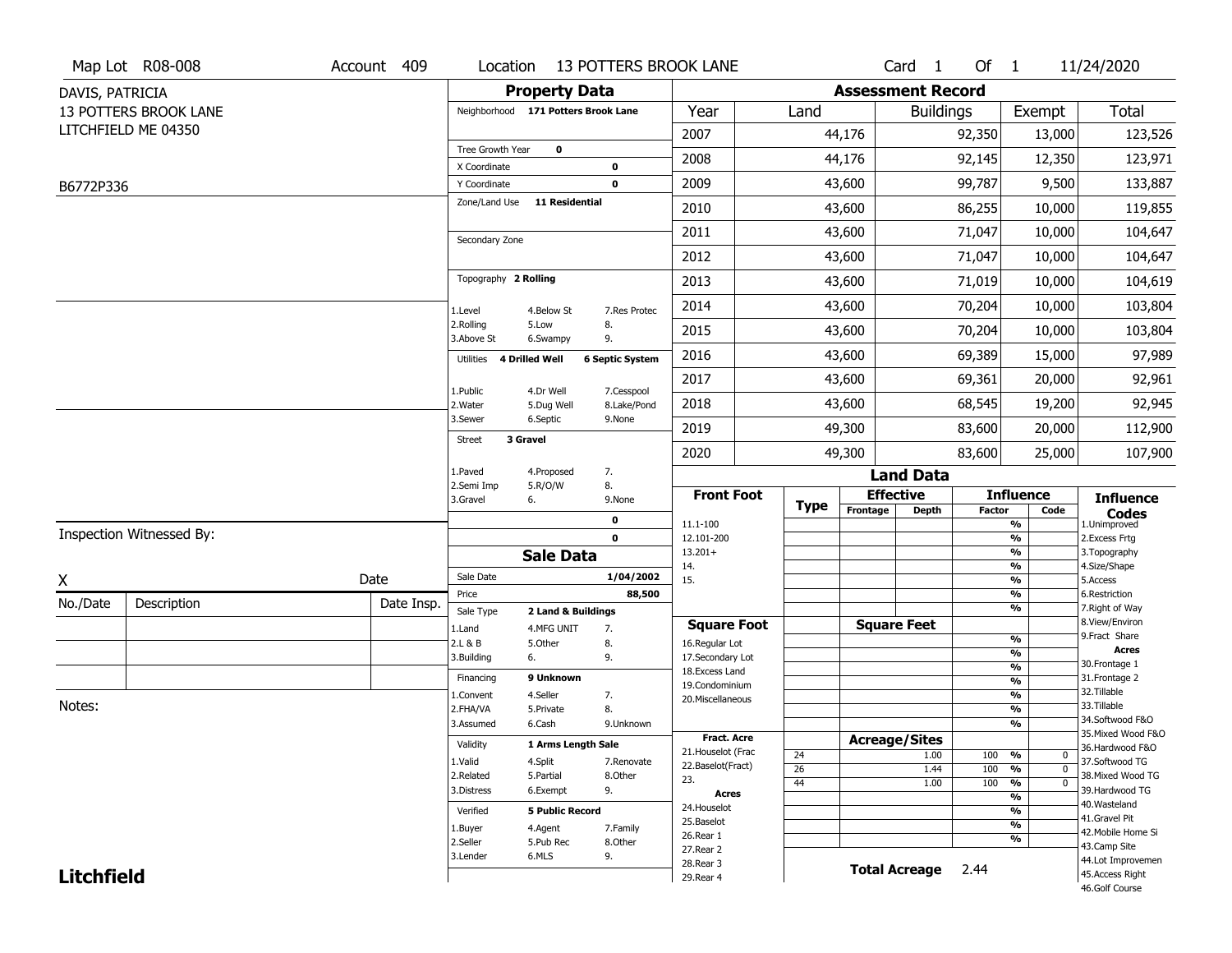Map Lot R08-008 | Account 409 | Location 13 POTTERS BROOK LANE | Card 1 Of 1 | 11/24/2020

DAVIS, PATRICIA
13 POTTERS BROOK LANE
LITCHFIELD ME 04350

B6772P336

## Property Data

Neighborhood **171 Potters Brook Lane**

Tree Growth Year **0**
X Coordinate **0**
Y Coordinate **0**
Zone/Land Use **11 Residential**

Secondary Zone

Topography **2 Rolling**

1.Level 4.Below St 7.Res Protec
2.Rolling 5.Low 8.
3.Above St 6.Swampy 9.

Utilities **4 Drilled Well** **6 Septic System**

1.Public 4.Dr Well 7.Cesspool
2.Water 5.Dug Well 8.Lake/Pond
3.Sewer 6.Septic 9.None

Street **3 Gravel**

1.Paved 4.Proposed 7.
2.Semi Imp 5.R/O/W 8.
3.Gravel 6. 9.None

**0**
**0**

## Sale Data

Sale Date **1/04/2002**
Price **88,500**
Sale Type **2 Land & Buildings**

1.Land 4.MFG UNIT 7.
2.L & B 5.Other 8.
3.Building 6. 9.

Financing **9 Unknown**

1.Convent 4.Seller 7.
2.FHA/VA 5.Private 8.
3.Assumed 6.Cash 9.Unknown

Validity **1 Arms Length Sale**

1.Valid 4.Split 7.Renovate
2.Related 5.Partial 8.Other
3.Distress 6.Exempt 9.

Verified **5 Public Record**

1.Buyer 4.Agent 7.Family
2.Seller 5.Pub Rec 8.Other
3.Lender 6.MLS 9.

## Assessment Record

| Year | Land | Buildings | Exempt | Total |
|---|---|---|---|---|
| 2007 | 44,176 | 92,350 | 13,000 | 123,526 |
| 2008 | 44,176 | 92,145 | 12,350 | 123,971 |
| 2009 | 43,600 | 99,787 | 9,500 | 133,887 |
| 2010 | 43,600 | 86,255 | 10,000 | 119,855 |
| 2011 | 43,600 | 71,047 | 10,000 | 104,647 |
| 2012 | 43,600 | 71,047 | 10,000 | 104,647 |
| 2013 | 43,600 | 71,019 | 10,000 | 104,619 |
| 2014 | 43,600 | 70,204 | 10,000 | 103,804 |
| 2015 | 43,600 | 70,204 | 10,000 | 103,804 |
| 2016 | 43,600 | 69,389 | 15,000 | 97,989 |
| 2017 | 43,600 | 69,361 | 20,000 | 92,961 |
| 2018 | 43,600 | 68,545 | 19,200 | 92,945 |
| 2019 | 49,300 | 83,600 | 20,000 | 112,900 |
| 2020 | 49,300 | 83,600 | 25,000 | 107,900 |

## Land Data

Front Foot: 11.1-100, 12.101-200, 13.201+, 14., 15.

Square Foot: 16.Regular Lot, 17.Secondary Lot, 18.Excess Land, 19.Condominium, 20.Miscellaneous

Fract. Acre: 21.Houselot (Frac, 22.Baselot(Fract), 23.

Acres: 24.Houselot, 25.Baselot, 26.Rear 1, 27.Rear 2, 28.Rear 3, 29.Rear 4

### Acreage/Sites

| Type | Acreage/Sites | Factor | Code |
|---|---|---|---|
| 24 | 1.00 | 100 % | 0 |
| 26 | 1.44 | 100 % | 0 |
| 44 | 1.00 | 100 % | 0 |

**Total Acreage** 2.44

**Influence Codes**
1.Unimproved
2.Excess Frtg
3.Topography
4.Size/Shape
5.Access
6.Restriction
7.Right of Way
8.View/Environ
9.Fract Share
**Acres**
30.Frontage 1
31.Frontage 2
32.Tillable
33.Tillable
34.Softwood F&O
35.Mixed Wood F&O
36.Hardwood F&O
37.Softwood TG
38.Mixed Wood TG
39.Hardwood TG
40.Wasteland
41.Gravel Pit
42.Mobile Home Si
43.Camp Site
44.Lot Improvemen
45.Access Right
46.Golf Course

Inspection Witnessed By:

X Date

| No./Date | Description | Date Insp. |
|---|---|---|
| | | |
| | | |
| | | |

Notes:

**Litchfield**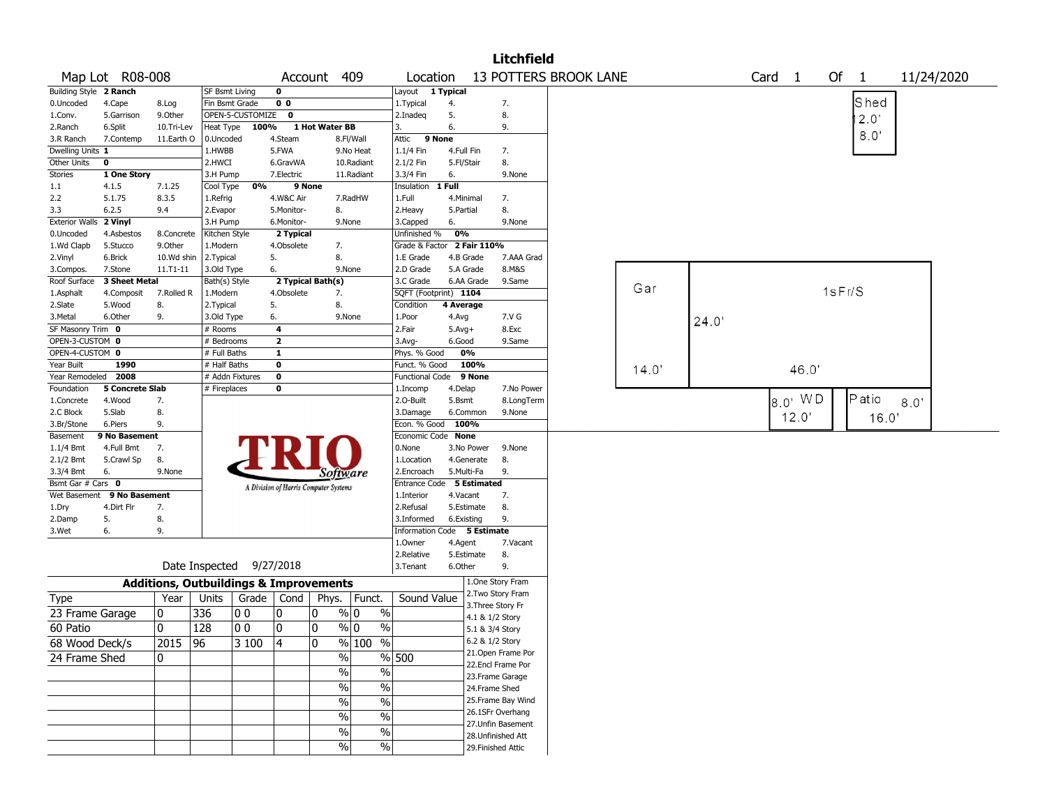# Litchfield

**Map Lot** R08-008 | **Account** 409 | **Location** 13 POTTERS BROOK LANE | **Card** 1 **Of** 1 | 11/24/2020

| | | | | | | | | | | | |
|---|---|---|---|---|---|---|---|---|---|---|---|
| Building Style | 2 Ranch | | SF Bsmt Living | 0 | | | | Layout | 1 Typical | | |
| 0.Uncoded | 4.Cape | 8.Log | Fin Bsmt Grade | 0 0 | | | | 1.Typical | 4. | 7. | |
| 1.Conv. | 5.Garrison | 9.Other | OPEN-5-CUSTOMIZE | 0 | | | | 2.Inadeq | 5. | 8. | |
| 2.Ranch | 6.Split | 10.Tri-Lev | Heat Type | 100% | 1 Hot Water BB | | | 3. | 6. | 9. | |
| 3.R Ranch | 7.Contemp | 11.Earth O | 0.Uncoded | 4.Steam | | 8.Fl/Wall | | Attic | 9 None | | |
| Dwelling Units | 1 | | 1.HWBB | 5.FWA | | 9.No Heat | | 1.1/4 Fin | 4.Full Fin | 7. | |
| Other Units | 0 | | 2.HWCI | 6.GravWA | | 10.Radiant | | 2.1/2 Fin | 5.Fl/Stair | 8. | |
| Stories | 1 One Story | | 3.H Pump | 7.Electric | | 11.Radiant | | 3.3/4 Fin | 6. | 9.None | |
| 1.1 | 4.1.5 | 7.1.25 | Cool Type | 0% | 9 None | | | Insulation | 1 Full | | |
| 2.2 | 5.1.75 | 8.3.5 | 1.Refrig | 4.W&C Air | | 7.RadHW | | 1.Full | 4.Minimal | 7. | |
| 3.3 | 6.2.5 | 9.4 | 2.Evapor | 5.Monitor- | | 8. | | 2.Heavy | 5.Partial | 8. | |
| Exterior Walls | 2 Vinyl | | 3.H Pump | 6.Monitor- | | 9.None | | 3.Capped | 6. | 9.None | |
| 0.Uncoded | 4.Asbestos | 8.Concrete | Kitchen Style | 2 Typical | | | | Unfinished % | 0% | | |
| 1.Wd Clapb | 5.Stucco | 9.Other | 1.Modern | 4.Obsolete | | 7. | | Grade & Factor | 2 Fair 110% | | |
| 2.Vinyl | 6.Brick | 10.Wd shin | 2.Typical | 5. | | 8. | | 1.E Grade | 4.B Grade | 7.AAA Grad | |
| 3.Compos. | 7.Stone | 11.T1-11 | 3.Old Type | 6. | | 9.None | | 2.D Grade | 5.A Grade | 8.M&S | |
| Roof Surface | 3 Sheet Metal | | Bath(s) Style | 2 Typical Bath(s) | | | | 3.C Grade | 6.AA Grade | 9.Same | |
| 1.Asphalt | 4.Composit | 7.Rolled R | 1.Modern | 4.Obsolete | | 7. | | SQFT (Footprint) | 1104 | | |
| 2.Slate | 5.Wood | 8. | 2.Typical | 5. | | 8. | | Condition | 4 Average | | |
| 3.Metal | 6.Other | 9. | 3.Old Type | 6. | | 9.None | | 1.Poor | 4.Avg | 7.V G | |
| SF Masonry Trim | 0 | | # Rooms | 4 | | | | 2.Fair | 5.Avg+ | 8.Exc | |
| OPEN-3-CUSTOM | 0 | | # Bedrooms | 2 | | | | 3.Avg- | 6.Good | 9.Same | |
| OPEN-4-CUSTOM | 0 | | # Full Baths | 1 | | | | Phys. % Good | 0% | | |
| Year Built | 1990 | | # Half Baths | 0 | | | | Funct. % Good | 100% | | |
| Year Remodeled | 2008 | | # Addn Fixtures | 0 | | | | Functional Code | 9 None | | |
| Foundation | 5 Concrete Slab | | # Fireplaces | 0 | | | | 1.Incomp | 4.Delap | 7.No Power | |
| 1.Concrete | 4.Wood | 7. | | | | | | 2.O-Built | 5.Bsmt | 8.LongTerm | |
| 2.C Block | 5.Slab | 8. | | | | | | 3.Damage | 6.Common | 9.None | |
| 3.Br/Stone | 6.Piers | 9. | | | | | | Econ. % Good | 100% | | |
| Basement | 9 No Basement | | | | | | | Economic Code | None | | |
| 1.1/4 Bmt | 4.Full Bmt | 7. | | | | | | 0.None | 3.No Power | 9.None | |
| 2.1/2 Bmt | 5.Crawl Sp | 8. | | | | | | 1.Location | 4.Generate | 8. | |
| 3.3/4 Bmt | 6. | 9.None | | | | | | 2.Encroach | 5.Multi-Fa | 9. | |
| Bsmt Gar # Cars | 0 | | | | | | | Entrance Code | 5 Estimated | | |
| Wet Basement | 9 No Basement | | | | | | | 1.Interior | 4.Vacant | 7. | |
| 1.Dry | 4.Dirt Flr | 7. | | | | | | 2.Refusal | 5.Estimate | 8. | |
| 2.Damp | 5. | 8. | | | | | | 3.Informed | 6.Existing | 9. | |
| 3.Wet | 6. | 9. | | | | | | Information Code | 5 Estimate | | |
| | | | | | | | | 1.Owner | 4.Agent | 7.Vacant | |
| | | | | | | | | 2.Relative | 5.Estimate | 8. | |
| | | | Date Inspected | 9/27/2018 | | | | 3.Tenant | 6.Other | 9. | |

TRIO Software — A Division of Harris Computer Systems

## Additions, Outbuildings & Improvements

| Type | Year | Units | Grade | Cond | Phys. | Funct. | Sound Value |
|---|---|---|---|---|---|---|---|
| 23 Frame Garage | 0 | 336 | 0 0 | 0 | 0 % | 0 % | |
| 60 Patio | 0 | 128 | 0 0 | 0 | 0 % | 0 % | |
| 68 Wood Deck/s | 2015 | 96 | 3 100 | 4 | 0 % | 100 % | |
| 24 Frame Shed | 0 | | | | % | % | 500 |
| | | | | | % | % | |
| | | | | | % | % | |
| | | | | | % | % | |
| | | | | | % | % | |
| | | | | | % | % | |
| | | | | | % | % | |

1.One Story Fram
2.Two Story Fram
3.Three Story Fr
4.1 & 1/2 Story
5.1 & 3/4 Story
6.2 & 1/2 Story
21.Open Frame Por
22.Encl Frame Por
23.Frame Garage
24.Frame Shed
25.Frame Bay Wind
26.1SFr Overhang
27.Unfin Basement
28.Unfinished Att
29.Finished Attic

Sketch labels: Shed 12.0' x 8.0'; Gar 14.0'; 1sFr/S 24.0' x 46.0'; WD 8.0' x 12.0'; Patio 8.0' x 16.0'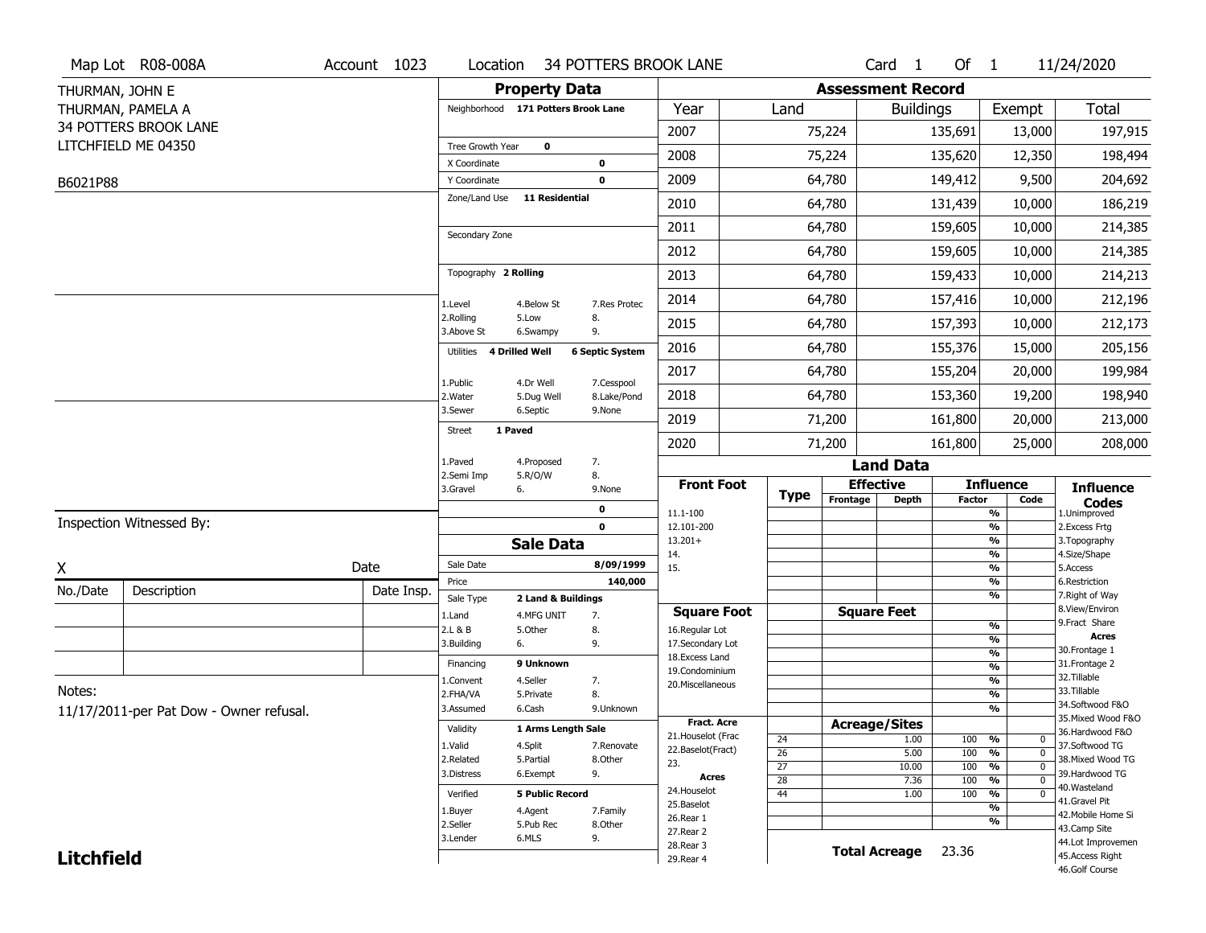Map Lot R08-008A | Account 1023 | Location 34 POTTERS BROOK LANE | Card 1 Of 1 | 11/24/2020

THURMAN, JOHN E
THURMAN, PAMELA A
34 POTTERS BROOK LANE
LITCHFIELD ME 04350

B6021P88

## Property Data

| | |
|---|---|
| Neighborhood | 171 Potters Brook Lane |
| Tree Growth Year | 0 |
| X Coordinate | 0 |
| Y Coordinate | 0 |
| Zone/Land Use | 11 Residential |
| Secondary Zone | |
| Topography | 2 Rolling |
| Utilities | 4 Drilled Well, 6 Septic System |
| Street | 1 Paved |

Topography: 1.Level 2.Rolling 3.Above St 4.Below St 5.Low 6.Swampy 7.Res Protec 8. 9.

Utilities: 1.Public 2.Water 3.Sewer 4.Dr Well 5.Dug Well 6.Septic 7.Cesspool 8.Lake/Pond 9.None

Street: 1.Paved 2.Semi Imp 3.Gravel 4.Proposed 5.R/O/W 6. 7. 8. 9.None

0
0

## Sale Data

| | |
|---|---|
| Sale Date | 8/09/1999 |
| Price | 140,000 |
| Sale Type | 2 Land & Buildings |
| Financing | 9 Unknown |
| Validity | 1 Arms Length Sale |
| Verified | 5 Public Record |

Sale Type: 1.Land 2.L & B 3.Building 4.MFG UNIT 5.Other 6. 7. 8. 9.

Financing: 1.Convent 2.FHA/VA 3.Assumed 4.Seller 5.Private 6.Cash 7. 8. 9.Unknown

Validity: 1.Valid 2.Related 3.Distress 4.Split 5.Partial 6.Exempt 7.Renovate 8.Other 9.

Verified: 1.Buyer 2.Seller 3.Lender 4.Agent 5.Pub Rec 6.MLS 7.Family 8.Other 9.

Inspection Witnessed By:

X _______________ Date

| No./Date | Description | Date Insp. |
|---|---|---|
| | | |
| | | |
| | | |

Notes:
11/17/2011-per Pat Dow - Owner refusal.

## Assessment Record

| Year | Land | Buildings | Exempt | Total |
|---|---|---|---|---|
| 2007 | 75,224 | 135,691 | 13,000 | 197,915 |
| 2008 | 75,224 | 135,620 | 12,350 | 198,494 |
| 2009 | 64,780 | 149,412 | 9,500 | 204,692 |
| 2010 | 64,780 | 131,439 | 10,000 | 186,219 |
| 2011 | 64,780 | 159,605 | 10,000 | 214,385 |
| 2012 | 64,780 | 159,605 | 10,000 | 214,385 |
| 2013 | 64,780 | 159,433 | 10,000 | 214,213 |
| 2014 | 64,780 | 157,416 | 10,000 | 212,196 |
| 2015 | 64,780 | 157,393 | 10,000 | 212,173 |
| 2016 | 64,780 | 155,376 | 15,000 | 205,156 |
| 2017 | 64,780 | 155,204 | 20,000 | 199,984 |
| 2018 | 64,780 | 153,360 | 19,200 | 198,940 |
| 2019 | 71,200 | 161,800 | 20,000 | 213,000 |
| 2020 | 71,200 | 161,800 | 25,000 | 208,000 |

## Land Data

Front Foot: 11.1-100, 12.101-200, 13.201+, 14., 15.

Square Foot: 16.Regular Lot, 17.Secondary Lot, 18.Excess Land, 19.Condominium, 20.Miscellaneous

Fract. Acre: 21.Houselot (Frac, 22.Baselot(Fract), 23.

Acres: 24.Houselot, 25.Baselot, 26.Rear 1, 27.Rear 2, 28.Rear 3, 29.Rear 4

### Acreage/Sites

| Type | Acreage/Sites | Influence Factor | Code |
|---|---|---|---|
| 24 | 1.00 | 100 % | 0 |
| 26 | 5.00 | 100 % | 0 |
| 27 | 10.00 | 100 % | 0 |
| 28 | 7.36 | 100 % | 0 |
| 44 | 1.00 | 100 % | 0 |

**Total Acreage** 23.36

Influence Codes: 1.Unimproved, 2.Excess Frtg, 3.Topography, 4.Size/Shape, 5.Access, 6.Restriction, 7.Right of Way, 8.View/Environ, 9.Fract Share

Acres: 30.Frontage 1, 31.Frontage 2, 32.Tillable, 33.Tillable, 34.Softwood F&O, 35.Mixed Wood F&O, 36.Hardwood F&O, 37.Softwood TG, 38.Mixed Wood TG, 39.Hardwood TG, 40.Wasteland, 41.Gravel Pit, 42.Mobile Home Si, 43.Camp Site, 44.Lot Improvemen, 45.Access Right, 46.Golf Course

**Litchfield**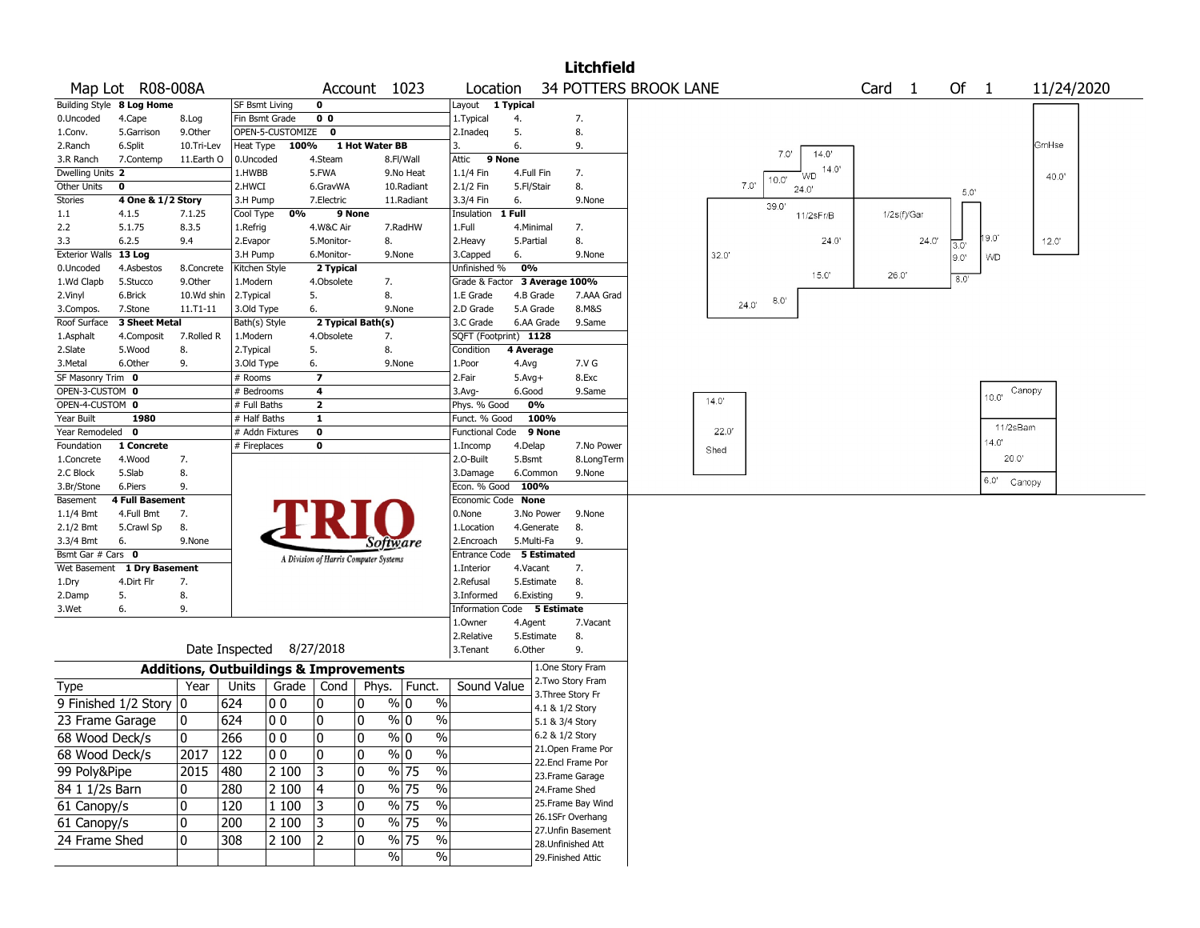# Litchfield

**Map Lot** R08-008A **Account** 1023 **Location** 34 POTTERS BROOK LANE **Card** 1 **Of** 1 11/24/2020

| Building Style | 8 Log Home | SF Bsmt Living | 0 | Layout | 1 Typical |
|---|---|---|---|---|---|
| 0.Uncoded 4.Cape 8.Log | | Fin Bsmt Grade | 0 0 | 1.Typical 4. 7. | |
| 1.Conv. 5.Garrison 9.Other | | OPEN-5-CUSTOMIZE | 0 | 2.Inadeq 5. 8. | |
| 2.Ranch 6.Split 10.Tri-Lev | | Heat Type | 100% 1 Hot Water BB | 3. 6. 9. | |
| 3.R Ranch 7.Contemp 11.Earth O | | 0.Uncoded 4.Steam 8.Fl/Wall | | Attic | 9 None |
| Dwelling Units | 2 | 1.HWBB 5.FWA 9.No Heat | | 1.1/4 Fin 4.Full Fin 7. | |
| Other Units | 0 | 2.HWCI 6.GravWA 10.Radiant | | 2.1/2 Fin 5.Fl/Stair 8. | |
| Stories | 4 One & 1/2 Story | 3.H Pump 7.Electric 11.Radiant | | 3.3/4 Fin 6. 9.None | |
| 1.1 4.1.5 7.1.25 | | Cool Type | 0% 9 None | Insulation | 1 Full |
| 2.2 5.1.75 8.3.5 | | 1.Refrig 4.W&C Air 7.RadHW | | 1.Full 4.Minimal 7. | |
| 3.3 6.2.5 9.4 | | 2.Evapor 5.Monitor- 8. | | 2.Heavy 5.Partial 8. | |
| Exterior Walls | 13 Log | 3.H Pump 6.Monitor- 9.None | | 3.Capped 6. 9.None | |
| 0.Uncoded 4.Asbestos 8.Concrete | | Kitchen Style | 2 Typical | Unfinished % | 0% |
| 1.Wd Clapb 5.Stucco 9.Other | | 1.Modern 4.Obsolete 7. | | Grade & Factor | 3 Average 100% |
| 2.Vinyl 6.Brick 10.Wd shin | | 2.Typical 5. 8. | | 1.E Grade 4.B Grade 7.AAA Grad | |
| 3.Compos. 7.Stone 11.T1-11 | | 3.Old Type 6. 9.None | | 2.D Grade 5.A Grade 8.M&S | |
| Roof Surface | 3 Sheet Metal | Bath(s) Style | 2 Typical Bath(s) | 3.C Grade 6.AA Grade 9.Same | |
| 1.Asphalt 4.Composit 7.Rolled R | | 1.Modern 4.Obsolete 7. | | SQFT (Footprint) | 1128 |
| 2.Slate 5.Wood 8. | | 2.Typical 5. 8. | | Condition | 4 Average |
| 3.Metal 6.Other 9. | | 3.Old Type 6. 9.None | | 1.Poor 4.Avg 7.V G | |
| SF Masonry Trim | 0 | # Rooms | 7 | 2.Fair 5.Avg+ 8.Exc | |
| OPEN-3-CUSTOM | 0 | # Bedrooms | 4 | 3.Avg- 6.Good 9.Same | |
| OPEN-4-CUSTOM | 0 | # Full Baths | 2 | Phys. % Good | 0% |
| Year Built | 1980 | # Half Baths | 1 | Funct. % Good | 100% |
| Year Remodeled | 0 | # Addn Fixtures | 0 | Functional Code | 9 None |
| Foundation | 1 Concrete | # Fireplaces | 0 | 1.Incomp 4.Delap 7.No Power | |
| 1.Concrete 4.Wood 7. | | | | 2.O-Built 5.Bsmt 8.LongTerm | |
| 2.C Block 5.Slab 8. | | | | 3.Damage 6.Common 9.None | |
| 3.Br/Stone 6.Piers 9. | | | | Econ. % Good | 100% |
| Basement | 4 Full Basement | | | Economic Code | None |
| 1.1/4 Bmt 4.Full Bmt 7. | | | | 0.None 3.No Power 9.None | |
| 2.1/2 Bmt 5.Crawl Sp 8. | | | | 1.Location 4.Generate 8. | |
| 3.3/4 Bmt 6. 9.None | | | | 2.Encroach 5.Multi-Fa 9. | |
| Bsmt Gar # Cars | 0 | | | Entrance Code | 5 Estimated |
| Wet Basement | 1 Dry Basement | | | 1.Interior 4.Vacant 7. | |
| 1.Dry 4.Dirt Flr 7. | | | | 2.Refusal 5.Estimate 8. | |
| 2.Damp 5. 8. | | | | 3.Informed 6.Existing 9. | |
| 3.Wet 6. 9. | | | | Information Code | 5 Estimate |
| | | | | 1.Owner 4.Agent 7.Vacant | |
| | | | | 2.Relative 5.Estimate 8. | |
| | | Date Inspected | 8/27/2018 | 3.Tenant 6.Other 9. | |

TRIO Software — A Division of Harris Computer Systems

## Additions, Outbuildings & Improvements

| Type | Year | Units | Grade | Cond | Phys. | Funct. | Sound Value |
|---|---|---|---|---|---|---|---|
| 9 Finished 1/2 Story | 0 | 624 | 0 0 | 0 | 0 % | 0 % | |
| 23 Frame Garage | 0 | 624 | 0 0 | 0 | 0 % | 0 % | |
| 68 Wood Deck/s | 0 | 266 | 0 0 | 0 | 0 % | 0 % | |
| 68 Wood Deck/s | 2017 | 122 | 0 0 | 0 | 0 % | 0 % | |
| 99 Poly&Pipe | 2015 | 480 | 2 100 | 3 | 0 % | 75 % | |
| 84 1 1/2s Barn | 0 | 280 | 2 100 | 4 | 0 % | 75 % | |
| 61 Canopy/s | 0 | 120 | 1 100 | 3 | 0 % | 75 % | |
| 61 Canopy/s | 0 | 200 | 2 100 | 3 | 0 % | 75 % | |
| 24 Frame Shed | 0 | 308 | 2 100 | 2 | 0 % | 75 % | |
| | | | | | % | % | |

1.One Story Fram
2.Two Story Fram
3.Three Story Fr
4.1 & 1/2 Story
5.1 & 3/4 Story
6.2 & 1/2 Story
21.Open Frame Por
22.Encl Frame Por
23.Frame Garage
24.Frame Shed
25.Frame Bay Wind
26.1SFr Overhang
27.Unfin Basement
28.Unfinished Att
29.Finished Attic

Sketch labels: 7.0', 14.0', WD 14.0', 10.0', 7.0', 24.0', 39.0', 11/2sFr/B, 1/2s(f)/Gar, 24.0', 24.0', 32.0', 15.0', 26.0', 24.0', 8.0', 5.0', 3.0', 9.0', 19.0', WD, 8.0', GrnHse 40.0', 12.0', Shed 14.0' 22.0', Canopy 10.0', 11/2sBarn 14.0' 20.0', 6.0' Canopy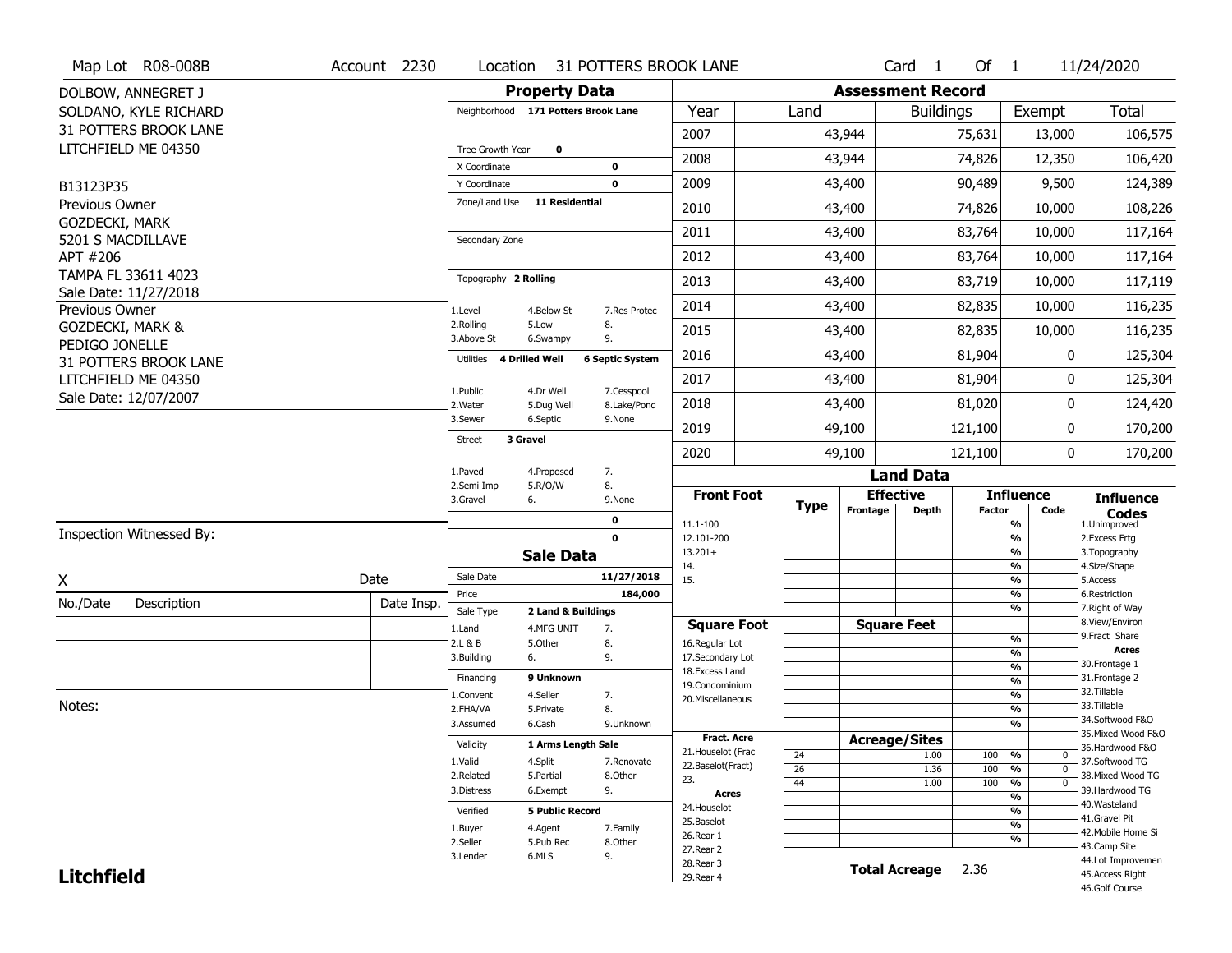Map Lot R08-008B | Account 2230 | Location 31 POTTERS BROOK LANE | Card 1 Of 1 | 11/24/2020

DOLBOW, ANNEGRET J
SOLDANO, KYLE RICHARD
31 POTTERS BROOK LANE
LITCHFIELD ME 04350

B13123P35

Previous Owner
GOZDECKI, MARK
5201 S MACDILLAVE
APT #206
TAMPA FL 33611 4023
Sale Date: 11/27/2018

Previous Owner
GOZDECKI, MARK &
PEDIGO JONELLE
31 POTTERS BROOK LANE
LITCHFIELD ME 04350
Sale Date: 12/07/2007

## Property Data

Neighborhood 171 Potters Brook Lane

Tree Growth Year 0
X Coordinate 0
Y Coordinate 0
Zone/Land Use 11 Residential

Secondary Zone

Topography 2 Rolling

| | | |
|---|---|---|
| 1.Level | 4.Below St | 7.Res Protec |
| 2.Rolling | 5.Low | 8. |
| 3.Above St | 6.Swampy | 9. |

Utilities 4 Drilled Well 6 Septic System

| | | |
|---|---|---|
| 1.Public | 4.Dr Well | 7.Cesspool |
| 2.Water | 5.Dug Well | 8.Lake/Pond |
| 3.Sewer | 6.Septic | 9.None |

Street 3 Gravel

| | | |
|---|---|---|
| 1.Paved | 4.Proposed | 7. |
| 2.Semi Imp | 5.R/O/W | 8. |
| 3.Gravel | 6. | 9.None |

0
0

## Sale Data

Sale Date 11/27/2018
Price 184,000
Sale Type 2 Land & Buildings

| | | |
|---|---|---|
| 1.Land | 4.MFG UNIT | 7. |
| 2.L & B | 5.Other | 8. |
| 3.Building | 6. | 9. |

Financing 9 Unknown

| | | |
|---|---|---|
| 1.Convent | 4.Seller | 7. |
| 2.FHA/VA | 5.Private | 8. |
| 3.Assumed | 6.Cash | 9.Unknown |

Validity 1 Arms Length Sale

| | | |
|---|---|---|
| 1.Valid | 4.Split | 7.Renovate |
| 2.Related | 5.Partial | 8.Other |
| 3.Distress | 6.Exempt | 9. |

Verified 5 Public Record

| | | |
|---|---|---|
| 1.Buyer | 4.Agent | 7.Family |
| 2.Seller | 5.Pub Rec | 8.Other |
| 3.Lender | 6.MLS | 9. |

## Assessment Record

| Year | Land | Buildings | Exempt | Total |
|---|---|---|---|---|
| 2007 | 43,944 | 75,631 | 13,000 | 106,575 |
| 2008 | 43,944 | 74,826 | 12,350 | 106,420 |
| 2009 | 43,400 | 90,489 | 9,500 | 124,389 |
| 2010 | 43,400 | 74,826 | 10,000 | 108,226 |
| 2011 | 43,400 | 83,764 | 10,000 | 117,164 |
| 2012 | 43,400 | 83,764 | 10,000 | 117,164 |
| 2013 | 43,400 | 83,719 | 10,000 | 117,119 |
| 2014 | 43,400 | 82,835 | 10,000 | 116,235 |
| 2015 | 43,400 | 82,835 | 10,000 | 116,235 |
| 2016 | 43,400 | 81,904 | 0 | 125,304 |
| 2017 | 43,400 | 81,904 | 0 | 125,304 |
| 2018 | 43,400 | 81,020 | 0 | 124,420 |
| 2019 | 49,100 | 121,100 | 0 | 170,200 |
| 2020 | 49,100 | 121,100 | 0 | 170,200 |

## Land Data

| Front Foot | Type | Effective Frontage | Effective Depth | Influence Factor | Influence Code |
|---|---|---|---|---|---|
| 11.1-100 | | | | % | |
| 12.101-200 | | | | % | |
| 13.201+ | | | | % | |
| 14. | | | | % | |
| 15. | | | | % | |
| | | | | % | |
| | | | | % | |

| Square Foot | | Square Feet | | |
|---|---|---|---|---|
| 16.Regular Lot | | | % | |
| 17.Secondary Lot | | | % | |
| 18.Excess Land | | | % | |
| 19.Condominium | | | % | |
| 20.Miscellaneous | | | % | |
| | | | % | |
| | | | % | |

| Fract. Acre | Type | Acreage/Sites | Factor | Code |
|---|---|---|---|---|
| 21.Houselot (Frac | 24 | 1.00 | 100 % | 0 |
| 22.Baselot(Fract) | 26 | 1.36 | 100 % | 0 |
| 23. | 44 | 1.00 | 100 % | 0 |
| **Acres** | | | % | |
| 24.Houselot | | | % | |
| 25.Baselot | | | % | |
| 26.Rear 1 | | | % | |
| 27.Rear 2 | | | | |
| 28.Rear 3 | | | | |
| 29.Rear 4 | | | | |

**Total Acreage** 2.36

**Influence Codes**
1.Unimproved
2.Excess Frtg
3.Topography
4.Size/Shape
5.Access
6.Restriction
7.Right of Way
8.View/Environ
9.Fract Share

**Acres**
30.Frontage 1
31.Frontage 2
32.Tillable
33.Tillable
34.Softwood F&O
35.Mixed Wood F&O
36.Hardwood F&O
37.Softwood TG
38.Mixed Wood TG
39.Hardwood TG
40.Wasteland
41.Gravel Pit
42.Mobile Home Si
43.Camp Site
44.Lot Improvemen
45.Access Right
46.Golf Course

Inspection Witnessed By:

X Date

| No./Date | Description | Date Insp. |
|---|---|---|
| | | |
| | | |
| | | |

Notes:

**Litchfield**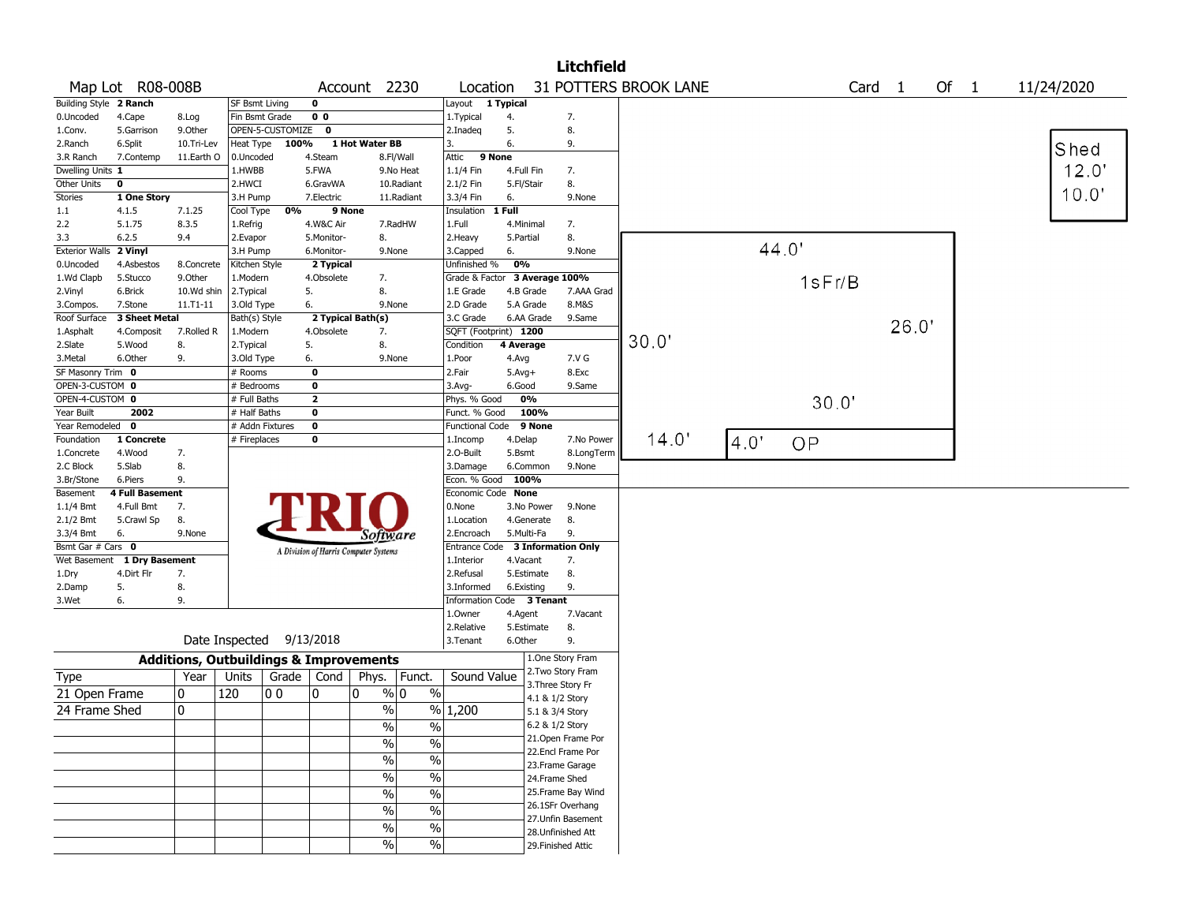# Litchfield

**Map Lot** R08-008B **Account** 2230 **Location** 31 POTTERS BROOK LANE **Card** 1 **Of** 1 11/24/2020

| Building Style | 2 Ranch | | SF Bsmt Living | 0 | | Layout | 1 Typical | |
|---|---|---|---|---|---|---|---|---|
| 0.Uncoded | 4.Cape | 8.Log | Fin Bsmt Grade | 0 0 | | 1.Typical | 4. | 7. |
| 1.Conv. | 5.Garrison | 9.Other | OPEN-5-CUSTOMIZE | 0 | | 2.Inadeq | 5. | 8. |
| 2.Ranch | 6.Split | 10.Tri-Lev | Heat Type 100% | 1 Hot Water BB | | 3. | 6. | 9. |
| 3.R Ranch | 7.Contemp | 11.Earth O | 0.Uncoded | 4.Steam | 8.Fl/Wall | Attic | 9 None | |
| Dwelling Units | 1 | | 1.HWBB | 5.FWA | 9.No Heat | 1.1/4 Fin | 4.Full Fin | 7. |
| Other Units | 0 | | 2.HWCI | 6.GravWA | 10.Radiant | 2.1/2 Fin | 5.Fl/Stair | 8. |
| Stories | 1 One Story | | 3.H Pump | 7.Electric | 11.Radiant | 3.3/4 Fin | 6. | 9.None |
| 1.1 | 4.1.5 | 7.1.25 | Cool Type 0% | 9 None | | Insulation | 1 Full | |
| 2.2 | 5.1.75 | 8.3.5 | 1.Refrig | 4.W&C Air | 7.RadHW | 1.Full | 4.Minimal | 7. |
| 3.3 | 6.2.5 | 9.4 | 2.Evapor | 5.Monitor- | 8. | 2.Heavy | 5.Partial | 8. |
| Exterior Walls | 2 Vinyl | | 3.H Pump | 6.Monitor- | 9.None | 3.Capped | 6. | 9.None |
| 0.Uncoded | 4.Asbestos | 8.Concrete | Kitchen Style | 2 Typical | | Unfinished % | 0% | |
| 1.Wd Clapb | 5.Stucco | 9.Other | 1.Modern | 4.Obsolete | 7. | Grade & Factor | 3 Average 100% | |
| 2.Vinyl | 6.Brick | 10.Wd shin | 2.Typical | 5. | 8. | 1.E Grade | 4.B Grade | 7.AAA Grad |
| 3.Compos. | 7.Stone | 11.T1-11 | 3.Old Type | 6. | 9.None | 2.D Grade | 5.A Grade | 8.M&S |
| Roof Surface | 3 Sheet Metal | | Bath(s) Style | 2 Typical Bath(s) | | 3.C Grade | 6.AA Grade | 9.Same |
| 1.Asphalt | 4.Composit | 7.Rolled R | 1.Modern | 4.Obsolete | 7. | SQFT (Footprint) | 1200 | |
| 2.Slate | 5.Wood | 8. | 2.Typical | 5. | 8. | Condition | 4 Average | |
| 3.Metal | 6.Other | 9. | 3.Old Type | 6. | 9.None | 1.Poor | 4.Avg | 7.V G |
| SF Masonry Trim | 0 | | # Rooms | 0 | | 2.Fair | 5.Avg+ | 8.Exc |
| OPEN-3-CUSTOM | 0 | | # Bedrooms | 0 | | 3.Avg- | 6.Good | 9.Same |
| OPEN-4-CUSTOM | 0 | | # Full Baths | 2 | | Phys. % Good | 0% | |
| Year Built | 2002 | | # Half Baths | 0 | | Funct. % Good | 100% | |
| Year Remodeled | 0 | | # Addn Fixtures | 0 | | Functional Code | 9 None | |
| Foundation | 1 Concrete | | # Fireplaces | 0 | | 1.Incomp | 4.Delap | 7.No Power |
| 1.Concrete | 4.Wood | 7. | | | | 2.O-Built | 5.Bsmt | 8.LongTerm |
| 2.C Block | 5.Slab | 8. | | | | 3.Damage | 6.Common | 9.None |
| 3.Br/Stone | 6.Piers | 9. | | | | Econ. % Good | 100% | |
| Basement | 4 Full Basement | | | | | Economic Code | None | |
| 1.1/4 Bmt | 4.Full Bmt | 7. | | | | 0.None | 3.No Power | 9.None |
| 2.1/2 Bmt | 5.Crawl Sp | 8. | | | | 1.Location | 4.Generate | 8. |
| 3.3/4 Bmt | 6. | 9.None | | | | 2.Encroach | 5.Multi-Fa | 9. |
| Bsmt Gar # Cars | 0 | | | | | Entrance Code | 3 Information Only | |
| Wet Basement | 1 Dry Basement | | | | | 1.Interior | 4.Vacant | 7. |
| 1.Dry | 4.Dirt Flr | 7. | | | | 2.Refusal | 5.Estimate | 8. |
| 2.Damp | 5. | 8. | | | | 3.Informed | 6.Existing | 9. |
| 3.Wet | 6. | 9. | | | | Information Code | 3 Tenant | |
| | | | | | | 1.Owner | 4.Agent | 7.Vacant |
| | | | | | | 2.Relative | 5.Estimate | 8. |
| | | | | | | 3.Tenant | 6.Other | 9. |

TRIO Software — A Division of Harris Computer Systems

Date Inspected 9/13/2018

## Additions, Outbuildings & Improvements

| Type | Year | Units | Grade | Cond | Phys. | Funct. | Sound Value |
|---|---|---|---|---|---|---|---|
| 21 Open Frame | 0 | 120 | 0 0 | 0 | 0 % | 0 % | |
| 24 Frame Shed | 0 | | | | % | % | 1,200 |
| | | | | | % | % | |
| | | | | | % | % | |
| | | | | | % | % | |
| | | | | | % | % | |
| | | | | | % | % | |
| | | | | | % | % | |
| | | | | | % | % | |

1.One Story Fram
2.Two Story Fram
3.Three Story Fr
4.1 & 1/2 Story
5.1 & 3/4 Story
6.2 & 1/2 Story
21.Open Frame Por
22.Encl Frame Por
23.Frame Garage
24.Frame Shed
25.Frame Bay Wind
26.1SFr Overhang
27.Unfin Basement
28.Unfinished Att
29.Finished Attic

Sketch: Shed 12.0' × 10.0'; 1sFr/B 44.0' × 30.0' (26.0', 30.0'); OP 14.0' × 4.0'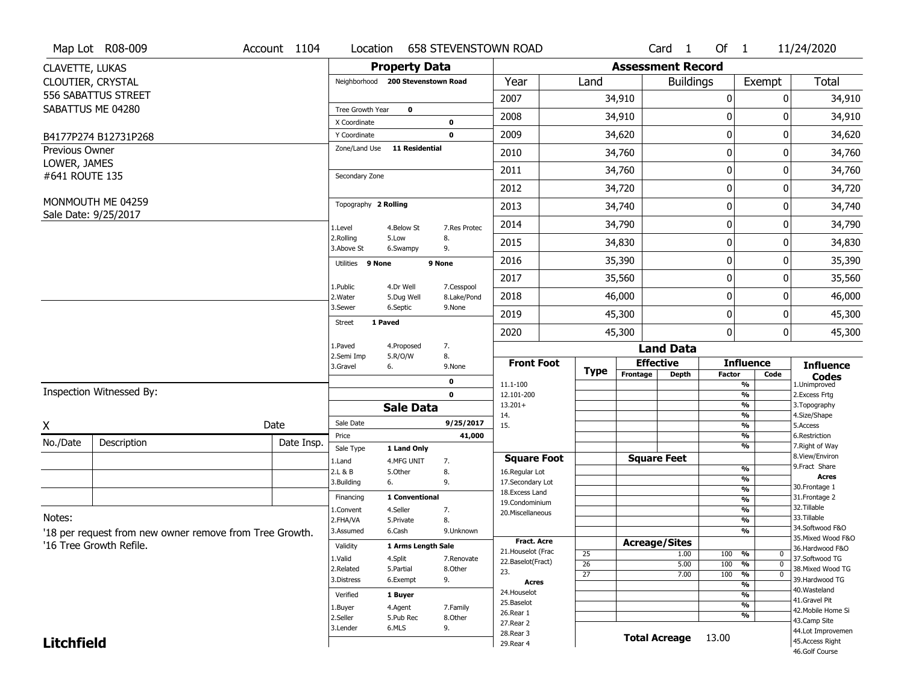Map Lot R08-009 | Account 1104 | Location 658 STEVENSTOWN ROAD | Card 1 Of 1 | 11/24/2020

CLAVETTE, LUKAS
CLOUTIER, CRYSTAL
556 SABATTUS STREET
SABATTUS ME 04280

B4177P274 B12731P268

Previous Owner
LOWER, JAMES
#641 ROUTE 135

MONMOUTH ME 04259
Sale Date: 9/25/2017

## Property Data

Neighborhood: 200 Stevenstown Road
Tree Growth Year: 0
X Coordinate: 0
Y Coordinate: 0
Zone/Land Use: 11 Residential
Secondary Zone:

Topography: 2 Rolling

| | | |
|---|---|---|
| 1.Level | 4.Below St | 7.Res Protec |
| 2.Rolling | 5.Low | 8. |
| 3.Above St | 6.Swampy | 9. |

Utilities: 9 None | 9 None

| | | |
|---|---|---|
| 1.Public | 4.Dr Well | 7.Cesspool |
| 2.Water | 5.Dug Well | 8.Lake/Pond |
| 3.Sewer | 6.Septic | 9.None |

Street: 1 Paved

| | | |
|---|---|---|
| 1.Paved | 4.Proposed | 7. |
| 2.Semi Imp | 5.R/O/W | 8. |
| 3.Gravel | 6. | 9.None |

0
0

## Sale Data

Sale Date: 9/25/2017
Price: 41,000
Sale Type: 1 Land Only

| | | |
|---|---|---|
| 1.Land | 4.MFG UNIT | 7. |
| 2.L & B | 5.Other | 8. |
| 3.Building | 6. | 9. |

Financing: 1 Conventional

| | | |
|---|---|---|
| 1.Convent | 4.Seller | 7. |
| 2.FHA/VA | 5.Private | 8. |
| 3.Assumed | 6.Cash | 9.Unknown |

Validity: 1 Arms Length Sale

| | | |
|---|---|---|
| 1.Valid | 4.Split | 7.Renovate |
| 2.Related | 5.Partial | 8.Other |
| 3.Distress | 6.Exempt | 9. |

Verified: 1 Buyer

| | | |
|---|---|---|
| 1.Buyer | 4.Agent | 7.Family |
| 2.Seller | 5.Pub Rec | 8.Other |
| 3.Lender | 6.MLS | 9. |

## Assessment Record

| Year | Land | Buildings | Exempt | Total |
|---|---|---|---|---|
| 2007 | 34,910 | 0 | 0 | 34,910 |
| 2008 | 34,910 | 0 | 0 | 34,910 |
| 2009 | 34,620 | 0 | 0 | 34,620 |
| 2010 | 34,760 | 0 | 0 | 34,760 |
| 2011 | 34,760 | 0 | 0 | 34,760 |
| 2012 | 34,720 | 0 | 0 | 34,720 |
| 2013 | 34,740 | 0 | 0 | 34,740 |
| 2014 | 34,790 | 0 | 0 | 34,790 |
| 2015 | 34,830 | 0 | 0 | 34,830 |
| 2016 | 35,390 | 0 | 0 | 35,390 |
| 2017 | 35,560 | 0 | 0 | 35,560 |
| 2018 | 46,000 | 0 | 0 | 46,000 |
| 2019 | 45,300 | 0 | 0 | 45,300 |
| 2020 | 45,300 | 0 | 0 | 45,300 |

## Land Data

| Front Foot | Type | Effective Frontage | Effective Depth | Influence Factor | Influence Code |
|---|---|---|---|---|---|
| 11.1-100 | | | | % | |
| 12.101-200 | | | | % | |
| 13.201+ | | | | % | |
| 14. | | | | % | |
| 15. | | | | % | |
| | | | | % | |
| | | | | % | |

| Square Foot | Square Feet | | |
|---|---|---|---|
| 16.Regular Lot | | % | |
| 17.Secondary Lot | | % | |
| 18.Excess Land | | % | |
| 19.Condominium | | % | |
| 20.Miscellaneous | | % | |
| | | % | |
| | | % | |

| Fract. Acre / Acres | Type | Acreage/Sites | Factor | Code |
|---|---|---|---|---|
| 21.Houselot (Frac | 25 | 1.00 | 100 % | 0 |
| 22.Baselot(Fract) | 26 | 5.00 | 100 % | 0 |
| 23. | 27 | 7.00 | 100 % | 0 |
| 24.Houselot | | | % | |
| 25.Baselot | | | % | |
| 26.Rear 1 | | | % | |
| 27.Rear 2 | | | % | |
| 28.Rear 3 | | | | |
| 29.Rear 4 | | | | |

Total Acreage: 13.00

**Influence Codes**
1.Unimproved
2.Excess Frtg
3.Topography
4.Size/Shape
5.Access
6.Restriction
7.Right of Way
8.View/Environ
9.Fract Share

**Acres**
30.Frontage 1
31.Frontage 2
32.Tillable
33.Tillable
34.Softwood F&O
35.Mixed Wood F&O
36.Hardwood F&O
37.Softwood TG
38.Mixed Wood TG
39.Hardwood TG
40.Wasteland
41.Gravel Pit
42.Mobile Home Si
43.Camp Site
44.Lot Improvemen
45.Access Right
46.Golf Course

Inspection Witnessed By:

X ______________________ Date

| No./Date | Description | Date Insp. |
|---|---|---|
| | | |
| | | |
| | | |

Notes:
'18 per request from new owner remove from Tree Growth.
'16 Tree Growth Refile.

**Litchfield**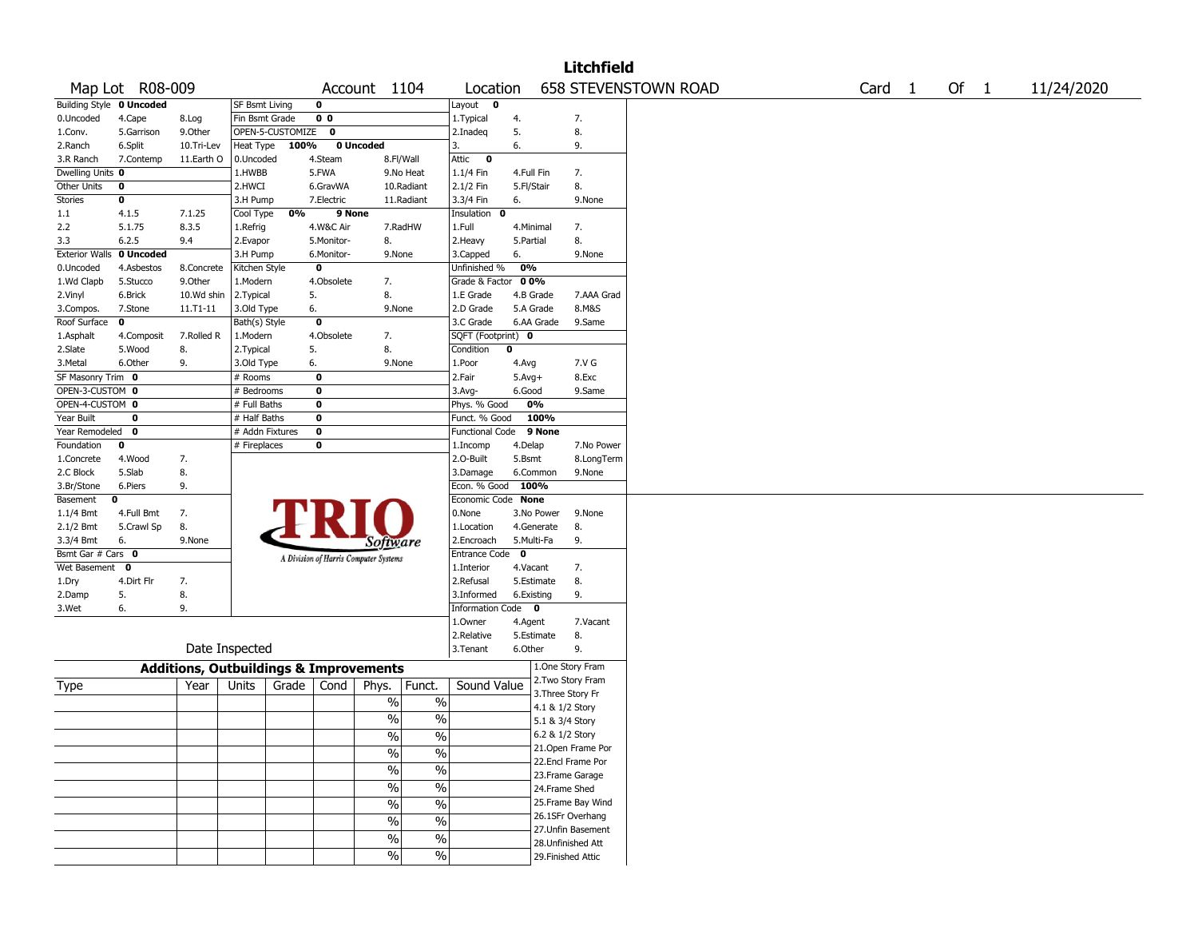# Litchfield

**Map Lot** R08-009 **Account** 1104 **Location** 658 STEVENSTOWN ROAD **Card** 1 **Of** 1 11/24/2020

| Building Style | 0 Uncoded | | SF Bsmt Living | 0 | | Layout | 0 | |
|---|---|---|---|---|---|---|---|---|
| 0.Uncoded | 4.Cape | 8.Log | Fin Bsmt Grade | 0 0 | | 1.Typical | 4. | 7. |
| 1.Conv. | 5.Garrison | 9.Other | OPEN-5-CUSTOMIZE | 0 | | 2.Inadeq | 5. | 8. |
| 2.Ranch | 6.Split | 10.Tri-Lev | Heat Type 100% | 0 Uncoded | | 3. | 6. | 9. |
| 3.R Ranch | 7.Contemp | 11.Earth O | 0.Uncoded | 4.Steam | 8.Fl/Wall | Attic | 0 | |
| Dwelling Units | 0 | | 1.HWBB | 5.FWA | 9.No Heat | 1.1/4 Fin | 4.Full Fin | 7. |
| Other Units | 0 | | 2.HWCI | 6.GravWA | 10.Radiant | 2.1/2 Fin | 5.Fl/Stair | 8. |
| Stories | 0 | | 3.H Pump | 7.Electric | 11.Radiant | 3.3/4 Fin | 6. | 9.None |
| 1.1 | 4.1.5 | 7.1.25 | Cool Type 0% | 9 None | | Insulation | 0 | |
| 2.2 | 5.1.75 | 8.3.5 | 1.Refrig | 4.W&C Air | 7.RadHW | 1.Full | 4.Minimal | 7. |
| 3.3 | 6.2.5 | 9.4 | 2.Evapor | 5.Monitor- | 8. | 2.Heavy | 5.Partial | 8. |
| Exterior Walls | 0 Uncoded | | 3.H Pump | 6.Monitor- | 9.None | 3.Capped | 6. | 9.None |
| 0.Uncoded | 4.Asbestos | 8.Concrete | Kitchen Style | 0 | | Unfinished % | 0% | |
| 1.Wd Clapb | 5.Stucco | 9.Other | 1.Modern | 4.Obsolete | 7. | Grade & Factor | 0 0% | |
| 2.Vinyl | 6.Brick | 10.Wd shin | 2.Typical | 5. | 8. | 1.E Grade | 4.B Grade | 7.AAA Grad |
| 3.Compos. | 7.Stone | 11.T1-11 | 3.Old Type | 6. | 9.None | 2.D Grade | 5.A Grade | 8.M&S |
| Roof Surface | 0 | | Bath(s) Style | 0 | | 3.C Grade | 6.AA Grade | 9.Same |
| 1.Asphalt | 4.Composit | 7.Rolled R | 1.Modern | 4.Obsolete | 7. | SQFT (Footprint) | 0 | |
| 2.Slate | 5.Wood | 8. | 2.Typical | 5. | 8. | Condition | 0 | |
| 3.Metal | 6.Other | 9. | 3.Old Type | 6. | 9.None | 1.Poor | 4.Avg | 7.V G |
| SF Masonry Trim | 0 | | # Rooms | 0 | | 2.Fair | 5.Avg+ | 8.Exc |
| OPEN-3-CUSTOM | 0 | | # Bedrooms | 0 | | 3.Avg- | 6.Good | 9.Same |
| OPEN-4-CUSTOM | 0 | | # Full Baths | 0 | | Phys. % Good | 0% | |
| Year Built | 0 | | # Half Baths | 0 | | Funct. % Good | 100% | |
| Year Remodeled | 0 | | # Addn Fixtures | 0 | | Functional Code | 9 None | |
| Foundation | 0 | | # Fireplaces | 0 | | 1.Incomp | 4.Delap | 7.No Power |
| 1.Concrete | 4.Wood | 7. | | | | 2.O-Built | 5.Bsmt | 8.LongTerm |
| 2.C Block | 5.Slab | 8. | | | | 3.Damage | 6.Common | 9.None |
| 3.Br/Stone | 6.Piers | 9. | | | | Econ. % Good | 100% | |
| Basement | 0 | | | | | Economic Code | None | |
| 1.1/4 Bmt | 4.Full Bmt | 7. | | | | 0.None | 3.No Power | 9.None |
| 2.1/2 Bmt | 5.Crawl Sp | 8. | | | | 1.Location | 4.Generate | 8. |
| 3.3/4 Bmt | 6. | 9.None | | | | 2.Encroach | 5.Multi-Fa | 9. |
| Bsmt Gar # Cars | 0 | | | | | Entrance Code | 0 | |
| Wet Basement | 0 | | | | | 1.Interior | 4.Vacant | 7. |
| 1.Dry | 4.Dirt Flr | 7. | | | | 2.Refusal | 5.Estimate | 8. |
| 2.Damp | 5. | 8. | | | | 3.Informed | 6.Existing | 9. |
| 3.Wet | 6. | 9. | | | | Information Code | 0 | |
| | | | | | | 1.Owner | 4.Agent | 7.Vacant |
| | | | | | | 2.Relative | 5.Estimate | 8. |
| | Date Inspected | | | | | 3.Tenant | 6.Other | 9. |

TRIO Software — A Division of Harris Computer Systems

## Additions, Outbuildings & Improvements

| Type | Year | Units | Grade | Cond | Phys. | Funct. | Sound Value |
|---|---|---|---|---|---|---|---|
| | | | | | % | % | |
| | | | | | % | % | |
| | | | | | % | % | |
| | | | | | % | % | |
| | | | | | % | % | |
| | | | | | % | % | |
| | | | | | % | % | |
| | | | | | % | % | |
| | | | | | % | % | |
| | | | | | % | % | |

1.One Story Fram
2.Two Story Fram
3.Three Story Fr
4.1 & 1/2 Story
5.1 & 3/4 Story
6.2 & 1/2 Story
21.Open Frame Por
22.Encl Frame Por
23.Frame Garage
24.Frame Shed
25.Frame Bay Wind
26.1SFr Overhang
27.Unfin Basement
28.Unfinished Att
29.Finished Attic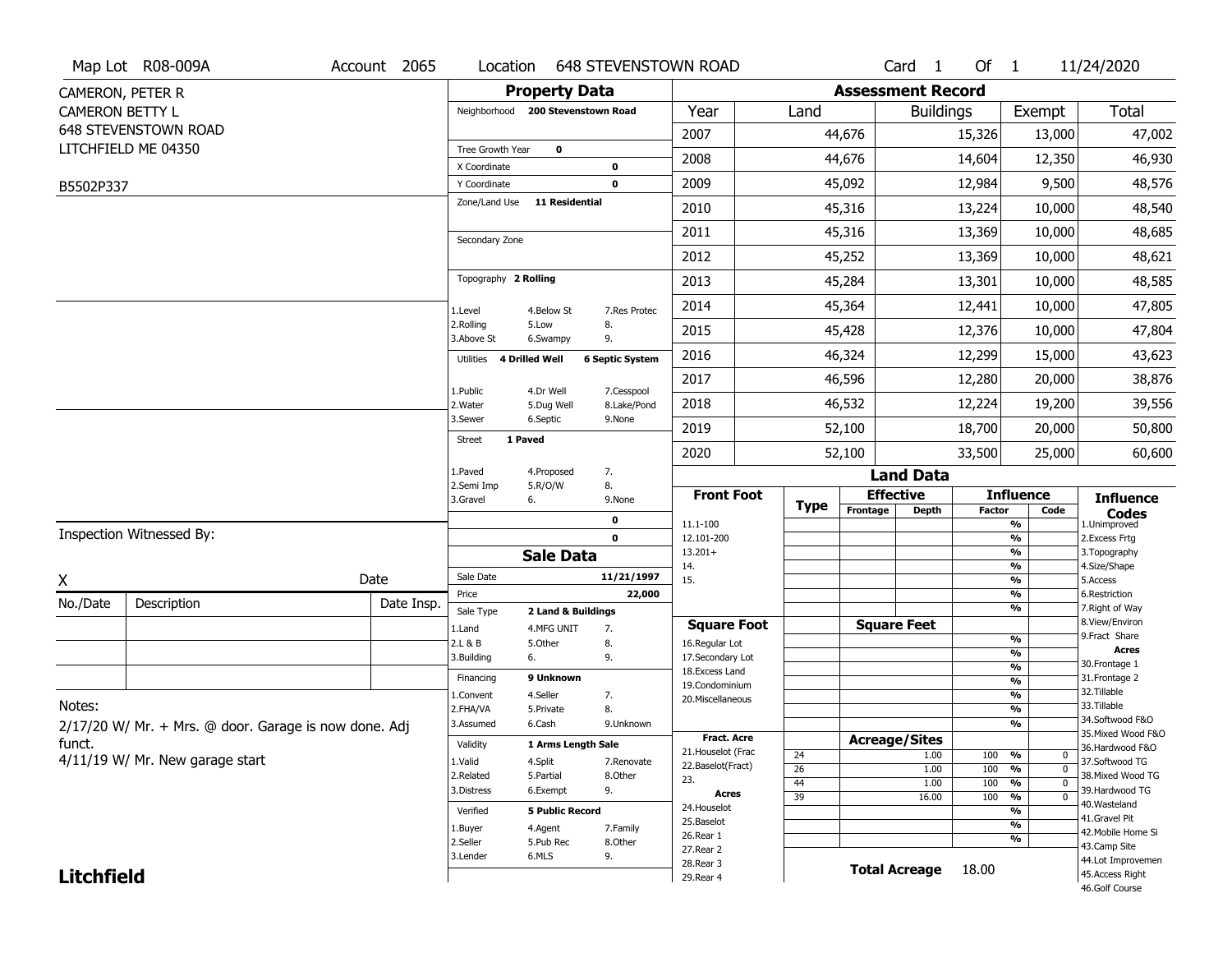Map Lot R08-009A | Account 2065 | Location 648 STEVENSTOWN ROAD | Card 1 Of 1 | 11/24/2020

CAMERON, PETER R
CAMERON BETTY L
648 STEVENSTOWN ROAD
LITCHFIELD ME 04350

B5502P337

## Property Data

Neighborhood: 200 Stevenstown Road

Tree Growth Year: 0
X Coordinate: 0
Y Coordinate: 0
Zone/Land Use: 11 Residential

Secondary Zone

Topography: 2 Rolling

1.Level 4.Below St 7.Res Protec
2.Rolling 5.Low 8.
3.Above St 6.Swampy 9.

Utilities: 4 Drilled Well, 6 Septic System

1.Public 4.Dr Well 7.Cesspool
2.Water 5.Dug Well 8.Lake/Pond
3.Sewer 6.Septic 9.None

Street: 1 Paved

1.Paved 4.Proposed 7.
2.Semi Imp 5.R/O/W 8.
3.Gravel 6. 9.None

0
0

## Sale Data

Sale Date: 11/21/1997
Price: 22,000
Sale Type: 2 Land & Buildings

1.Land 4.MFG UNIT 7.
2.L & B 5.Other 8.
3.Building 6. 9.

Financing: 9 Unknown

1.Convent 4.Seller 7.
2.FHA/VA 5.Private 8.
3.Assumed 6.Cash 9.Unknown

Validity: 1 Arms Length Sale

1.Valid 4.Split 7.Renovate
2.Related 5.Partial 8.Other
3.Distress 6.Exempt 9.

Verified: 5 Public Record

1.Buyer 4.Agent 7.Family
2.Seller 5.Pub Rec 8.Other
3.Lender 6.MLS 9.

## Assessment Record

| Year | Land | Buildings | Exempt | Total |
|---|---|---|---|---|
| 2007 | 44,676 | 15,326 | 13,000 | 47,002 |
| 2008 | 44,676 | 14,604 | 12,350 | 46,930 |
| 2009 | 45,092 | 12,984 | 9,500 | 48,576 |
| 2010 | 45,316 | 13,224 | 10,000 | 48,540 |
| 2011 | 45,316 | 13,369 | 10,000 | 48,685 |
| 2012 | 45,252 | 13,369 | 10,000 | 48,621 |
| 2013 | 45,284 | 13,301 | 10,000 | 48,585 |
| 2014 | 45,364 | 12,441 | 10,000 | 47,805 |
| 2015 | 45,428 | 12,376 | 10,000 | 47,804 |
| 2016 | 46,324 | 12,299 | 15,000 | 43,623 |
| 2017 | 46,596 | 12,280 | 20,000 | 38,876 |
| 2018 | 46,532 | 12,224 | 19,200 | 39,556 |
| 2019 | 52,100 | 18,700 | 20,000 | 50,800 |
| 2020 | 52,100 | 33,500 | 25,000 | 60,600 |

## Land Data

Front Foot: 11.1-100, 12.101-200, 13.201+, 14., 15.

Square Foot: 16.Regular Lot, 17.Secondary Lot, 18.Excess Land, 19.Condominium, 20.Miscellaneous

Fract. Acre: 21.Houselot (Frac, 22.Baselot(Fract), 23.

Acres: 24.Houselot, 25.Baselot, 26.Rear 1, 27.Rear 2, 28.Rear 3, 29.Rear 4

### Acreage/Sites

| Type | Acreage/Sites | Factor | Code |
|---|---|---|---|
| 24 | 1.00 | 100 % | 0 |
| 26 | 1.00 | 100 % | 0 |
| 44 | 1.00 | 100 % | 0 |
| 39 | 16.00 | 100 % | 0 |

Total Acreage: 18.00

### Influence Codes

1.Unimproved
2.Excess Frtg
3.Topography
4.Size/Shape
5.Access
6.Restriction
7.Right of Way
8.View/Environ
9.Fract Share

Acres:
30.Frontage 1
31.Frontage 2
32.Tillable
33.Tillable
34.Softwood F&O
35.Mixed Wood F&O
36.Hardwood F&O
37.Softwood TG
38.Mixed Wood TG
39.Hardwood TG
40.Wasteland
41.Gravel Pit
42.Mobile Home Si
43.Camp Site
44.Lot Improvemen
45.Access Right
46.Golf Course

Inspection Witnessed By:

X Date

| No./Date | Description | Date Insp. |
|---|---|---|
| | | |
| | | |
| | | |

Notes:
2/17/20 W/ Mr. + Mrs. @ door. Garage is now done. Adj funct.
4/11/19 W/ Mr. New garage start

**Litchfield**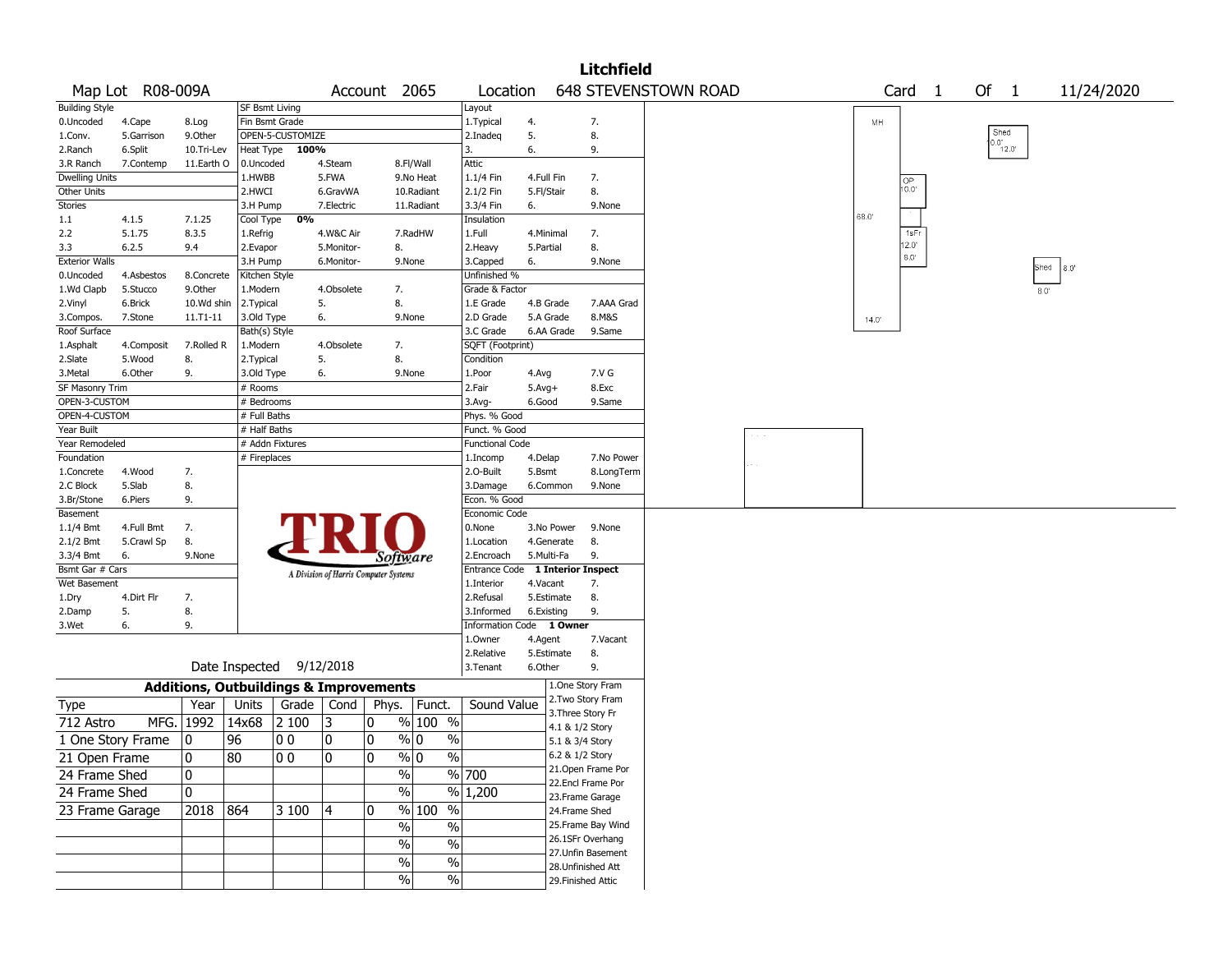# Litchfield

**Map Lot** R08-009A **Account** 2065 **Location** 648 STEVENSTOWN ROAD **Card** 1 **Of** 1 11/24/2020

| Building Style | | | SF Bsmt Living | | | Layout | | |
|---|---|---|---|---|---|---|---|---|
| 0.Uncoded | 4.Cape | 8.Log | Fin Bsmt Grade | | | 1.Typical | 4. | 7. |
| 1.Conv. | 5.Garrison | 9.Other | OPEN-5-CUSTOMIZE | | | 2.Inadeq | 5. | 8. |
| 2.Ranch | 6.Split | 10.Tri-Lev | Heat Type 100% | | | 3. | 6. | 9. |
| 3.R Ranch | 7.Contemp | 11.Earth O | 0.Uncoded | 4.Steam | 8.Fl/Wall | Attic | | |
| Dwelling Units | | | 1.HWBB | 5.FWA | 9.No Heat | 1.1/4 Fin | 4.Full Fin | 7. |
| Other Units | | | 2.HWCI | 6.GravWA | 10.Radiant | 2.1/2 Fin | 5.Fl/Stair | 8. |
| Stories | | | 3.H Pump | 7.Electric | 11.Radiant | 3.3/4 Fin | 6. | 9.None |
| 1.1 | 4.1.5 | 7.1.25 | Cool Type 0% | | | Insulation | | |
| 2.2 | 5.1.75 | 8.3.5 | 1.Refrig | 4.W&C Air | 7.RadHW | 1.Full | 4.Minimal | 7. |
| 3.3 | 6.2.5 | 9.4 | 2.Evapor | 5.Monitor- | 8. | 2.Heavy | 5.Partial | 8. |
| Exterior Walls | | | 3.H Pump | 6.Monitor- | 9.None | 3.Capped | 6. | 9.None |
| 0.Uncoded | 4.Asbestos | 8.Concrete | Kitchen Style | | | Unfinished % | | |
| 1.Wd Clapb | 5.Stucco | 9.Other | 1.Modern | 4.Obsolete | 7. | Grade & Factor | | |
| 2.Vinyl | 6.Brick | 10.Wd shin | 2.Typical | 5. | 8. | 1.E Grade | 4.B Grade | 7.AAA Grad |
| 3.Compos. | 7.Stone | 11.T1-11 | 3.Old Type | 6. | 9.None | 2.D Grade | 5.A Grade | 8.M&S |
| Roof Surface | | | Bath(s) Style | | | 3.C Grade | 6.AA Grade | 9.Same |
| 1.Asphalt | 4.Composit | 7.Rolled R | 1.Modern | 4.Obsolete | 7. | SQFT (Footprint) | | |
| 2.Slate | 5.Wood | 8. | 2.Typical | 5. | 8. | Condition | | |
| 3.Metal | 6.Other | 9. | 3.Old Type | 6. | 9.None | 1.Poor | 4.Avg | 7.V G |
| SF Masonry Trim | | | # Rooms | | | 2.Fair | 5.Avg+ | 8.Exc |
| OPEN-3-CUSTOM | | | # Bedrooms | | | 3.Avg- | 6.Good | 9.Same |
| OPEN-4-CUSTOM | | | # Full Baths | | | Phys. % Good | | |
| Year Built | | | # Half Baths | | | Funct. % Good | | |
| Year Remodeled | | | # Addn Fixtures | | | Functional Code | | |
| Foundation | | | # Fireplaces | | | 1.Incomp | 4.Delap | 7.No Power |
| 1.Concrete | 4.Wood | 7. | | | | 2.O-Built | 5.Bsmt | 8.LongTerm |
| 2.C Block | 5.Slab | 8. | | | | 3.Damage | 6.Common | 9.None |
| 3.Br/Stone | 6.Piers | 9. | | | | Econ. % Good | | |
| Basement | | | | | | Economic Code | | |
| 1.1/4 Bmt | 4.Full Bmt | 7. | | | | 0.None | 3.No Power | 9.None |
| 2.1/2 Bmt | 5.Crawl Sp | 8. | | | | 1.Location | 4.Generate | 8. |
| 3.3/4 Bmt | 6. | 9.None | | | | 2.Encroach | 5.Multi-Fa | 9. |
| Bsmt Gar # Cars | | | | | | Entrance Code 1 Interior Inspect | | |
| Wet Basement | | | | | | 1.Interior | 4.Vacant | 7. |
| 1.Dry | 4.Dirt Flr | 7. | | | | 2.Refusal | 5.Estimate | 8. |
| 2.Damp | 5. | 8. | | | | 3.Informed | 6.Existing | 9. |
| 3.Wet | 6. | 9. | | | | Information Code 1 Owner | | |
| | | | | | | 1.Owner | 4.Agent | 7.Vacant |
| | | | | | | 2.Relative | 5.Estimate | 8. |
| Date Inspected 9/12/2018 | | | | | | 3.Tenant | 6.Other | 9. |

TRIO Software — A Division of Harris Computer Systems

## Additions, Outbuildings & Improvements

| Type | Year | Units | Grade | Cond | Phys. | Funct. | Sound Value |
|---|---|---|---|---|---|---|---|
| 712 Astro MFG. | 1992 | 14x68 | 2 100 | 3 | 0 % | 100 % | |
| 1 One Story Frame | 0 | 96 | 0 0 | 0 | 0 % | 0 % | |
| 21 Open Frame | 0 | 80 | 0 0 | 0 | 0 % | 0 % | |
| 24 Frame Shed | 0 | | | | % | % | 700 |
| 24 Frame Shed | 0 | | | | % | % | 1,200 |
| 23 Frame Garage | 2018 | 864 | 3 100 | 4 | 0 % | 100 % | |
| | | | | | % | % | |
| | | | | | % | % | |
| | | | | | % | % | |
| | | | | | % | % | |

1.One Story Fram
2.Two Story Fram
3.Three Story Fr
4.1 & 1/2 Story
5.1 & 3/4 Story
6.2 & 1/2 Story
21.Open Frame Por
22.Encl Frame Por
23.Frame Garage
24.Frame Shed
25.Frame Bay Wind
26.1SFr Overhang
27.Unfin Basement
28.Unfinished Att
29.Finished Attic

Sketch labels: MH, 68.0', 14.0', OP 10.0', 1sFr 12.0' 8.0', Shed 10.0' 12.0', Shed 8.0' 8.0'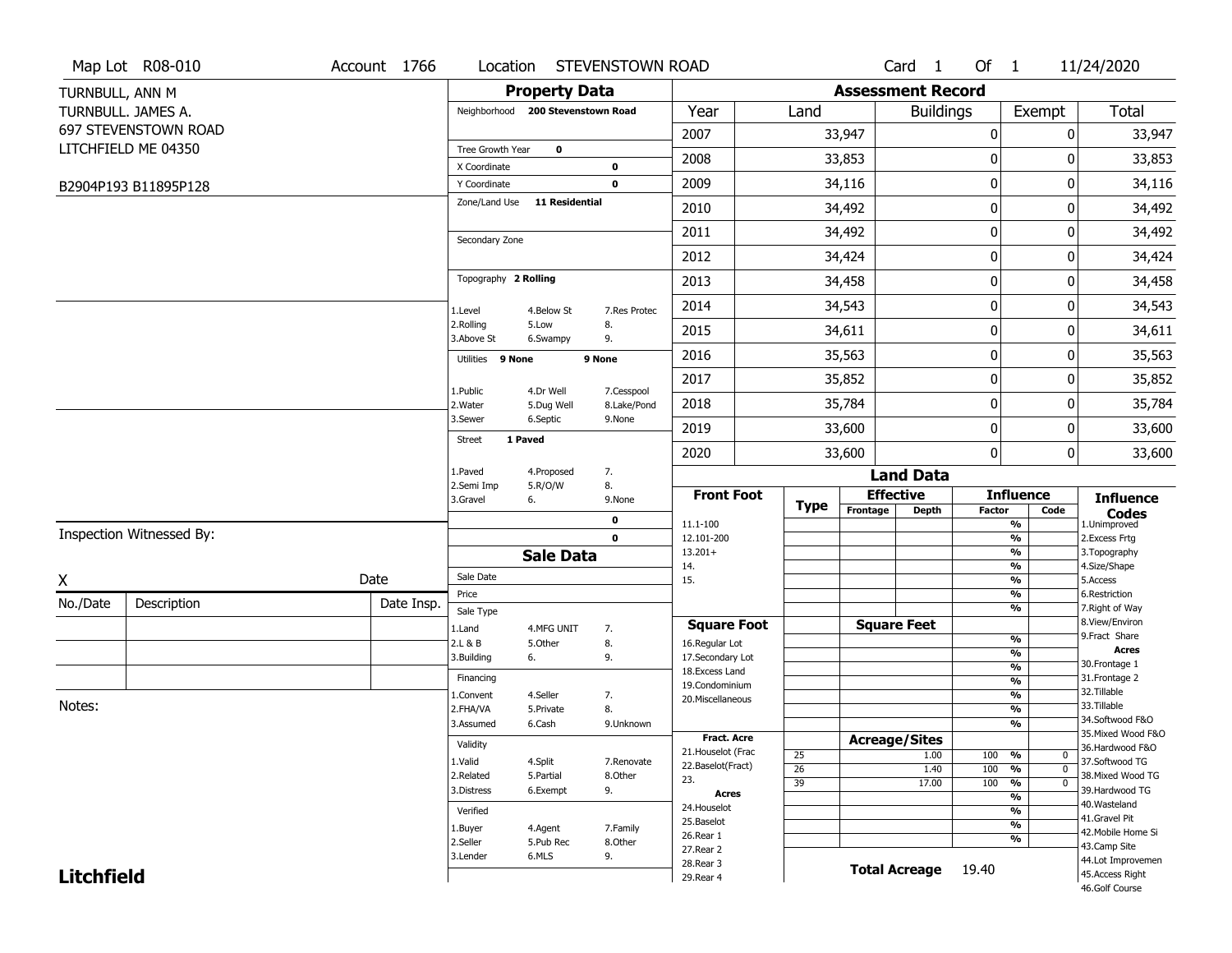Map Lot R08-010 | Account 1766 | Location STEVENSTOWN ROAD | Card 1 Of 1 | 11/24/2020

TURNBULL, ANN M
TURNBULL. JAMES A.
697 STEVENSTOWN ROAD
LITCHFIELD ME 04350

B2904P193 B11895P128

## Property Data

Neighborhood **200 Stevenstown Road**

Tree Growth Year **0**
X Coordinate **0**
Y Coordinate **0**
Zone/Land Use **11 Residential**

Secondary Zone

Topography **2 Rolling**

| | | |
|---|---|---|
| 1.Level | 4.Below St | 7.Res Protec |
| 2.Rolling | 5.Low | 8. |
| 3.Above St | 6.Swampy | 9. |

Utilities **9 None** **9 None**

| | | |
|---|---|---|
| 1.Public | 4.Dr Well | 7.Cesspool |
| 2.Water | 5.Dug Well | 8.Lake/Pond |
| 3.Sewer | 6.Septic | 9.None |

Street **1 Paved**

| | | |
|---|---|---|
| 1.Paved | 4.Proposed | 7. |
| 2.Semi Imp | 5.R/O/W | 8. |
| 3.Gravel | 6. | 9.None |

**0**
**0**

## Sale Data

Sale Date
Price
Sale Type

| | | |
|---|---|---|
| 1.Land | 4.MFG UNIT | 7. |
| 2.L & B | 5.Other | 8. |
| 3.Building | 6. | 9. |

Financing

| | | |
|---|---|---|
| 1.Convent | 4.Seller | 7. |
| 2.FHA/VA | 5.Private | 8. |
| 3.Assumed | 6.Cash | 9.Unknown |

Validity

| | | |
|---|---|---|
| 1.Valid | 4.Split | 7.Renovate |
| 2.Related | 5.Partial | 8.Other |
| 3.Distress | 6.Exempt | 9. |

Verified

| | | |
|---|---|---|
| 1.Buyer | 4.Agent | 7.Family |
| 2.Seller | 5.Pub Rec | 8.Other |
| 3.Lender | 6.MLS | 9. |

## Assessment Record

| Year | Land | Buildings | Exempt | Total |
|---|---|---|---|---|
| 2007 | 33,947 | 0 | 0 | 33,947 |
| 2008 | 33,853 | 0 | 0 | 33,853 |
| 2009 | 34,116 | 0 | 0 | 34,116 |
| 2010 | 34,492 | 0 | 0 | 34,492 |
| 2011 | 34,492 | 0 | 0 | 34,492 |
| 2012 | 34,424 | 0 | 0 | 34,424 |
| 2013 | 34,458 | 0 | 0 | 34,458 |
| 2014 | 34,543 | 0 | 0 | 34,543 |
| 2015 | 34,611 | 0 | 0 | 34,611 |
| 2016 | 35,563 | 0 | 0 | 35,563 |
| 2017 | 35,852 | 0 | 0 | 35,852 |
| 2018 | 35,784 | 0 | 0 | 35,784 |
| 2019 | 33,600 | 0 | 0 | 33,600 |
| 2020 | 33,600 | 0 | 0 | 33,600 |

## Land Data

**Front Foot**: 11.1-100, 12.101-200, 13.201+, 14., 15.

**Square Foot**: 16.Regular Lot, 17.Secondary Lot, 18.Excess Land, 19.Condominium, 20.Miscellaneous

**Fract. Acre**: 21.Houselot (Frac, 22.Baselot(Fract), 23.

**Acres**: 24.Houselot, 25.Baselot, 26.Rear 1, 27.Rear 2, 28.Rear 3, 29.Rear 4

### Acreage/Sites

| Type | Acreage/Sites | Influence Factor | Code |
|---|---|---|---|
| 25 | 1.00 | 100 % | 0 |
| 26 | 1.40 | 100 % | 0 |
| 39 | 17.00 | 100 % | 0 |

**Total Acreage** 19.40

### Influence Codes

1.Unimproved, 2.Excess Frtg, 3.Topography, 4.Size/Shape, 5.Access, 6.Restriction, 7.Right of Way, 8.View/Environ, 9.Fract Share

**Acres**: 30.Frontage 1, 31.Frontage 2, 32.Tillable, 33.Tillable, 34.Softwood F&O, 35.Mixed Wood F&O, 36.Hardwood F&O, 37.Softwood TG, 38.Mixed Wood TG, 39.Hardwood TG, 40.Wasteland, 41.Gravel Pit, 42.Mobile Home Si, 43.Camp Site, 44.Lot Improvemen, 45.Access Right, 46.Golf Course

Inspection Witnessed By:

X Date

| No./Date | Description | Date Insp. |
|---|---|---|
| | | |
| | | |
| | | |

Notes:

**Litchfield**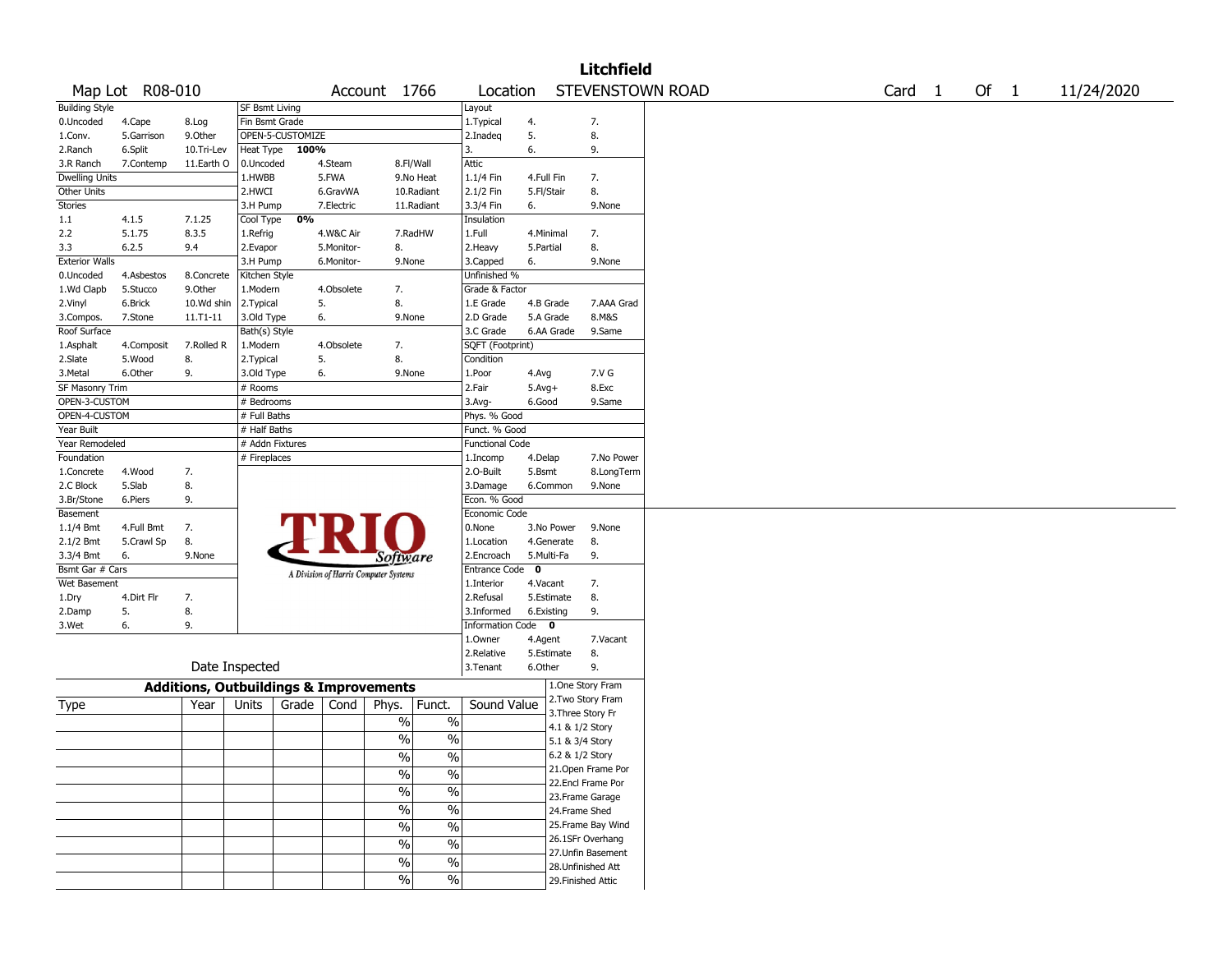# Litchfield

Map Lot R08-010 | Account 1766 | Location STEVENSTOWN ROAD | Card 1 Of 1 | 11/24/2020

| Building Style | | | SF Bsmt Living | | | Layout | | |
|---|---|---|---|---|---|---|---|---|
| 0.Uncoded | 4.Cape | 8.Log | Fin Bsmt Grade | | | 1.Typical | 4. | 7. |
| 1.Conv. | 5.Garrison | 9.Other | OPEN-5-CUSTOMIZE | | | 2.Inadeq | 5. | 8. |
| 2.Ranch | 6.Split | 10.Tri-Lev | Heat Type 100% | | | 3. | 6. | 9. |
| 3.R Ranch | 7.Contemp | 11.Earth O | 0.Uncoded | 4.Steam | 8.Fl/Wall | Attic | | |
| Dwelling Units | | | 1.HWBB | 5.FWA | 9.No Heat | 1.1/4 Fin | 4.Full Fin | 7. |
| Other Units | | | 2.HWCI | 6.GravWA | 10.Radiant | 2.1/2 Fin | 5.Fl/Stair | 8. |
| Stories | | | 3.H Pump | 7.Electric | 11.Radiant | 3.3/4 Fin | 6. | 9.None |
| 1.1 | 4.1.5 | 7.1.25 | Cool Type 0% | | | Insulation | | |
| 2.2 | 5.1.75 | 8.3.5 | 1.Refrig | 4.W&C Air | 7.RadHW | 1.Full | 4.Minimal | 7. |
| 3.3 | 6.2.5 | 9.4 | 2.Evapor | 5.Monitor- | 8. | 2.Heavy | 5.Partial | 8. |
| Exterior Walls | | | 3.H Pump | 6.Monitor- | 9.None | 3.Capped | 6. | 9.None |
| 0.Uncoded | 4.Asbestos | 8.Concrete | Kitchen Style | | | Unfinished % | | |
| 1.Wd Clapb | 5.Stucco | 9.Other | 1.Modern | 4.Obsolete | 7. | Grade & Factor | | |
| 2.Vinyl | 6.Brick | 10.Wd shin | 2.Typical | 5. | 8. | 1.E Grade | 4.B Grade | 7.AAA Grad |
| 3.Compos. | 7.Stone | 11.T1-11 | 3.Old Type | 6. | 9.None | 2.D Grade | 5.A Grade | 8.M&S |
| Roof Surface | | | Bath(s) Style | | | 3.C Grade | 6.AA Grade | 9.Same |
| 1.Asphalt | 4.Composit | 7.Rolled R | 1.Modern | 4.Obsolete | 7. | SQFT (Footprint) | | |
| 2.Slate | 5.Wood | 8. | 2.Typical | 5. | 8. | Condition | | |
| 3.Metal | 6.Other | 9. | 3.Old Type | 6. | 9.None | 1.Poor | 4.Avg | 7.V G |
| SF Masonry Trim | | | # Rooms | | | 2.Fair | 5.Avg+ | 8.Exc |
| OPEN-3-CUSTOM | | | # Bedrooms | | | 3.Avg- | 6.Good | 9.Same |
| OPEN-4-CUSTOM | | | # Full Baths | | | Phys. % Good | | |
| Year Built | | | # Half Baths | | | Funct. % Good | | |
| Year Remodeled | | | # Addn Fixtures | | | Functional Code | | |
| Foundation | | | # Fireplaces | | | 1.Incomp | 4.Delap | 7.No Power |
| 1.Concrete | 4.Wood | 7. | | | | 2.O-Built | 5.Bsmt | 8.LongTerm |
| 2.C Block | 5.Slab | 8. | | | | 3.Damage | 6.Common | 9.None |
| 3.Br/Stone | 6.Piers | 9. | | | | Econ. % Good | | |
| Basement | | | | | | Economic Code | | |
| 1.1/4 Bmt | 4.Full Bmt | 7. | | | | 0.None | 3.No Power | 9.None |
| 2.1/2 Bmt | 5.Crawl Sp | 8. | | | | 1.Location | 4.Generate | 8. |
| 3.3/4 Bmt | 6. | 9.None | | | | 2.Encroach | 5.Multi-Fa | 9. |
| Bsmt Gar # Cars | | | | | | Entrance Code 0 | | |
| Wet Basement | | | | | | 1.Interior | 4.Vacant | 7. |
| 1.Dry | 4.Dirt Flr | 7. | | | | 2.Refusal | 5.Estimate | 8. |
| 2.Damp | 5. | 8. | | | | 3.Informed | 6.Existing | 9. |
| 3.Wet | 6. | 9. | | | | Information Code 0 | | |
| | | | | | | 1.Owner | 4.Agent | 7.Vacant |
| | | | | | | 2.Relative | 5.Estimate | 8. |
| Date Inspected | | | | | | 3.Tenant | 6.Other | 9. |

TRIO Software — A Division of Harris Computer Systems

## Additions, Outbuildings & Improvements

| Type | Year | Units | Grade | Cond | Phys. | Funct. | Sound Value |
|---|---|---|---|---|---|---|---|
| | | | | | % | % | |
| | | | | | % | % | |
| | | | | | % | % | |
| | | | | | % | % | |
| | | | | | % | % | |
| | | | | | % | % | |
| | | | | | % | % | |
| | | | | | % | % | |
| | | | | | % | % | |
| | | | | | % | % | |

1.One Story Fram
2.Two Story Fram
3.Three Story Fr
4.1 & 1/2 Story
5.1 & 3/4 Story
6.2 & 1/2 Story
21.Open Frame Por
22.Encl Frame Por
23.Frame Garage
24.Frame Shed
25.Frame Bay Wind
26.1SFr Overhang
27.Unfin Basement
28.Unfinished Att
29.Finished Attic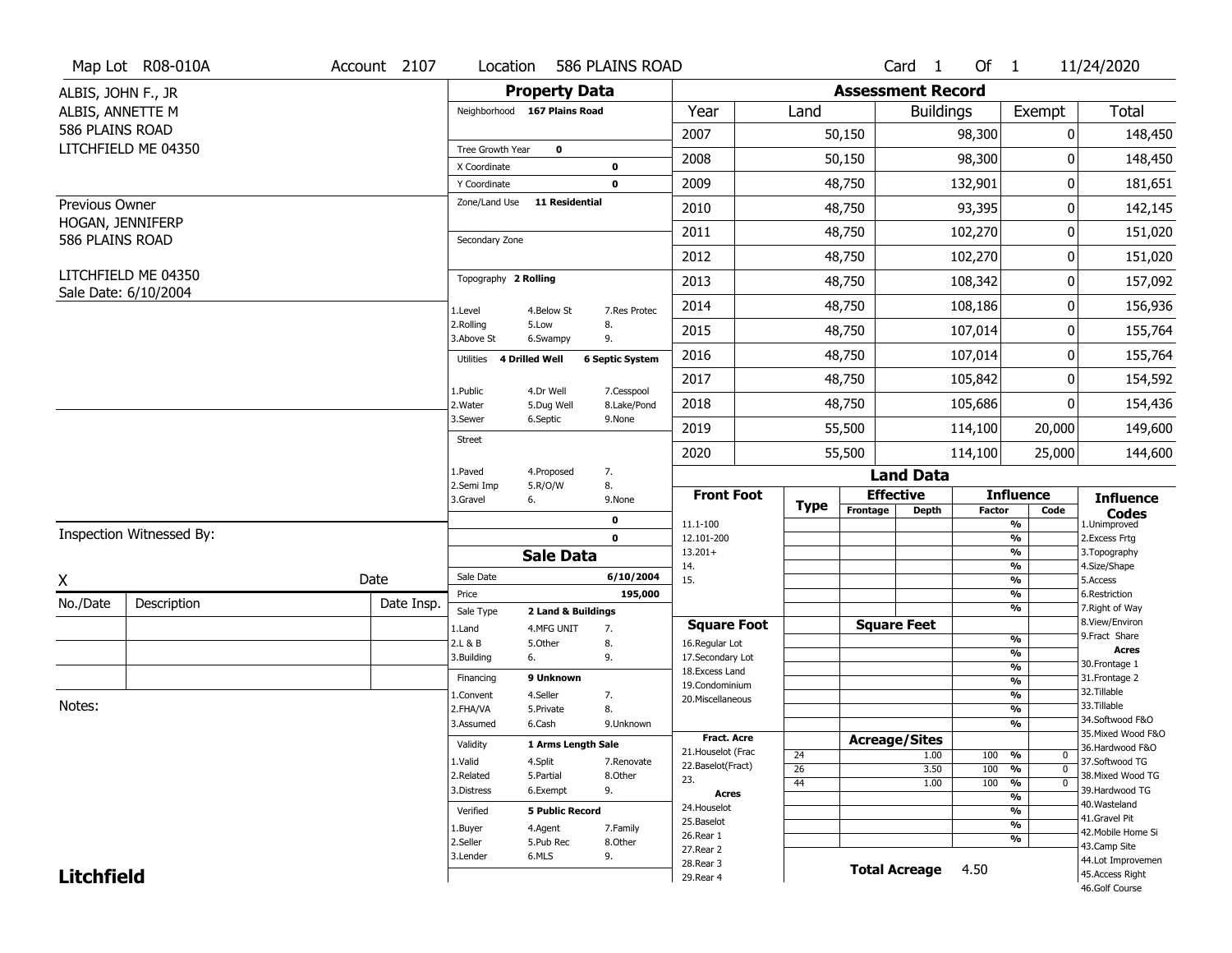Map Lot R08-010A | Account 2107 | Location 586 PLAINS ROAD | Card 1 Of 1 | 11/24/2020

ALBIS, JOHN F., JR
ALBIS, ANNETTE M
586 PLAINS ROAD
LITCHFIELD ME 04350

Previous Owner
HOGAN, JENNIFERP
586 PLAINS ROAD

LITCHFIELD ME 04350
Sale Date: 6/10/2004

## Property Data

Neighborhood: 167 Plains Road

Tree Growth Year: 0
X Coordinate: 0
Y Coordinate: 0
Zone/Land Use: 11 Residential

Secondary Zone

Topography: 2 Rolling

1.Level | 4.Below St | 7.Res Protec
2.Rolling | 5.Low | 8.
3.Above St | 6.Swampy | 9.

Utilities: 4 Drilled Well | 6 Septic System

1.Public | 4.Dr Well | 7.Cesspool
2.Water | 5.Dug Well | 8.Lake/Pond
3.Sewer | 6.Septic | 9.None

Street

1.Paved | 4.Proposed | 7.
2.Semi Imp | 5.R/O/W | 8.
3.Gravel | 6. | 9.None

0
0

## Sale Data

Sale Date: 6/10/2004
Price: 195,000
Sale Type: 2 Land & Buildings

1.Land | 4.MFG UNIT | 7.
2.L & B | 5.Other | 8.
3.Building | 6. | 9.

Financing: 9 Unknown

1.Convent | 4.Seller | 7.
2.FHA/VA | 5.Private | 8.
3.Assumed | 6.Cash | 9.Unknown

Validity: 1 Arms Length Sale

1.Valid | 4.Split | 7.Renovate
2.Related | 5.Partial | 8.Other
3.Distress | 6.Exempt | 9.

Verified: 5 Public Record

1.Buyer | 4.Agent | 7.Family
2.Seller | 5.Pub Rec | 8.Other
3.Lender | 6.MLS | 9.

## Assessment Record

| Year | Land | Buildings | Exempt | Total |
|---|---|---|---|---|
| 2007 | 50,150 | 98,300 | 0 | 148,450 |
| 2008 | 50,150 | 98,300 | 0 | 148,450 |
| 2009 | 48,750 | 132,901 | 0 | 181,651 |
| 2010 | 48,750 | 93,395 | 0 | 142,145 |
| 2011 | 48,750 | 102,270 | 0 | 151,020 |
| 2012 | 48,750 | 102,270 | 0 | 151,020 |
| 2013 | 48,750 | 108,342 | 0 | 157,092 |
| 2014 | 48,750 | 108,186 | 0 | 156,936 |
| 2015 | 48,750 | 107,014 | 0 | 155,764 |
| 2016 | 48,750 | 107,014 | 0 | 155,764 |
| 2017 | 48,750 | 105,842 | 0 | 154,592 |
| 2018 | 48,750 | 105,686 | 0 | 154,436 |
| 2019 | 55,500 | 114,100 | 20,000 | 149,600 |
| 2020 | 55,500 | 114,100 | 25,000 | 144,600 |

## Land Data

| Front Foot | Type | Effective Frontage | Effective Depth | Influence Factor | Influence Code |
|---|---|---|---|---|---|
| 11.1-100 | | | | % | |
| 12.101-200 | | | | % | |
| 13.201+ | | | | % | |
| 14. | | | | % | |
| 15. | | | | % | |
| | | | | % | |
| | | | | % | |

| Square Foot | Square Feet | | |
|---|---|---|---|
| 16.Regular Lot | | % | |
| 17.Secondary Lot | | % | |
| 18.Excess Land | | % | |
| 19.Condominium | | % | |
| 20.Miscellaneous | | % | |
| | | % | |
| | | % | |

| Fract. Acre / Acres | Type | Acreage/Sites | Factor | Code |
|---|---|---|---|---|
| 21.Houselot (Frac | 24 | 1.00 | 100 % | 0 |
| 22.Baselot(Fract) | 26 | 3.50 | 100 % | 0 |
| 23. | 44 | 1.00 | 100 % | 0 |
| 24.Houselot | | | % | |
| 25.Baselot | | | % | |
| 26.Rear 1 | | | % | |
| 27.Rear 2 | | | % | |
| 28.Rear 3 | | | | |
| 29.Rear 4 | | | | |

Total Acreage: 4.50

**Influence Codes**
1.Unimproved
2.Excess Frtg
3.Topography
4.Size/Shape
5.Access
6.Restriction
7.Right of Way
8.View/Environ
9.Fract Share

**Acres**
30.Frontage 1
31.Frontage 2
32.Tillable
33.Tillable
34.Softwood F&O
35.Mixed Wood F&O
36.Hardwood F&O
37.Softwood TG
38.Mixed Wood TG
39.Hardwood TG
40.Wasteland
41.Gravel Pit
42.Mobile Home Si
43.Camp Site
44.Lot Improvemen
45.Access Right
46.Golf Course

Inspection Witnessed By:

X _______________ Date

| No./Date | Description | Date Insp. |
|---|---|---|
| | | |
| | | |
| | | |

Notes:

**Litchfield**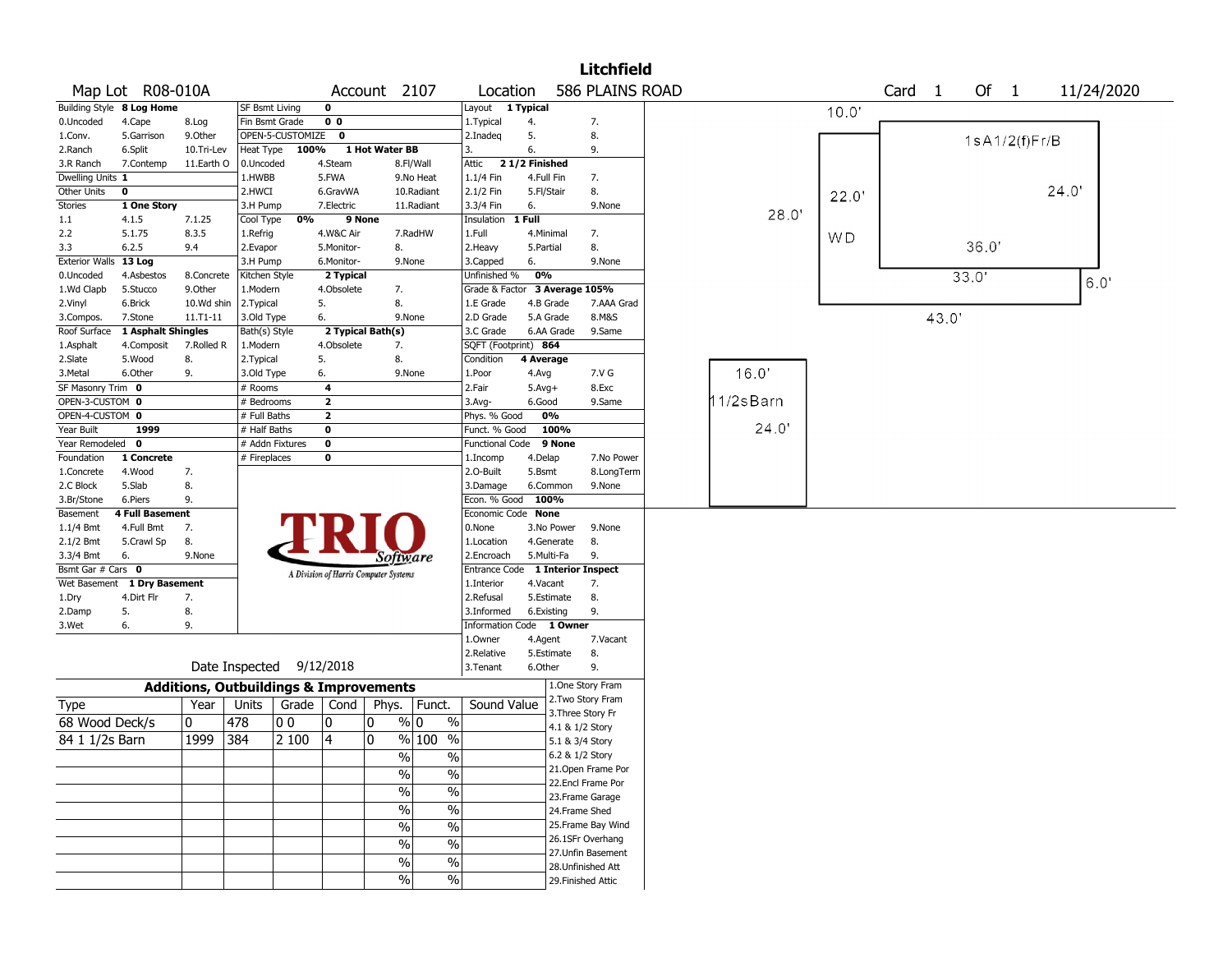# Litchfield

Map Lot R08-010A | Account 2107 | Location 586 PLAINS ROAD | Card 1 Of 1 | 11/24/2020

| | | | | | | | | | | | |
|---|---|---|---|---|---|---|---|---|---|---|---|
| Building Style | **8 Log Home** | | SF Bsmt Living | **0** | | | Layout | **1 Typical** | | |
| 0.Uncoded | 4.Cape | 8.Log | Fin Bsmt Grade | **0 0** | | | 1.Typical | 4. | 7. |
| 1.Conv. | 5.Garrison | 9.Other | OPEN-5-CUSTOMIZE | **0** | | | 2.Inadeq | 5. | 8. |
| 2.Ranch | 6.Split | 10.Tri-Lev | Heat Type | **100%** | **1 Hot Water BB** | | 3. | 6. | 9. |
| 3.R Ranch | 7.Contemp | 11.Earth O | 0.Uncoded | 4.Steam | 8.Fl/Wall | | Attic | **2 1/2 Finished** | |
| Dwelling Units | **1** | | 1.HWBB | 5.FWA | 9.No Heat | | 1.1/4 Fin | 4.Full Fin | 7. |
| Other Units | **0** | | 2.HWCI | 6.GravWA | 10.Radiant | | 2.1/2 Fin | 5.Fl/Stair | 8. |
| Stories | **1 One Story** | | 3.H Pump | 7.Electric | 11.Radiant | | 3.3/4 Fin | 6. | 9.None |
| 1.1 | 4.1.5 | 7.1.25 | Cool Type | **0%** | **9 None** | | Insulation | **1 Full** | |
| 2.2 | 5.1.75 | 8.3.5 | 1.Refrig | 4.W&C Air | 7.RadHW | | 1.Full | 4.Minimal | 7. |
| 3.3 | 6.2.5 | 9.4 | 2.Evapor | 5.Monitor- | 8. | | 2.Heavy | 5.Partial | 8. |
| Exterior Walls | **13 Log** | | 3.H Pump | 6.Monitor- | 9.None | | 3.Capped | 6. | 9.None |
| 0.Uncoded | 4.Asbestos | 8.Concrete | Kitchen Style | **2 Typical** | | | Unfinished % | **0%** | |
| 1.Wd Clapb | 5.Stucco | 9.Other | 1.Modern | 4.Obsolete | 7. | | Grade & Factor | **3 Average 105%** | |
| 2.Vinyl | 6.Brick | 10.Wd shin | 2.Typical | 5. | 8. | | 1.E Grade | 4.B Grade | 7.AAA Grad |
| 3.Compos. | 7.Stone | 11.T1-11 | 3.Old Type | 6. | 9.None | | 2.D Grade | 5.A Grade | 8.M&S |
| Roof Surface | **1 Asphalt Shingles** | | Bath(s) Style | **2 Typical Bath(s)** | | | 3.C Grade | 6.AA Grade | 9.Same |
| 1.Asphalt | 4.Composit | 7.Rolled R | 1.Modern | 4.Obsolete | 7. | | SQFT (Footprint) | **864** | |
| 2.Slate | 5.Wood | 8. | 2.Typical | 5. | 8. | | Condition | **4 Average** | |
| 3.Metal | 6.Other | 9. | 3.Old Type | 6. | 9.None | | 1.Poor | 4.Avg | 7.V G |
| SF Masonry Trim | **0** | | # Rooms | **4** | | | 2.Fair | 5.Avg+ | 8.Exc |
| OPEN-3-CUSTOM | **0** | | # Bedrooms | **2** | | | 3.Avg- | 6.Good | 9.Same |
| OPEN-4-CUSTOM | **0** | | # Full Baths | **2** | | | Phys. % Good | **0%** | |
| Year Built | **1999** | | # Half Baths | **0** | | | Funct. % Good | **100%** | |
| Year Remodeled | **0** | | # Addn Fixtures | **0** | | | Functional Code | **9 None** | |
| Foundation | **1 Concrete** | | # Fireplaces | **0** | | | 1.Incomp | 4.Delap | 7.No Power |
| 1.Concrete | 4.Wood | 7. | | | | | 2.O-Built | 5.Bsmt | 8.LongTerm |
| 2.C Block | 5.Slab | 8. | | | | | 3.Damage | 6.Common | 9.None |
| 3.Br/Stone | 6.Piers | 9. | | | | | Econ. % Good | **100%** | |
| Basement | **4 Full Basement** | | | | | | Economic Code | **None** | |
| 1.1/4 Bmt | 4.Full Bmt | 7. | | | | | 0.None | 3.No Power | 9.None |
| 2.1/2 Bmt | 5.Crawl Sp | 8. | | | | | 1.Location | 4.Generate | 8. |
| 3.3/4 Bmt | 6. | 9.None | | | | | 2.Encroach | 5.Multi-Fa | 9. |
| Bsmt Gar # Cars | **0** | | | | | | Entrance Code | **1 Interior Inspect** | |
| Wet Basement | **1 Dry Basement** | | | | | | 1.Interior | 4.Vacant | 7. |
| 1.Dry | 4.Dirt Flr | 7. | | | | | 2.Refusal | 5.Estimate | 8. |
| 2.Damp | 5. | 8. | | | | | 3.Informed | 6.Existing | 9. |
| 3.Wet | 6. | 9. | | | | | Information Code | **1 Owner** | |
| | | | | | | | 1.Owner | 4.Agent | 7.Vacant |
| | | | | | | | 2.Relative | 5.Estimate | 8. |
| | Date Inspected | 9/12/2018 | | | | | 3.Tenant | 6.Other | 9. |

TRIO Software — A Division of Harris Computer Systems

## Additions, Outbuildings & Improvements

| Type | Year | Units | Grade | Cond | Phys. | Funct. | Sound Value |
|---|---|---|---|---|---|---|---|
| 68 Wood Deck/s | 0 | 478 | 0 0 | 0 | 0 % | 0 % | |
| 84 1 1/2s Barn | 1999 | 384 | 2 100 | 4 | 0 % | 100 % | |
| | | | | | % | % | |
| | | | | | % | % | |
| | | | | | % | % | |
| | | | | | % | % | |
| | | | | | % | % | |
| | | | | | % | % | |
| | | | | | % | % | |
| | | | | | % | % | |

1.One Story Fram
2.Two Story Fram
3.Three Story Fr
4.1 & 1/2 Story
5.1 & 3/4 Story
6.2 & 1/2 Story
21.Open Frame Por
22.Encl Frame Por
23.Frame Garage
24.Frame Shed
25.Frame Bay Wind
26.1SFr Overhang
27.Unfin Basement
28.Unfinished Att
29.Finished Attic

Sketch: 1sA1/2(f)Fr/B 36.0' x 24.0'; WD 10.0' / 22.0' / 28.0' / 33.0' / 43.0' / 6.0'; 11/2sBarn 16.0' x 24.0'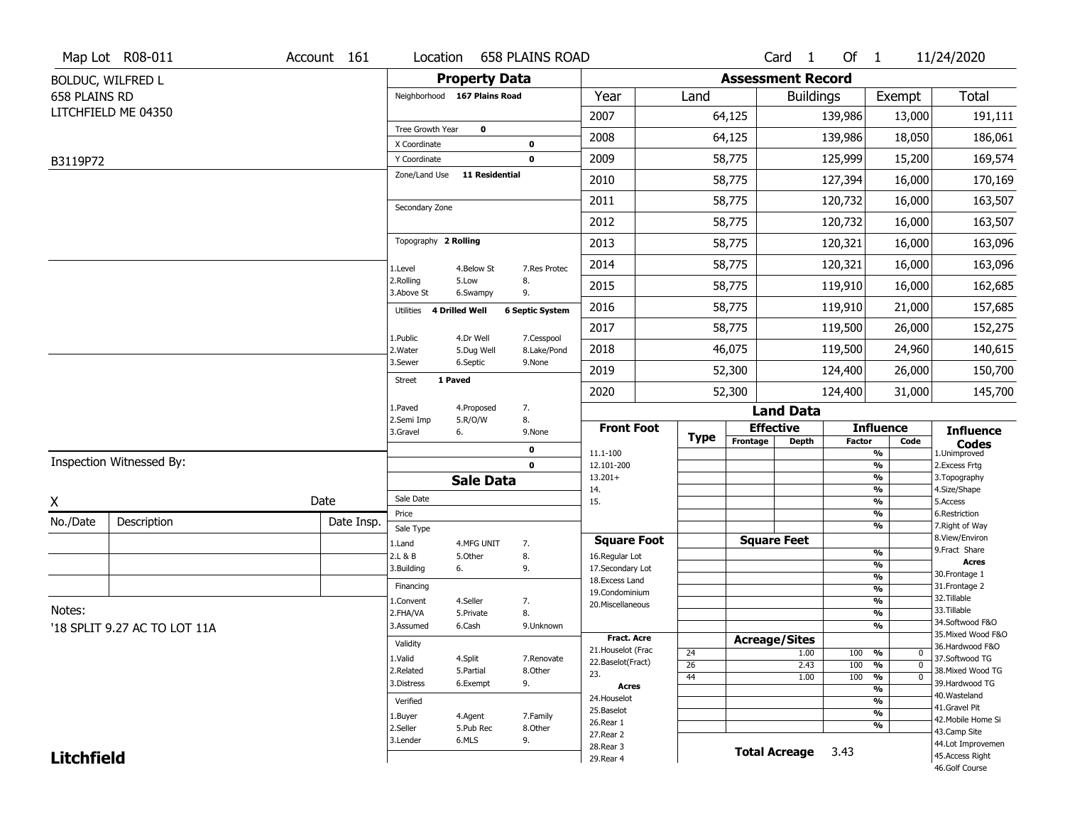Map Lot R08-011 | Account 161 | Location 658 PLAINS ROAD | Card 1 Of 1 | 11/24/2020

BOLDUC, WILFRED L
658 PLAINS RD
LITCHFIELD ME 04350

B3119P72

## Property Data

Neighborhood **167 Plains Road**

Tree Growth Year **0**
X Coordinate **0**
Y Coordinate **0**
Zone/Land Use **11 Residential**

Secondary Zone

Topography **2 Rolling**

1.Level 4.Below St 7.Res Protec
2.Rolling 5.Low 8.
3.Above St 6.Swampy 9.

Utilities **4 Drilled Well** **6 Septic System**

1.Public 4.Dr Well 7.Cesspool
2.Water 5.Dug Well 8.Lake/Pond
3.Sewer 6.Septic 9.None

Street **1 Paved**

1.Paved 4.Proposed 7.
2.Semi Imp 5.R/O/W 8.
3.Gravel 6. 9.None

0
0

## Sale Data

Sale Date
Price
Sale Type
1.Land 4.MFG UNIT 7.
2.L & B 5.Other 8.
3.Building 6. 9.

Financing
1.Convent 4.Seller 7.
2.FHA/VA 5.Private 8.
3.Assumed 6.Cash 9.Unknown

Validity
1.Valid 4.Split 7.Renovate
2.Related 5.Partial 8.Other
3.Distress 6.Exempt 9.

Verified
1.Buyer 4.Agent 7.Family
2.Seller 5.Pub Rec 8.Other
3.Lender 6.MLS 9.

## Assessment Record

| Year | Land | Buildings | Exempt | Total |
|---|---|---|---|---|
| 2007 | 64,125 | 139,986 | 13,000 | 191,111 |
| 2008 | 64,125 | 139,986 | 18,050 | 186,061 |
| 2009 | 58,775 | 125,999 | 15,200 | 169,574 |
| 2010 | 58,775 | 127,394 | 16,000 | 170,169 |
| 2011 | 58,775 | 120,732 | 16,000 | 163,507 |
| 2012 | 58,775 | 120,732 | 16,000 | 163,507 |
| 2013 | 58,775 | 120,321 | 16,000 | 163,096 |
| 2014 | 58,775 | 120,321 | 16,000 | 163,096 |
| 2015 | 58,775 | 119,910 | 16,000 | 162,685 |
| 2016 | 58,775 | 119,910 | 21,000 | 157,685 |
| 2017 | 58,775 | 119,500 | 26,000 | 152,275 |
| 2018 | 46,075 | 119,500 | 24,960 | 140,615 |
| 2019 | 52,300 | 124,400 | 26,000 | 150,700 |
| 2020 | 52,300 | 124,400 | 31,000 | 145,700 |

## Land Data

Front Foot: 11.1-100, 12.101-200, 13.201+, 14., 15.

Square Foot: 16.Regular Lot, 17.Secondary Lot, 18.Excess Land, 19.Condominium, 20.Miscellaneous

Fract. Acre: 21.Houselot (Frac, 22.Baselot(Fract), 23.

Acres: 24.Houselot, 25.Baselot, 26.Rear 1, 27.Rear 2, 28.Rear 3, 29.Rear 4

### Acreage/Sites

| Type | Acreage | Factor | Code |
|---|---|---|---|
| 24 | 1.00 | 100 % | 0 |
| 26 | 2.43 | 100 % | 0 |
| 44 | 1.00 | 100 % | 0 |

**Total Acreage** 3.43

### Influence Codes

1.Unimproved
2.Excess Frtg
3.Topography
4.Size/Shape
5.Access
6.Restriction
7.Right of Way
8.View/Environ
9.Fract Share

**Acres**
30.Frontage 1
31.Frontage 2
32.Tillable
33.Tillable
34.Softwood F&O
35.Mixed Wood F&O
36.Hardwood F&O
37.Softwood TG
38.Mixed Wood TG
39.Hardwood TG
40.Wasteland
41.Gravel Pit
42.Mobile Home Si
43.Camp Site
44.Lot Improvemen
45.Access Right
46.Golf Course

Inspection Witnessed By:

X ____________ Date

| No./Date | Description | Date Insp. |
|---|---|---|
| | | |
| | | |
| | | |

Notes:
'18 SPLIT 9.27 AC TO LOT 11A

**Litchfield**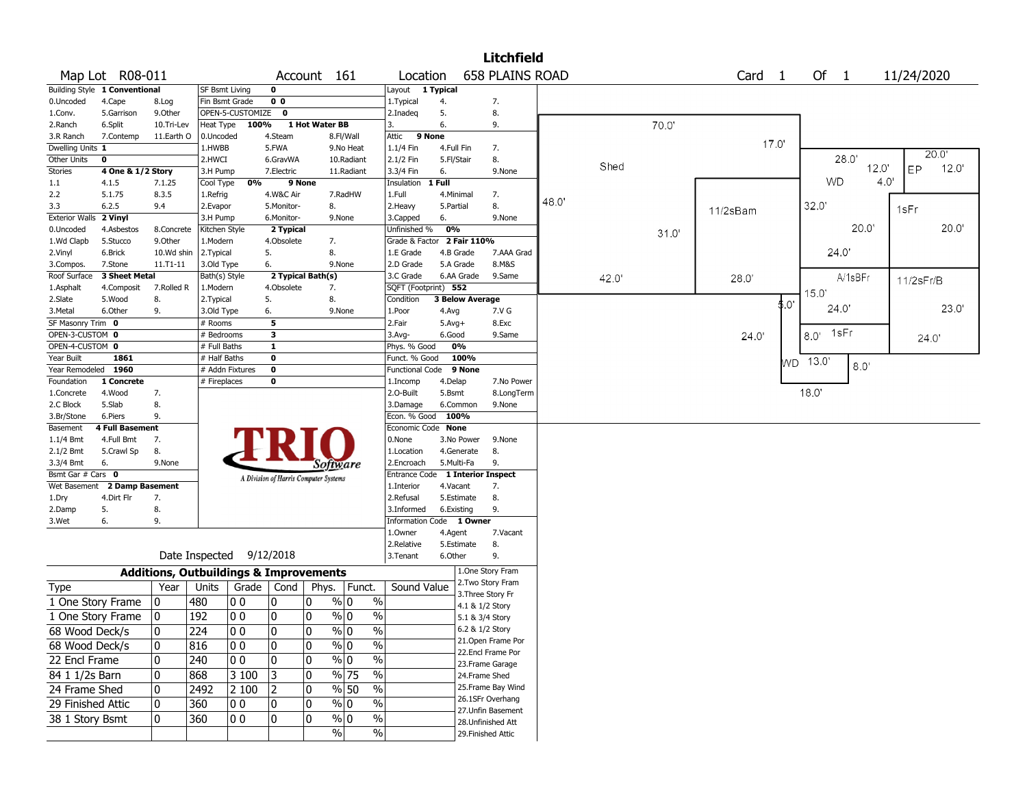# Litchfield

**Map Lot** R08-011 **Account** 161 **Location** 658 PLAINS ROAD **Card** 1 **Of** 1 11/24/2020

| Field | Value |
|---|---|
| Building Style | 1 Conventional |
| Dwelling Units | 1 |
| Other Units | 0 |
| Stories | 4 One & 1/2 Story |
| Exterior Walls | 2 Vinyl |
| Roof Surface | 3 Sheet Metal |
| SF Masonry Trim | 0 |
| OPEN-3-CUSTOM | 0 |
| OPEN-4-CUSTOM | 0 |
| Year Built | 1861 |
| Year Remodeled | 1960 |
| Foundation | 1 Concrete |
| Basement | 4 Full Basement |
| Bsmt Gar # Cars | 0 |
| Wet Basement | 2 Damp Basement |

Building Style options: 0.Uncoded, 1.Conv., 2.Ranch, 3.R Ranch, 4.Cape, 5.Garrison, 6.Split, 7.Contemp, 8.Log, 9.Other, 10.Tri-Lev, 11.Earth O

Stories options: 1.1, 2.2, 3.3, 4.1.5, 5.1.75, 6.2.5, 7.1.25, 8.3.5, 9.4

Exterior Walls options: 0.Uncoded, 1.Wd Clapb, 2.Vinyl, 3.Compos., 4.Asbestos, 5.Stucco, 6.Brick, 7.Stone, 8.Concrete, 9.Other, 10.Wd shin, 11.T1-11

Roof Surface options: 1.Asphalt, 2.Slate, 3.Metal, 4.Composit, 5.Wood, 6.Other, 7.Rolled R, 8., 9.

Foundation options: 1.Concrete, 2.C Block, 3.Br/Stone, 4.Wood, 5.Slab, 6.Piers, 7., 8., 9.

Basement options: 1.1/4 Bmt, 2.1/2 Bmt, 3.3/4 Bmt, 4.Full Bmt, 5.Crawl Sp, 6., 7., 8., 9.None

Wet Basement options: 1.Dry, 2.Damp, 3.Wet, 4.Dirt Flr, 5., 6., 7., 8., 9.

| Field | Value |
|---|---|
| SF Bsmt Living | 0 |
| Fin Bsmt Grade | 0 0 |
| OPEN-5-CUSTOMIZE | 0 |
| Heat Type | 100% 1 Hot Water BB |
| Cool Type | 0% 9 None |
| Kitchen Style | 2 Typical |
| Bath(s) Style | 2 Typical Bath(s) |
| # Rooms | 5 |
| # Bedrooms | 3 |
| # Full Baths | 1 |
| # Half Baths | 0 |
| # Addn Fixtures | 0 |
| # Fireplaces | 0 |

Heat Type options: 0.Uncoded, 1.HWBB, 2.HWCI, 3.H Pump, 4.Steam, 5.FWA, 6.GravWA, 7.Electric, 8.Fl/Wall, 9.No Heat, 10.Radiant, 11.Radiant

Cool Type options: 1.Refrig, 2.Evapor, 3.H Pump, 4.W&C Air, 5.Monitor-, 6.Monitor-, 7.RadHW, 8., 9.None

Kitchen Style options: 1.Modern, 2.Typical, 3.Old Type, 4.Obsolete, 5., 6., 7., 8., 9.None

Bath(s) Style options: 1.Modern, 2.Typical, 3.Old Type, 4.Obsolete, 5., 6., 7., 8., 9.None

| Field | Value |
|---|---|
| Layout | 1 Typical |
| Attic | 9 None |
| Insulation | 1 Full |
| Unfinished % | 0% |
| Grade & Factor | 2 Fair 110% |
| SQFT (Footprint) | 552 |
| Condition | 3 Below Average |
| Phys. % Good | 0% |
| Funct. % Good | 100% |
| Functional Code | 9 None |
| Econ. % Good | 100% |
| Economic Code | None |
| Entrance Code | 1 Interior Inspect |
| Information Code | 1 Owner |

Layout options: 1.Typical, 2.Inadeq, 3., 4., 5., 6., 7., 8., 9.

Attic options: 1.1/4 Fin, 2.1/2 Fin, 3.3/4 Fin, 4.Full Fin, 5.Fl/Stair, 6., 7., 8., 9.None

Insulation options: 1.Full, 2.Heavy, 3.Capped, 4.Minimal, 5.Partial, 6., 7., 8., 9.None

Grade options: 1.E Grade, 2.D Grade, 3.C Grade, 4.B Grade, 5.A Grade, 6.AA Grade, 7.AAA Grad, 8.M&S, 9.Same

Condition options: 1.Poor, 2.Fair, 3.Avg-, 4.Avg, 5.Avg+, 6.Good, 7.V G, 8.Exc, 9.Same

Functional Code options: 1.Incomp, 2.O-Built, 3.Damage, 4.Delap, 5.Bsmt, 6.Common, 7.No Power, 8.LongTerm, 9.None

Economic Code options: 0.None, 1.Location, 2.Encroach, 3.No Power, 4.Generate, 5.Multi-Fa, 8., 9.None

Entrance Code options: 1.Interior, 2.Refusal, 3.Informed, 4.Vacant, 5.Estimate, 6.Existing, 7., 8., 9.

Information Code options: 1.Owner, 2.Relative, 3.Tenant, 4.Agent, 5.Estimate, 6.Other, 7.Vacant, 8., 9.

Date Inspected 9/12/2018

## Additions, Outbuildings & Improvements

| Type | Year | Units | Grade | Cond | Phys. | Funct. | Sound Value |
|---|---|---|---|---|---|---|---|
| 1 One Story Frame | 0 | 480 | 0 0 | 0 | 0 % | 0 % | |
| 1 One Story Frame | 0 | 192 | 0 0 | 0 | 0 % | 0 % | |
| 68 Wood Deck/s | 0 | 224 | 0 0 | 0 | 0 % | 0 % | |
| 68 Wood Deck/s | 0 | 816 | 0 0 | 0 | 0 % | 0 % | |
| 22 Encl Frame | 0 | 240 | 0 0 | 0 | 0 % | 0 % | |
| 84 1 1/2s Barn | 0 | 868 | 3 100 | 3 | 0 % | 75 % | |
| 24 Frame Shed | 0 | 2492 | 2 100 | 2 | 0 % | 50 % | |
| 29 Finished Attic | 0 | 360 | 0 0 | 0 | 0 % | 0 % | |
| 38 1 Story Bsmt | 0 | 360 | 0 0 | 0 | 0 % | 0 % | |
| | | | | | % | % | |

Codes: 1.One Story Fram, 2.Two Story Fram, 3.Three Story Fr, 4.1 & 1/2 Story, 5.1 & 3/4 Story, 6.2 & 1/2 Story, 21.Open Frame Por, 22.Encl Frame Por, 23.Frame Garage, 24.Frame Shed, 25.Frame Bay Wind, 26.1SFr Overhang, 27.Unfin Basement, 28.Unfinished Att, 29.Finished Attic

Sketch labels: Shed 70.0' x 48.0' (42.0', 31.0', 17.0'); 11/2sBarn 28.0' x 24.0'; WD 28.0' x 32.0'; EP 20.0' x 12.0'; 1sFr 20.0'; A/1sBFr 20.0' x 24.0'; 11/2sFr/B 23.0' x 24.0'; 1sFr 8.0' x 15.0'; WD 13.0' x 8.0', 18.0'; 12.0', 4.0', 5.0'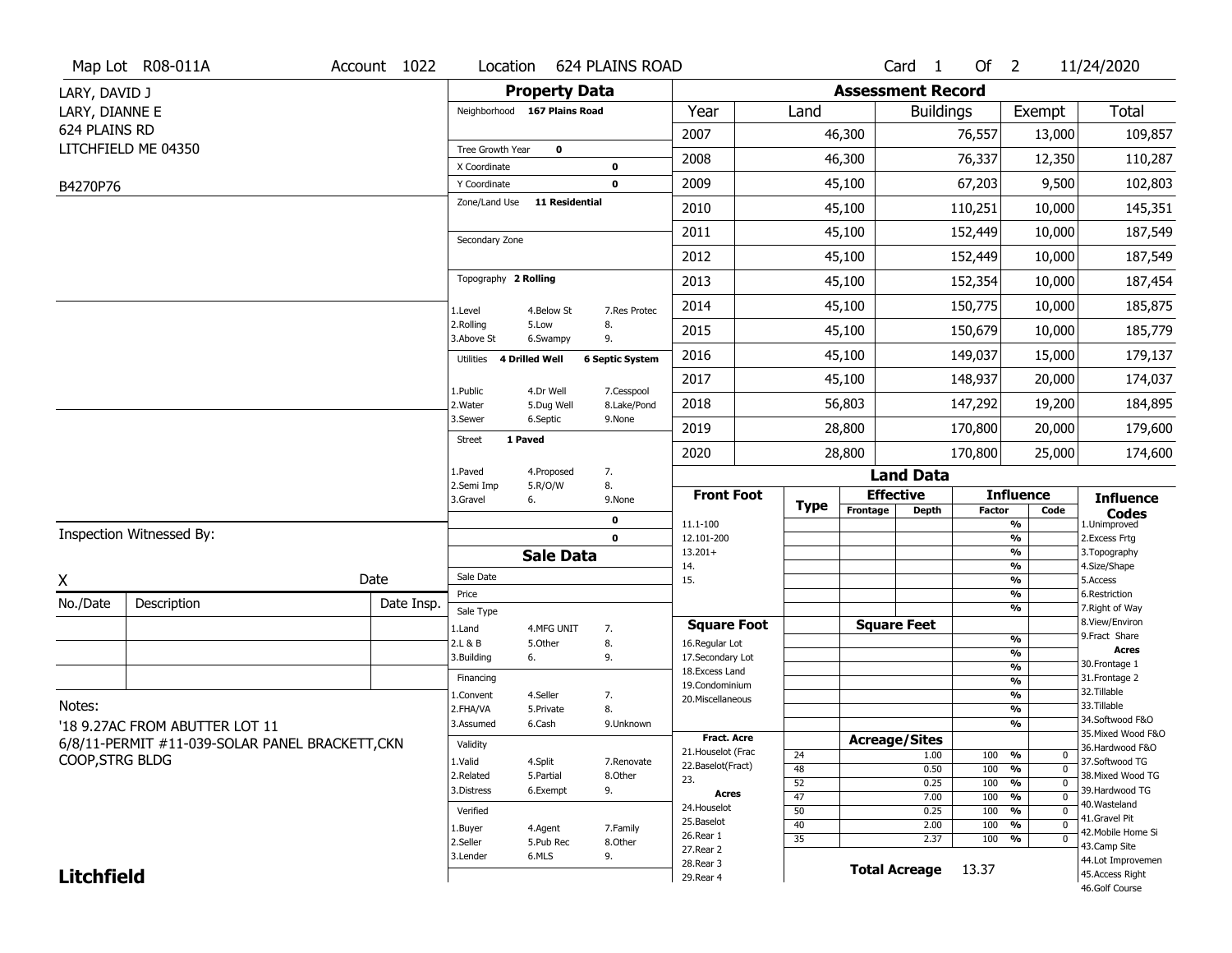Map Lot R08-011A | Account 1022 | Location 624 PLAINS ROAD | Card 1 Of 2 | 11/24/2020

LARY, DAVID J
LARY, DIANNE E
624 PLAINS RD
LITCHFIELD ME 04350

B4270P76

## Property Data

Neighborhood 167 Plains Road

Tree Growth Year 0
X Coordinate 0
Y Coordinate 0
Zone/Land Use 11 Residential

Secondary Zone

Topography 2 Rolling

| | | |
|---|---|---|
| 1.Level | 4.Below St | 7.Res Protec |
| 2.Rolling | 5.Low | 8. |
| 3.Above St | 6.Swampy | 9. |

Utilities 4 Drilled Well 6 Septic System

| | | |
|---|---|---|
| 1.Public | 4.Dr Well | 7.Cesspool |
| 2.Water | 5.Dug Well | 8.Lake/Pond |
| 3.Sewer | 6.Septic | 9.None |

Street 1 Paved

| | | |
|---|---|---|
| 1.Paved | 4.Proposed | 7. |
| 2.Semi Imp | 5.R/O/W | 8. |
| 3.Gravel | 6. | 9.None |

0
0

## Assessment Record

| Year | Land | Buildings | Exempt | Total |
|---|---|---|---|---|
| 2007 | 46,300 | 76,557 | 13,000 | 109,857 |
| 2008 | 46,300 | 76,337 | 12,350 | 110,287 |
| 2009 | 45,100 | 67,203 | 9,500 | 102,803 |
| 2010 | 45,100 | 110,251 | 10,000 | 145,351 |
| 2011 | 45,100 | 152,449 | 10,000 | 187,549 |
| 2012 | 45,100 | 152,449 | 10,000 | 187,549 |
| 2013 | 45,100 | 152,354 | 10,000 | 187,454 |
| 2014 | 45,100 | 150,775 | 10,000 | 185,875 |
| 2015 | 45,100 | 150,679 | 10,000 | 185,779 |
| 2016 | 45,100 | 149,037 | 15,000 | 179,137 |
| 2017 | 45,100 | 148,937 | 20,000 | 174,037 |
| 2018 | 56,803 | 147,292 | 19,200 | 184,895 |
| 2019 | 28,800 | 170,800 | 20,000 | 179,600 |
| 2020 | 28,800 | 170,800 | 25,000 | 174,600 |

## Land Data

| Front Foot | Type | Effective Frontage | Effective Depth | Influence Factor | Influence Code |
|---|---|---|---|---|---|
| 11.1-100 | | | | % | |
| 12.101-200 | | | | % | |
| 13.201+ | | | | % | |
| 14. | | | | % | |
| 15. | | | | % | |
| | | | | % | |
| | | | | % | |

| Square Foot | Square Feet | | |
|---|---|---|---|
| 16.Regular Lot | | % | |
| 17.Secondary Lot | | % | |
| 18.Excess Land | | % | |
| 19.Condominium | | % | |
| 20.Miscellaneous | | % | |
| | | % | |
| | | % | |

Fract. Acre: 21.Houselot (Frac, 22.Baselot(Fract), 23.
Acres: 24.Houselot, 25.Baselot, 26.Rear 1, 27.Rear 2, 28.Rear 3, 29.Rear 4

| Type | Acreage/Sites | Factor | | Code |
|---|---|---|---|---|
| 24 | 1.00 | 100 | % | 0 |
| 48 | 0.50 | 100 | % | 0 |
| 52 | 0.25 | 100 | % | 0 |
| 47 | 7.00 | 100 | % | 0 |
| 50 | 0.25 | 100 | % | 0 |
| 40 | 2.00 | 100 | % | 0 |
| 35 | 2.37 | 100 | % | 0 |

**Total Acreage** 13.37

**Influence Codes**
1.Unimproved
2.Excess Frtg
3.Topography
4.Size/Shape
5.Access
6.Restriction
7.Right of Way
8.View/Environ
9.Fract Share

**Acres**
30.Frontage 1
31.Frontage 2
32.Tillable
33.Tillable
34.Softwood F&O
35.Mixed Wood F&O
36.Hardwood F&O
37.Softwood TG
38.Mixed Wood TG
39.Hardwood TG
40.Wasteland
41.Gravel Pit
42.Mobile Home Si
43.Camp Site
44.Lot Improvemen
45.Access Right
46.Golf Course

## Sale Data

Sale Date
Price
Sale Type

| | | |
|---|---|---|
| 1.Land | 4.MFG UNIT | 7. |
| 2.L & B | 5.Other | 8. |
| 3.Building | 6. | 9. |

Financing

| | | |
|---|---|---|
| 1.Convent | 4.Seller | 7. |
| 2.FHA/VA | 5.Private | 8. |
| 3.Assumed | 6.Cash | 9.Unknown |

Validity

| | | |
|---|---|---|
| 1.Valid | 4.Split | 7.Renovate |
| 2.Related | 5.Partial | 8.Other |
| 3.Distress | 6.Exempt | 9. |

Verified

| | | |
|---|---|---|
| 1.Buyer | 4.Agent | 7.Family |
| 2.Seller | 5.Pub Rec | 8.Other |
| 3.Lender | 6.MLS | 9. |

Inspection Witnessed By:

X Date

| No./Date | Description | Date Insp. |
|---|---|---|
| | | |
| | | |
| | | |

Notes:
'18 9.27AC FROM ABUTTER LOT 11
6/8/11-PERMIT #11-039-SOLAR PANEL BRACKETT,CKN COOP,STRG BLDG

**Litchfield**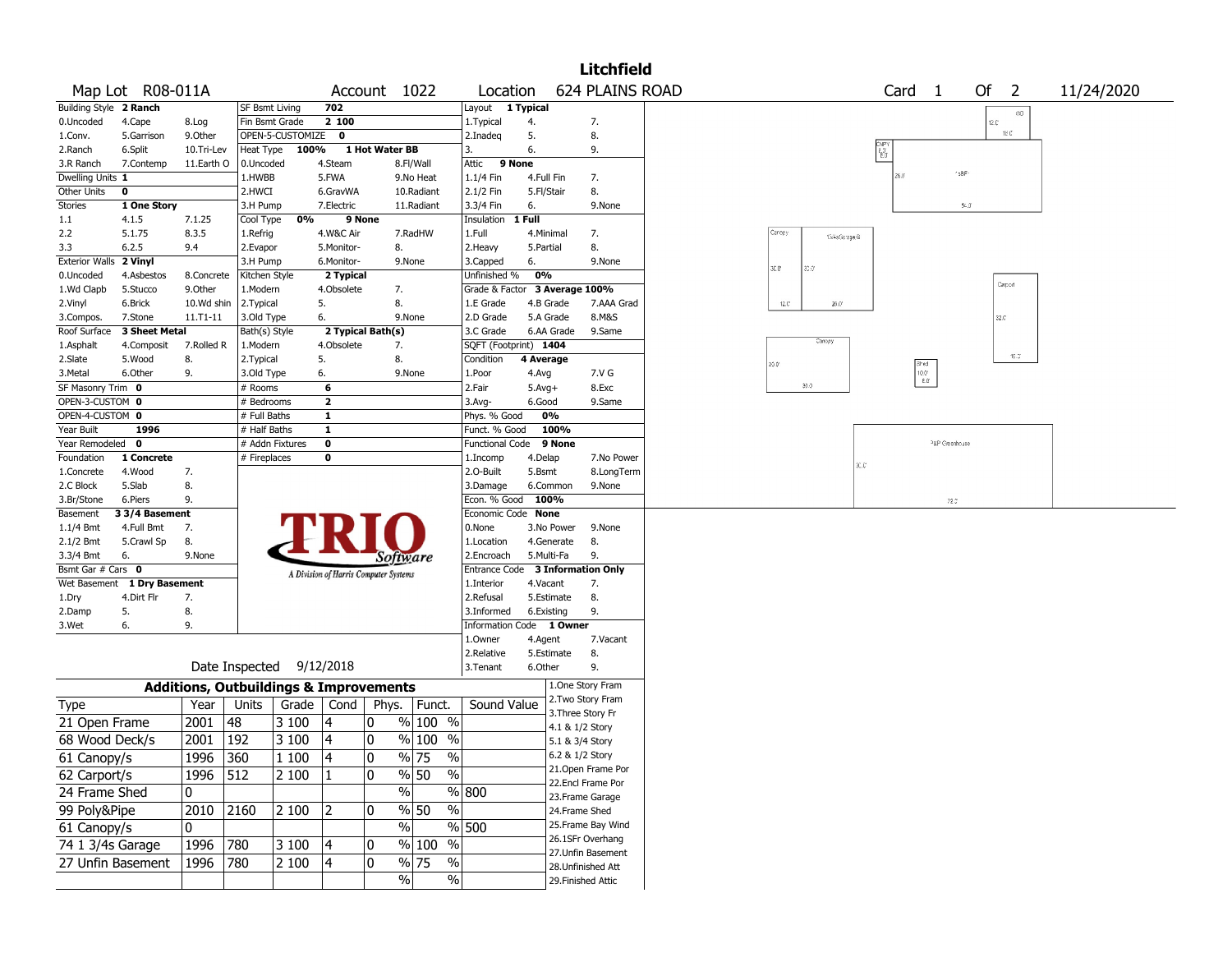# Litchfield

**Map Lot** R08-011A **Account** 1022 **Location** 624 PLAINS ROAD **Card** 1 **Of** 2 11/24/2020

| Building Style | 2 Ranch | | SF Bsmt Living | 702 | | Layout | 1 Typical | |
|---|---|---|---|---|---|---|---|---|
| 0.Uncoded | 4.Cape | 8.Log | Fin Bsmt Grade | 2 100 | | 1.Typical | 4. | 7. |
| 1.Conv. | 5.Garrison | 9.Other | OPEN-5-CUSTOMIZE | 0 | | 2.Inadeq | 5. | 8. |
| 2.Ranch | 6.Split | 10.Tri-Lev | Heat Type 100% | 1 Hot Water BB | | 3. | 6. | 9. |
| 3.R Ranch | 7.Contemp | 11.Earth O | 0.Uncoded | 4.Steam | 8.Fl/Wall | Attic | 9 None | |
| Dwelling Units | 1 | | 1.HWBB | 5.FWA | 9.No Heat | 1.1/4 Fin | 4.Full Fin | 7. |
| Other Units | 0 | | 2.HWCI | 6.GravWA | 10.Radiant | 2.1/2 Fin | 5.Fl/Stair | 8. |
| Stories | 1 One Story | | 3.H Pump | 7.Electric | 11.Radiant | 3.3/4 Fin | 6. | 9.None |
| 1.1 | 4.1.5 | 7.1.25 | Cool Type 0% | 9 None | | Insulation | 1 Full | |
| 2.2 | 5.1.75 | 8.3.5 | 1.Refrig | 4.W&C Air | 7.RadHW | 1.Full | 4.Minimal | 7. |
| 3.3 | 6.2.5 | 9.4 | 2.Evapor | 5.Monitor- | 8. | 2.Heavy | 5.Partial | 8. |
| Exterior Walls | 2 Vinyl | | 3.H Pump | 6.Monitor- | 9.None | 3.Capped | 6. | 9.None |
| 0.Uncoded | 4.Asbestos | 8.Concrete | Kitchen Style | 2 Typical | | Unfinished % | 0% | |
| 1.Wd Clapb | 5.Stucco | 9.Other | 1.Modern | 4.Obsolete | 7. | Grade & Factor | 3 Average 100% | |
| 2.Vinyl | 6.Brick | 10.Wd shin | 2.Typical | 5. | 8. | 1.E Grade | 4.B Grade | 7.AAA Grad |
| 3.Compos. | 7.Stone | 11.T1-11 | 3.Old Type | 6. | 9.None | 2.D Grade | 5.A Grade | 8.M&S |
| Roof Surface | 3 Sheet Metal | | Bath(s) Style | 2 Typical Bath(s) | | 3.C Grade | 6.AA Grade | 9.Same |
| 1.Asphalt | 4.Composit | 7.Rolled R | 1.Modern | 4.Obsolete | 7. | SQFT (Footprint) | 1404 | |
| 2.Slate | 5.Wood | 8. | 2.Typical | 5. | 8. | Condition | 4 Average | |
| 3.Metal | 6.Other | 9. | 3.Old Type | 6. | 9.None | 1.Poor | 4.Avg | 7.V G |
| SF Masonry Trim | 0 | | # Rooms | 6 | | 2.Fair | 5.Avg+ | 8.Exc |
| OPEN-3-CUSTOM | 0 | | # Bedrooms | 2 | | 3.Avg- | 6.Good | 9.Same |
| OPEN-4-CUSTOM | 0 | | # Full Baths | 1 | | Phys. % Good | 0% | |
| Year Built | 1996 | | # Half Baths | 1 | | Funct. % Good | 100% | |
| Year Remodeled | 0 | | # Addn Fixtures | 0 | | Functional Code | 9 None | |
| Foundation | 1 Concrete | | # Fireplaces | 0 | | 1.Incomp | 4.Delap | 7.No Power |
| 1.Concrete | 4.Wood | 7. | | | | 2.O-Built | 5.Bsmt | 8.LongTerm |
| 2.C Block | 5.Slab | 8. | | | | 3.Damage | 6.Common | 9.None |
| 3.Br/Stone | 6.Piers | 9. | | | | Econ. % Good | 100% | |
| Basement | 3 3/4 Basement | | | | | Economic Code | None | |
| 1.1/4 Bmt | 4.Full Bmt | 7. | | | | 0.None | 3.No Power | 9.None |
| 2.1/2 Bmt | 5.Crawl Sp | 8. | | | | 1.Location | 4.Generate | 8. |
| 3.3/4 Bmt | 6. | 9.None | | | | 2.Encroach | 5.Multi-Fa | 9. |
| Bsmt Gar # Cars | 0 | | | | | Entrance Code | 3 Information Only | |
| Wet Basement | 1 Dry Basement | | | | | 1.Interior | 4.Vacant | 7. |
| 1.Dry | 4.Dirt Flr | 7. | | | | 2.Refusal | 5.Estimate | 8. |
| 2.Damp | 5. | 8. | | | | 3.Informed | 6.Existing | 9. |
| 3.Wet | 6. | 9. | | | | Information Code | 1 Owner | |
| | | | | | | 1.Owner | 4.Agent | 7.Vacant |
| | | | | | | 2.Relative | 5.Estimate | 8. |
| | | | | | | 3.Tenant | 6.Other | 9. |

Date Inspected 9/12/2018

## Additions, Outbuildings & Improvements

| Type | Year | Units | Grade | Cond | Phys. | Funct. | Sound Value |
|---|---|---|---|---|---|---|---|
| 21 Open Frame | 2001 | 48 | 3 100 | 4 | 0 % | 100 % | |
| 68 Wood Deck/s | 2001 | 192 | 3 100 | 4 | 0 % | 100 % | |
| 61 Canopy/s | 1996 | 360 | 1 100 | 4 | 0 % | 75 % | |
| 62 Carport/s | 1996 | 512 | 2 100 | 1 | 0 % | 50 % | |
| 24 Frame Shed | 0 | | | | % | % | 800 |
| 99 Poly&Pipe | 2010 | 2160 | 2 100 | 2 | 0 % | 50 % | |
| 61 Canopy/s | 0 | | | | % | % | 500 |
| 74 1 3/4s Garage | 1996 | 780 | 3 100 | 4 | 0 % | 100 % | |
| 27 Unfin Basement | 1996 | 780 | 2 100 | 4 | 0 % | 75 % | |
| | | | | | % | % | |

1.One Story Fram
2.Two Story Fram
3.Three Story Fr
4.1 & 1/2 Story
5.1 & 3/4 Story
6.2 & 1/2 Story
21.Open Frame Por
22.Encl Frame Por
23.Frame Garage
24.Frame Shed
25.Frame Bay Wind
26.1SFr Overhang
27.Unfin Basement
28.Unfinished Att
29.Finished Attic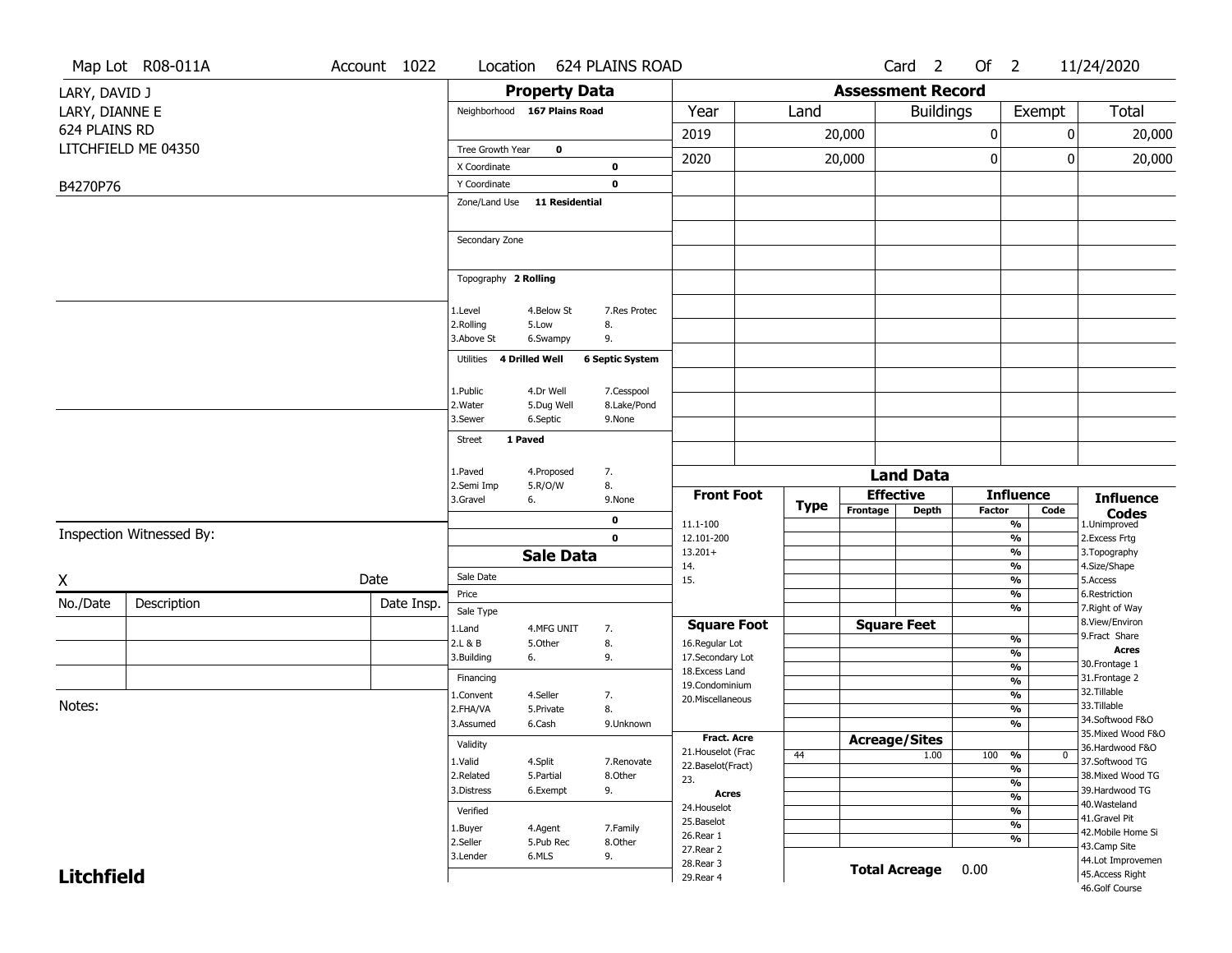Map Lot R08-011A | Account 1022 | Location 624 PLAINS ROAD | Card 2 Of 2 | 11/24/2020

LARY, DAVID J
LARY, DIANNE E
624 PLAINS RD
LITCHFIELD ME 04350

B4270P76

## Property Data

Neighborhood **167 Plains Road**

Tree Growth Year **0**
X Coordinate **0**
Y Coordinate **0**
Zone/Land Use **11 Residential**

Secondary Zone

Topography **2 Rolling**

| | | |
|---|---|---|
| 1.Level | 4.Below St | 7.Res Protec |
| 2.Rolling | 5.Low | 8. |
| 3.Above St | 6.Swampy | 9. |

Utilities **4 Drilled Well** **6 Septic System**

| | | |
|---|---|---|
| 1.Public | 4.Dr Well | 7.Cesspool |
| 2.Water | 5.Dug Well | 8.Lake/Pond |
| 3.Sewer | 6.Septic | 9.None |

Street **1 Paved**

| | | |
|---|---|---|
| 1.Paved | 4.Proposed | 7. |
| 2.Semi Imp | 5.R/O/W | 8. |
| 3.Gravel | 6. | 9.None |

0
0

## Assessment Record

| Year | Land | Buildings | Exempt | Total |
|---|---|---|---|---|
| 2019 | 20,000 | 0 | 0 | 20,000 |
| 2020 | 20,000 | 0 | 0 | 20,000 |

## Sale Data

Sale Date
Price
Sale Type

| | | |
|---|---|---|
| 1.Land | 4.MFG UNIT | 7. |
| 2.L & B | 5.Other | 8. |
| 3.Building | 6. | 9. |

Financing

| | | |
|---|---|---|
| 1.Convent | 4.Seller | 7. |
| 2.FHA/VA | 5.Private | 8. |
| 3.Assumed | 6.Cash | 9.Unknown |

Validity

| | | |
|---|---|---|
| 1.Valid | 4.Split | 7.Renovate |
| 2.Related | 5.Partial | 8.Other |
| 3.Distress | 6.Exempt | 9. |

Verified

| | | |
|---|---|---|
| 1.Buyer | 4.Agent | 7.Family |
| 2.Seller | 5.Pub Rec | 8.Other |
| 3.Lender | 6.MLS | 9. |

## Land Data

| Front Foot | Type | Effective Frontage | Effective Depth | Influence Factor | Influence Code |
|---|---|---|---|---|---|
| 11.1-100 | | | | % | |
| 12.101-200 | | | | % | |
| 13.201+ | | | | % | |
| 14. | | | | % | |
| 15. | | | | % | |
| | | | | % | |
| **Square Foot** | | **Square Feet** | | | |
| 16.Regular Lot | | | | % | |
| 17.Secondary Lot | | | | % | |
| 18.Excess Land | | | | % | |
| 19.Condominium | | | | % | |
| 20.Miscellaneous | | | | % | |
| | | | | % | |
| **Fract. Acre** | | **Acreage/Sites** | | | |
| 21.Houselot (Frac | 44 | | 1.00 | 100 % | 0 |
| 22.Baselot(Fract) | | | | % | |
| 23. | | | | % | |
| **Acres** | | | | % | |
| 24.Houselot | | | | % | |
| 25.Baselot | | | | % | |
| 26.Rear 1 | | | | % | |
| 27.Rear 2 | | | | | |
| 28.Rear 3 | | | | | |
| 29.Rear 4 | | | | | |

**Total Acreage** 0.00

**Influence Codes**
1.Unimproved
2.Excess Frtg
3.Topography
4.Size/Shape
5.Access
6.Restriction
7.Right of Way
8.View/Environ
9.Fract Share

**Acres**
30.Frontage 1
31.Frontage 2
32.Tillable
33.Tillable
34.Softwood F&O
35.Mixed Wood F&O
36.Hardwood F&O
37.Softwood TG
38.Mixed Wood TG
39.Hardwood TG
40.Wasteland
41.Gravel Pit
42.Mobile Home Si
43.Camp Site
44.Lot Improvemen
45.Access Right
46.Golf Course

Inspection Witnessed By:

X &nbsp;&nbsp;&nbsp;&nbsp; Date

| No./Date | Description | Date Insp. |
|---|---|---|
| | | |
| | | |
| | | |

Notes:

**Litchfield**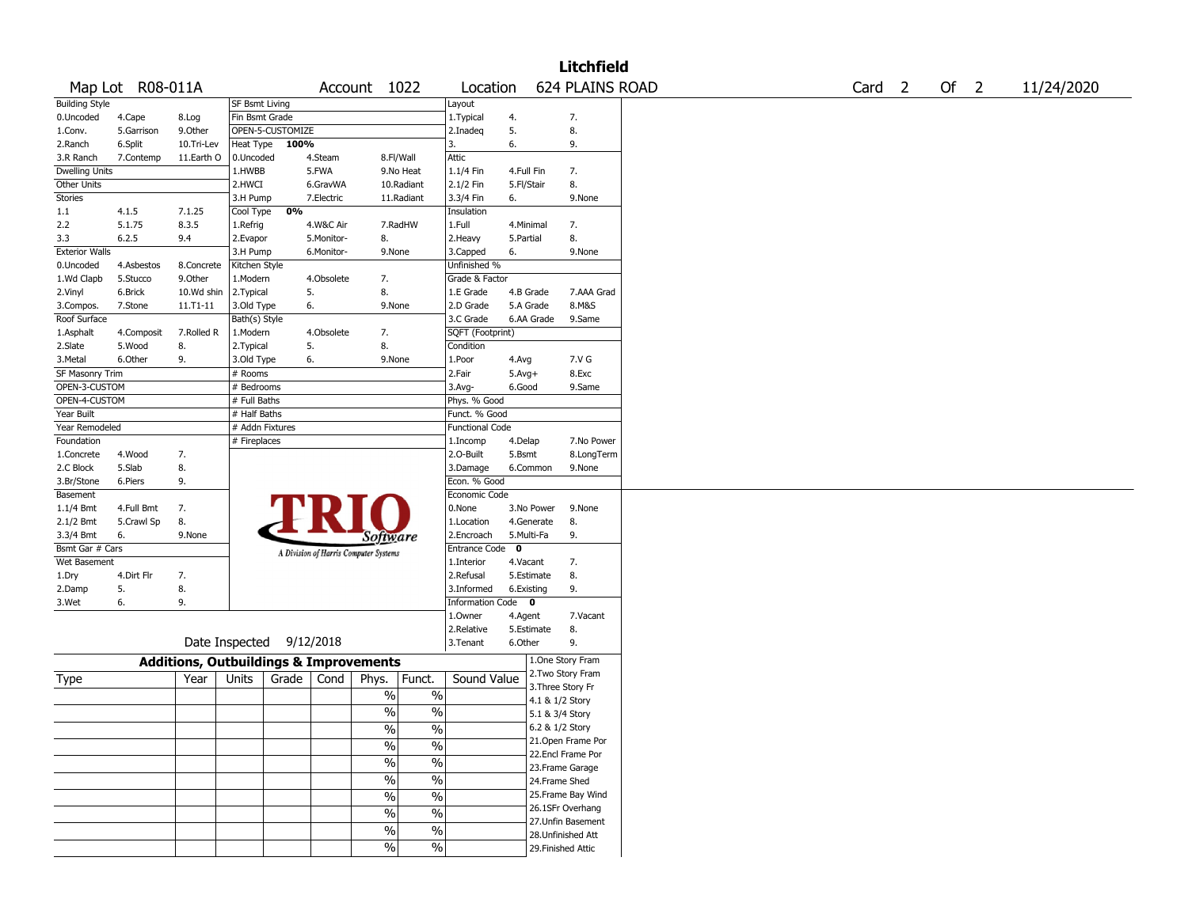# Litchfield

Map Lot R08-011A | Account 1022 | Location 624 PLAINS ROAD | Card 2 Of 2 | 11/24/2020

| Building Style | | | SF Bsmt Living | | | Layout | | |
|---|---|---|---|---|---|---|---|---|
| 0.Uncoded | 4.Cape | 8.Log | Fin Bsmt Grade | | | 1.Typical | 4. | 7. |
| 1.Conv. | 5.Garrison | 9.Other | OPEN-5-CUSTOMIZE | | | 2.Inadeq | 5. | 8. |
| 2.Ranch | 6.Split | 10.Tri-Lev | Heat Type 100% | | | 3. | 6. | 9. |
| 3.R Ranch | 7.Contemp | 11.Earth O | 0.Uncoded | 4.Steam | 8.Fl/Wall | Attic | | |
| Dwelling Units | | | 1.HWBB | 5.FWA | 9.No Heat | 1.1/4 Fin | 4.Full Fin | 7. |
| Other Units | | | 2.HWCI | 6.GravWA | 10.Radiant | 2.1/2 Fin | 5.Fl/Stair | 8. |
| Stories | | | 3.H Pump | 7.Electric | 11.Radiant | 3.3/4 Fin | 6. | 9.None |
| 1.1 | 4.1.5 | 7.1.25 | Cool Type 0% | | | Insulation | | |
| 2.2 | 5.1.75 | 8.3.5 | 1.Refrig | 4.W&C Air | 7.RadHW | 1.Full | 4.Minimal | 7. |
| 3.3 | 6.2.5 | 9.4 | 2.Evapor | 5.Monitor- | 8. | 2.Heavy | 5.Partial | 8. |
| Exterior Walls | | | 3.H Pump | 6.Monitor- | 9.None | 3.Capped | 6. | 9.None |
| 0.Uncoded | 4.Asbestos | 8.Concrete | Kitchen Style | | | Unfinished % | | |
| 1.Wd Clapb | 5.Stucco | 9.Other | 1.Modern | 4.Obsolete | 7. | Grade & Factor | | |
| 2.Vinyl | 6.Brick | 10.Wd shin | 2.Typical | 5. | 8. | 1.E Grade | 4.B Grade | 7.AAA Grad |
| 3.Compos. | 7.Stone | 11.T1-11 | 3.Old Type | 6. | 9.None | 2.D Grade | 5.A Grade | 8.M&S |
| Roof Surface | | | Bath(s) Style | | | 3.C Grade | 6.AA Grade | 9.Same |
| 1.Asphalt | 4.Composit | 7.Rolled R | 1.Modern | 4.Obsolete | 7. | SQFT (Footprint) | | |
| 2.Slate | 5.Wood | 8. | 2.Typical | 5. | 8. | Condition | | |
| 3.Metal | 6.Other | 9. | 3.Old Type | 6. | 9.None | 1.Poor | 4.Avg | 7.V G |
| SF Masonry Trim | | | # Rooms | | | 2.Fair | 5.Avg+ | 8.Exc |
| OPEN-3-CUSTOM | | | # Bedrooms | | | 3.Avg- | 6.Good | 9.Same |
| OPEN-4-CUSTOM | | | # Full Baths | | | Phys. % Good | | |
| Year Built | | | # Half Baths | | | Funct. % Good | | |
| Year Remodeled | | | # Addn Fixtures | | | Functional Code | | |
| Foundation | | | # Fireplaces | | | 1.Incomp | 4.Delap | 7.No Power |
| 1.Concrete | 4.Wood | 7. | | | | 2.O-Built | 5.Bsmt | 8.LongTerm |
| 2.C Block | 5.Slab | 8. | | | | 3.Damage | 6.Common | 9.None |
| 3.Br/Stone | 6.Piers | 9. | | | | Econ. % Good | | |
| Basement | | | | | | Economic Code | | |
| 1.1/4 Bmt | 4.Full Bmt | 7. | | | | 0.None | 3.No Power | 9.None |
| 2.1/2 Bmt | 5.Crawl Sp | 8. | | | | 1.Location | 4.Generate | 8. |
| 3.3/4 Bmt | 6. | 9.None | | | | 2.Encroach | 5.Multi-Fa | 9. |
| Bsmt Gar # Cars | | | | | | Entrance Code 0 | | |
| Wet Basement | | | | | | 1.Interior | 4.Vacant | 7. |
| 1.Dry | 4.Dirt Flr | 7. | | | | 2.Refusal | 5.Estimate | 8. |
| 2.Damp | 5. | 8. | | | | 3.Informed | 6.Existing | 9. |
| 3.Wet | 6. | 9. | | | | Information Code 0 | | |
| | | | | | | 1.Owner | 4.Agent | 7.Vacant |
| | | | | | | 2.Relative | 5.Estimate | 8. |
| | | | Date Inspected 9/12/2018 | | | 3.Tenant | 6.Other | 9. |

TRIO Software — A Division of Harris Computer Systems

## Additions, Outbuildings & Improvements

| Type | Year | Units | Grade | Cond | Phys. | Funct. | Sound Value |
|---|---|---|---|---|---|---|---|
| | | | | | % | % | |
| | | | | | % | % | |
| | | | | | % | % | |
| | | | | | % | % | |
| | | | | | % | % | |
| | | | | | % | % | |
| | | | | | % | % | |
| | | | | | % | % | |
| | | | | | % | % | |
| | | | | | % | % | |

1.One Story Fram
2.Two Story Fram
3.Three Story Fr
4.1 & 1/2 Story
5.1 & 3/4 Story
6.2 & 1/2 Story
21.Open Frame Por
22.Encl Frame Por
23.Frame Garage
24.Frame Shed
25.Frame Bay Wind
26.1SFr Overhang
27.Unfin Basement
28.Unfinished Att
29.Finished Attic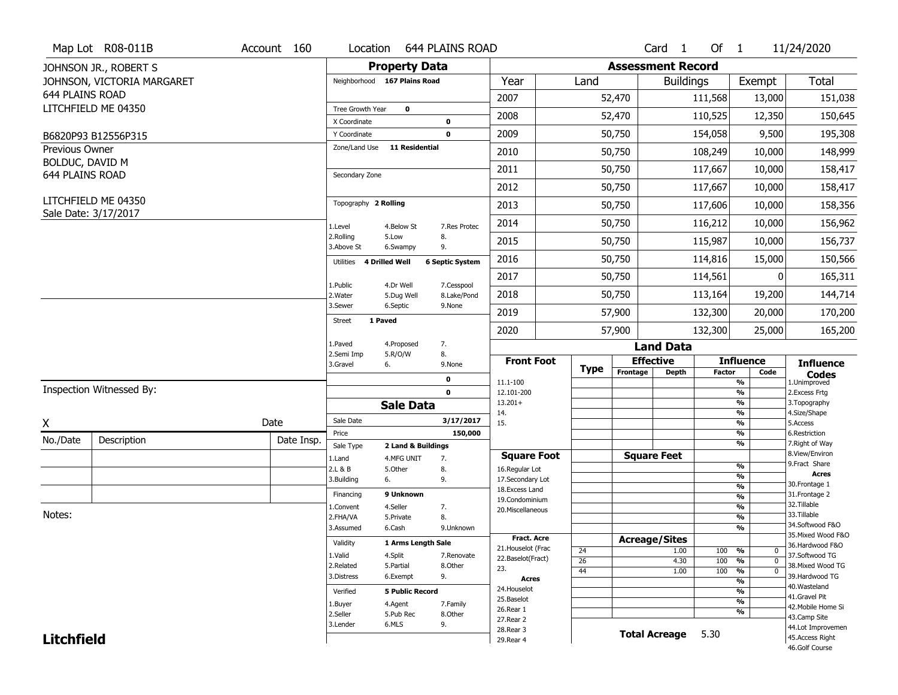Map Lot R08-011B | Account 160 | Location 644 PLAINS ROAD | Card 1 Of 1 | 11/24/2020

JOHNSON JR., ROBERT S
JOHNSON, VICTORIA MARGARET
644 PLAINS ROAD
LITCHFIELD ME 04350

B6820P93 B12556P315

Previous Owner
BOLDUC, DAVID M
644 PLAINS ROAD

LITCHFIELD ME 04350
Sale Date: 3/17/2017

## Property Data

Neighborhood **167 Plains Road**

Tree Growth Year **0**
X Coordinate **0**
Y Coordinate **0**
Zone/Land Use **11 Residential**

Secondary Zone

Topography **2 Rolling**

1.Level 4.Below St 7.Res Protec
2.Rolling 5.Low 8.
3.Above St 6.Swampy 9.

Utilities **4 Drilled Well** **6 Septic System**

1.Public 4.Dr Well 7.Cesspool
2.Water 5.Dug Well 8.Lake/Pond
3.Sewer 6.Septic 9.None

Street **1 Paved**

1.Paved 4.Proposed 7.
2.Semi Imp 5.R/O/W 8.
3.Gravel 6. 9.None

0
0

## Assessment Record

| Year | Land | Buildings | Exempt | Total |
|---|---|---|---|---|
| 2007 | 52,470 | 111,568 | 13,000 | 151,038 |
| 2008 | 52,470 | 110,525 | 12,350 | 150,645 |
| 2009 | 50,750 | 154,058 | 9,500 | 195,308 |
| 2010 | 50,750 | 108,249 | 10,000 | 148,999 |
| 2011 | 50,750 | 117,667 | 10,000 | 158,417 |
| 2012 | 50,750 | 117,667 | 10,000 | 158,417 |
| 2013 | 50,750 | 117,606 | 10,000 | 158,356 |
| 2014 | 50,750 | 116,212 | 10,000 | 156,962 |
| 2015 | 50,750 | 115,987 | 10,000 | 156,737 |
| 2016 | 50,750 | 114,816 | 15,000 | 150,566 |
| 2017 | 50,750 | 114,561 | 0 | 165,311 |
| 2018 | 50,750 | 113,164 | 19,200 | 144,714 |
| 2019 | 57,900 | 132,300 | 20,000 | 170,200 |
| 2020 | 57,900 | 132,300 | 25,000 | 165,200 |

## Land Data

| Front Foot | Type | Effective Frontage | Effective Depth | Influence Factor | Influence Code |
|---|---|---|---|---|---|
| 11.1-100 | | | | % | |
| 12.101-200 | | | | % | |
| 13.201+ | | | | % | |
| 14. | | | | % | |
| 15. | | | | % | |
| | | | | % | |
| | | | | % | |
| **Square Foot** | | **Square Feet** | | | |
| 16.Regular Lot | | | | % | |
| 17.Secondary Lot | | | | % | |
| 18.Excess Land | | | | % | |
| 19.Condominium | | | | % | |
| 20.Miscellaneous | | | | % | |
| | | | | % | |
| | | | | % | |
| **Fract. Acre** | | **Acreage/Sites** | | | |
| 21.Houselot (Frac | 24 | | 1.00 | 100 % | 0 |
| 22.Baselot(Fract) | 26 | | 4.30 | 100 % | 0 |
| 23. | 44 | | 1.00 | 100 % | 0 |
| **Acres** | | | | % | |
| 24.Houselot | | | | % | |
| 25.Baselot | | | | % | |
| 26.Rear 1 | | | | % | |
| 27.Rear 2 | | | | | |
| 28.Rear 3 | | | | | |
| 29.Rear 4 | | | | | |

**Total Acreage** 5.30

**Influence Codes**
1.Unimproved
2.Excess Frtg
3.Topography
4.Size/Shape
5.Access
6.Restriction
7.Right of Way
8.View/Environ
9.Fract Share
**Acres**
30.Frontage 1
31.Frontage 2
32.Tillable
33.Tillable
34.Softwood F&O
35.Mixed Wood F&O
36.Hardwood F&O
37.Softwood TG
38.Mixed Wood TG
39.Hardwood TG
40.Wasteland
41.Gravel Pit
42.Mobile Home Si
43.Camp Site
44.Lot Improvemen
45.Access Right
46.Golf Course

## Sale Data

Sale Date **3/17/2017**
Price **150,000**
Sale Type **2 Land & Buildings**

1.Land 4.MFG UNIT 7.
2.L & B 5.Other 8.
3.Building 6. 9.

Financing **9 Unknown**

1.Convent 4.Seller 7.
2.FHA/VA 5.Private 8.
3.Assumed 6.Cash 9.Unknown

Validity **1 Arms Length Sale**

1.Valid 4.Split 7.Renovate
2.Related 5.Partial 8.Other
3.Distress 6.Exempt 9.

Verified **5 Public Record**

1.Buyer 4.Agent 7.Family
2.Seller 5.Pub Rec 8.Other
3.Lender 6.MLS 9.

Inspection Witnessed By:

X Date

| No./Date | Description | Date Insp. |
|---|---|---|
| | | |
| | | |
| | | |

Notes:

**Litchfield**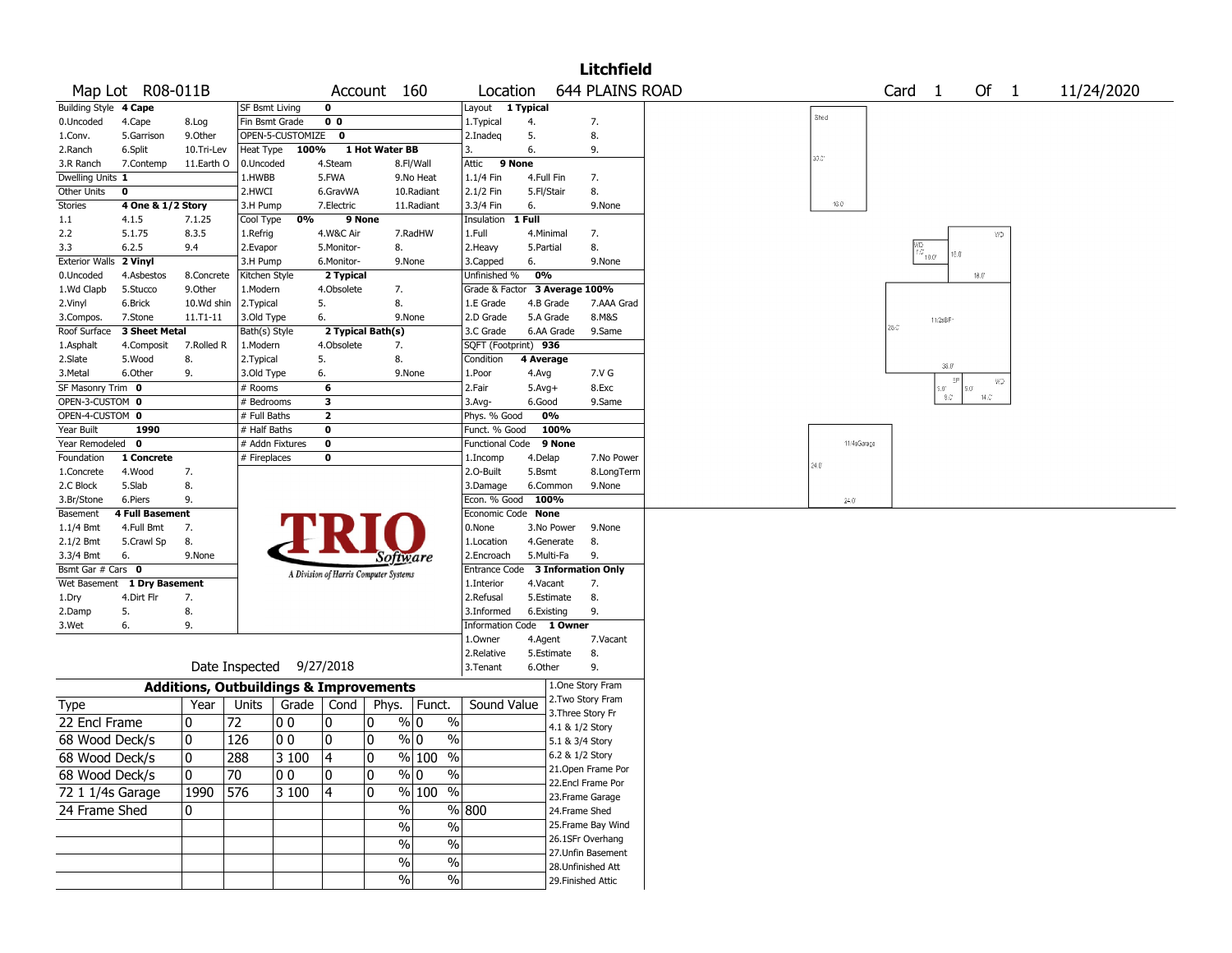# Litchfield

**Map Lot** R08-011B **Account** 160 **Location** 644 PLAINS ROAD **Card** 1 **Of** 1 11/24/2020

| Building Style | 4 Cape | | SF Bsmt Living | 0 | | | Layout | 1 Typical | |
|---|---|---|---|---|---|---|---|---|---|
| 0.Uncoded | 4.Cape | 8.Log | Fin Bsmt Grade | 0 0 | | | 1.Typical | 4. | 7. |
| 1.Conv. | 5.Garrison | 9.Other | OPEN-5-CUSTOMIZE | 0 | | | 2.Inadeq | 5. | 8. |
| 2.Ranch | 6.Split | 10.Tri-Lev | Heat Type | 100% | 1 Hot Water BB | | 3. | 6. | 9. |
| 3.R Ranch | 7.Contemp | 11.Earth O | 0.Uncoded | 4.Steam | 8.Fl/Wall | | Attic | 9 None | |
| Dwelling Units | 1 | | 1.HWBB | 5.FWA | 9.No Heat | | 1.1/4 Fin | 4.Full Fin | 7. |
| Other Units | 0 | | 2.HWCI | 6.GravWA | 10.Radiant | | 2.1/2 Fin | 5.Fl/Stair | 8. |
| Stories | 4 One & 1/2 Story | | 3.H Pump | 7.Electric | 11.Radiant | | 3.3/4 Fin | 6. | 9.None |
| 1.1 | 4.1.5 | 7.1.25 | Cool Type | 0% | 9 None | | Insulation | 1 Full | |
| 2.2 | 5.1.75 | 8.3.5 | 1.Refrig | 4.W&C Air | 7.RadHW | | 1.Full | 4.Minimal | 7. |
| 3.3 | 6.2.5 | 9.4 | 2.Evapor | 5.Monitor- | 8. | | 2.Heavy | 5.Partial | 8. |
| Exterior Walls | 2 Vinyl | | 3.H Pump | 6.Monitor- | 9.None | | 3.Capped | 6. | 9.None |
| 0.Uncoded | 4.Asbestos | 8.Concrete | Kitchen Style | 2 Typical | | | Unfinished % | 0% | |
| 1.Wd Clapb | 5.Stucco | 9.Other | 1.Modern | 4.Obsolete | 7. | | Grade & Factor | 3 Average 100% | |
| 2.Vinyl | 6.Brick | 10.Wd shin | 2.Typical | 5. | 8. | | 1.E Grade | 4.B Grade | 7.AAA Grad |
| 3.Compos. | 7.Stone | 11.T1-11 | 3.Old Type | 6. | 9.None | | 2.D Grade | 5.A Grade | 8.M&S |
| Roof Surface | 3 Sheet Metal | | Bath(s) Style | 2 Typical Bath(s) | | | 3.C Grade | 6.AA Grade | 9.Same |
| 1.Asphalt | 4.Composit | 7.Rolled R | 1.Modern | 4.Obsolete | 7. | | SQFT (Footprint) | 936 | |
| 2.Slate | 5.Wood | 8. | 2.Typical | 5. | 8. | | Condition | 4 Average | |
| 3.Metal | 6.Other | 9. | 3.Old Type | 6. | 9.None | | 1.Poor | 4.Avg | 7.V G |
| SF Masonry Trim | 0 | | # Rooms | 6 | | | 2.Fair | 5.Avg+ | 8.Exc |
| OPEN-3-CUSTOM | 0 | | # Bedrooms | 3 | | | 3.Avg- | 6.Good | 9.Same |
| OPEN-4-CUSTOM | 0 | | # Full Baths | 2 | | | Phys. % Good | 0% | |
| Year Built | 1990 | | # Half Baths | 0 | | | Funct. % Good | 100% | |
| Year Remodeled | 0 | | # Addn Fixtures | 0 | | | Functional Code | 9 None | |
| Foundation | 1 Concrete | | # Fireplaces | 0 | | | 1.Incomp | 4.Delap | 7.No Power |
| 1.Concrete | 4.Wood | 7. | | | | | 2.O-Built | 5.Bsmt | 8.LongTerm |
| 2.C Block | 5.Slab | 8. | | | | | 3.Damage | 6.Common | 9.None |
| 3.Br/Stone | 6.Piers | 9. | | | | | Econ. % Good | 100% | |
| Basement | 4 Full Basement | | | | | | Economic Code | None | |
| 1.1/4 Bmt | 4.Full Bmt | 7. | | | | | 0.None | 3.No Power | 9.None |
| 2.1/2 Bmt | 5.Crawl Sp | 8. | | | | | 1.Location | 4.Generate | 8. |
| 3.3/4 Bmt | 6. | 9.None | | | | | 2.Encroach | 5.Multi-Fa | 9. |
| Bsmt Gar # Cars | 0 | | | | | | Entrance Code | 3 Information Only | |
| Wet Basement | 1 Dry Basement | | | | | | 1.Interior | 4.Vacant | 7. |
| 1.Dry | 4.Dirt Flr | 7. | | | | | 2.Refusal | 5.Estimate | 8. |
| 2.Damp | 5. | 8. | | | | | 3.Informed | 6.Existing | 9. |
| 3.Wet | 6. | 9. | | | | | Information Code | 1 Owner | |
| | | | | | | | 1.Owner | 4.Agent | 7.Vacant |
| | | | | | | | 2.Relative | 5.Estimate | 8. |
| | | | | | | | 3.Tenant | 6.Other | 9. |

TRIO Software — A Division of Harris Computer Systems

Date Inspected 9/27/2018

## Additions, Outbuildings & Improvements

| Type | Year | Units | Grade | Cond | Phys. | Funct. | Sound Value |
|---|---|---|---|---|---|---|---|
| 22 Encl Frame | 0 | 72 | 0 0 | 0 | 0 % | 0 % | |
| 68 Wood Deck/s | 0 | 126 | 0 0 | 0 | 0 % | 0 % | |
| 68 Wood Deck/s | 0 | 288 | 3 100 | 4 | 0 % | 100 % | |
| 68 Wood Deck/s | 0 | 70 | 0 0 | 0 | 0 % | 0 % | |
| 72 1 1/4s Garage | 1990 | 576 | 3 100 | 4 | 0 % | 100 % | |
| 24 Frame Shed | 0 | | | | % | % | 800 |
| | | | | | % | % | |
| | | | | | % | % | |
| | | | | | % | % | |
| | | | | | % | % | |

1.One Story Fram
2.Two Story Fram
3.Three Story Fr
4.1 & 1/2 Story
5.1 & 3/4 Story
6.2 & 1/2 Story
21.Open Frame Por
22.Encl Frame Por
23.Frame Garage
24.Frame Shed
25.Frame Bay Wind
26.1SFr Overhang
27.Unfin Basement
28.Unfinished Att
29.Finished Attic

Shed 30.0' 16.0'

WD 7.0' 10.0' 18.0' WD 18.0' 11/2sBF 26.0' 36.0' EP WD 5.0' 9.0' 5.0' 14.0'

11/4sGarage 24.0' 24.0'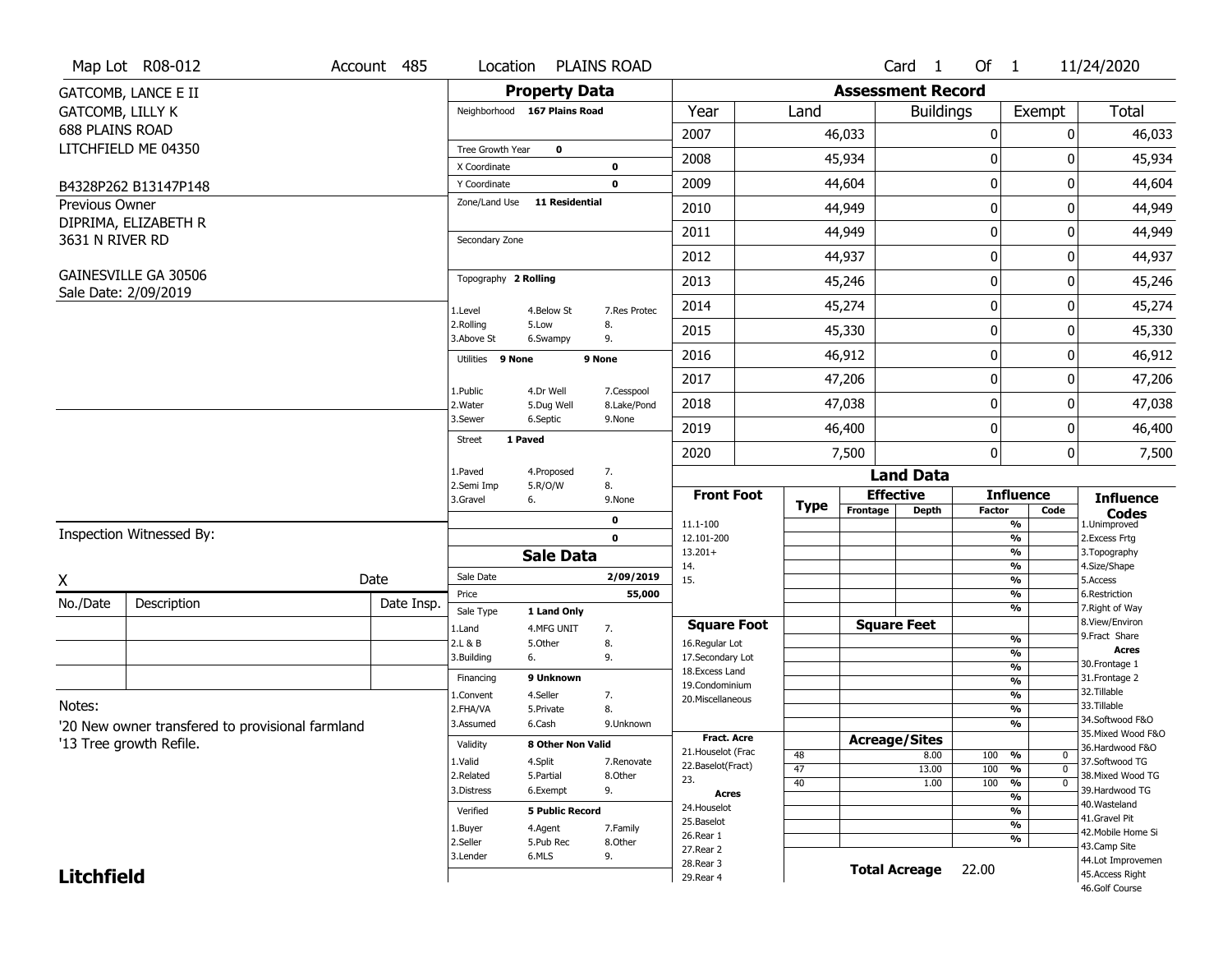Map Lot R08-012 | Account 485 | Location PLAINS ROAD | Card 1 Of 1 | 11/24/2020

GATCOMB, LANCE E II
GATCOMB, LILLY K
688 PLAINS ROAD
LITCHFIELD ME 04350

B4328P262 B13147P148

Previous Owner
DIPRIMA, ELIZABETH R
3631 N RIVER RD

GAINESVILLE GA 30506
Sale Date: 2/09/2019

## Property Data

| | | |
|---|---|---|
| Neighborhood | 167 Plains Road | |
| Tree Growth Year | 0 | |
| X Coordinate | | 0 |
| Y Coordinate | | 0 |
| Zone/Land Use | 11 Residential | |
| Secondary Zone | | |
| Topography | 2 Rolling | |
| 1.Level | 4.Below St | 7.Res Protec |
| 2.Rolling | 5.Low | 8. |
| 3.Above St | 6.Swampy | 9. |
| Utilities | 9 None | 9 None |
| 1.Public | 4.Dr Well | 7.Cesspool |
| 2.Water | 5.Dug Well | 8.Lake/Pond |
| 3.Sewer | 6.Septic | 9.None |
| Street | 1 Paved | |
| 1.Paved | 4.Proposed | 7. |
| 2.Semi Imp | 5.R/O/W | 8. |
| 3.Gravel | 6. | 9.None |
| | | 0 |
| | | 0 |

## Sale Data

| | | |
|---|---|---|
| Sale Date | | 2/09/2019 |
| Price | | 55,000 |
| Sale Type | 1 Land Only | |
| 1.Land | 4.MFG UNIT | 7. |
| 2.L & B | 5.Other | 8. |
| 3.Building | 6. | 9. |
| Financing | 9 Unknown | |
| 1.Convent | 4.Seller | 7. |
| 2.FHA/VA | 5.Private | 8. |
| 3.Assumed | 6.Cash | 9.Unknown |
| Validity | 8 Other Non Valid | |
| 1.Valid | 4.Split | 7.Renovate |
| 2.Related | 5.Partial | 8.Other |
| 3.Distress | 6.Exempt | 9. |
| Verified | 5 Public Record | |
| 1.Buyer | 4.Agent | 7.Family |
| 2.Seller | 5.Pub Rec | 8.Other |
| 3.Lender | 6.MLS | 9. |

## Assessment Record

| Year | Land | Buildings | Exempt | Total |
|---|---|---|---|---|
| 2007 | 46,033 | 0 | 0 | 46,033 |
| 2008 | 45,934 | 0 | 0 | 45,934 |
| 2009 | 44,604 | 0 | 0 | 44,604 |
| 2010 | 44,949 | 0 | 0 | 44,949 |
| 2011 | 44,949 | 0 | 0 | 44,949 |
| 2012 | 44,937 | 0 | 0 | 44,937 |
| 2013 | 45,246 | 0 | 0 | 45,246 |
| 2014 | 45,274 | 0 | 0 | 45,274 |
| 2015 | 45,330 | 0 | 0 | 45,330 |
| 2016 | 46,912 | 0 | 0 | 46,912 |
| 2017 | 47,206 | 0 | 0 | 47,206 |
| 2018 | 47,038 | 0 | 0 | 47,038 |
| 2019 | 46,400 | 0 | 0 | 46,400 |
| 2020 | 7,500 | 0 | 0 | 7,500 |

## Land Data

| Front Foot | Type | Effective Frontage | Effective Depth | Influence Factor | Influence Code |
|---|---|---|---|---|---|
| 11.1-100 | | | | % | |
| 12.101-200 | | | | % | |
| 13.201+ | | | | % | |
| 14. | | | | % | |
| 15. | | | | % | |
| | | | | % | |

| Square Foot | | Square Feet | | |
|---|---|---|---|---|
| 16.Regular Lot | | | % | |
| 17.Secondary Lot | | | % | |
| 18.Excess Land | | | % | |
| 19.Condominium | | | % | |
| 20.Miscellaneous | | | % | |
| | | | % | |
| | | | % | |

| Fract. Acre | Type | Acreage/Sites | Factor | Code |
|---|---|---|---|---|
| 21.Houselot (Frac | 48 | 8.00 | 100 % | 0 |
| 22.Baselot(Fract) | 47 | 13.00 | 100 % | 0 |
| 23. | 40 | 1.00 | 100 % | 0 |
| **Acres** | | | % | |
| 24.Houselot | | | % | |
| 25.Baselot | | | % | |
| 26.Rear 1 | | | % | |
| 27.Rear 2 | | | | |
| 28.Rear 3 | | | | |
| 29.Rear 4 | | | | |

**Total Acreage** 22.00

### Influence Codes
1.Unimproved
2.Excess Frtg
3.Topography
4.Size/Shape
5.Access
6.Restriction
7.Right of Way
8.View/Environ
9.Fract Share

**Acres**
30.Frontage 1
31.Frontage 2
32.Tillable
33.Tillable
34.Softwood F&O
35.Mixed Wood F&O
36.Hardwood F&O
37.Softwood TG
38.Mixed Wood TG
39.Hardwood TG
40.Wasteland
41.Gravel Pit
42.Mobile Home Si
43.Camp Site
44.Lot Improvemen
45.Access Right
46.Golf Course

Inspection Witnessed By:

X ______________________ Date ________

| No./Date | Description | Date Insp. |
|---|---|---|
| | | |
| | | |
| | | |

Notes:
'20 New owner transfered to provisional farmland
'13 Tree growth Refile.

**Litchfield**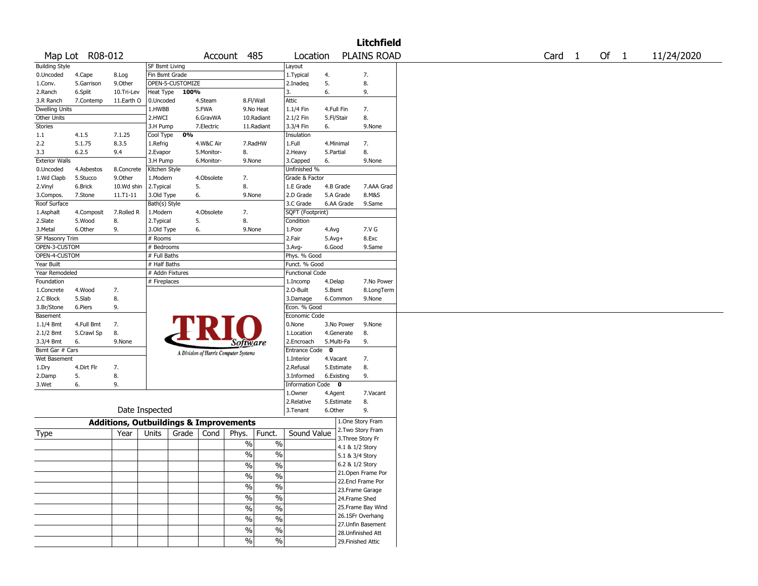**Litchfield**

Map Lot R08-012 | Account 485 | Location PLAINS ROAD | Card 1 Of 1 | 11/24/2020

| | | | | | | | | | | |
|---|---|---|---|---|---|---|---|---|---|---|
| **Building Style** | | | SF Bsmt Living | | | | Layout | | | |
| 0.Uncoded | 4.Cape | 8.Log | Fin Bsmt Grade | | | | 1.Typical | 4. | 7. | |
| 1.Conv. | 5.Garrison | 9.Other | OPEN-5-CUSTOMIZE | | | | 2.Inadeq | 5. | 8. | |
| 2.Ranch | 6.Split | 10.Tri-Lev | Heat Type 100% | | | | 3. | 6. | 9. | |
| 3.R Ranch | 7.Contemp | 11.Earth O | 0.Uncoded | 4.Steam | 8.Fl/Wall | | Attic | | | |
| Dwelling Units | | | 1.HWBB | 5.FWA | 9.No Heat | | 1.1/4 Fin | 4.Full Fin | 7. | |
| Other Units | | | 2.HWCI | 6.GravWA | 10.Radiant | | 2.1/2 Fin | 5.Fl/Stair | 8. | |
| Stories | | | 3.H Pump | 7.Electric | 11.Radiant | | 3.3/4 Fin | 6. | 9.None | |
| 1.1 | 4.1.5 | 7.1.25 | Cool Type 0% | | | | Insulation | | | |
| 2.2 | 5.1.75 | 8.3.5 | 1.Refrig | 4.W&C Air | 7.RadHW | | 1.Full | 4.Minimal | 7. | |
| 3.3 | 6.2.5 | 9.4 | 2.Evapor | 5.Monitor- | 8. | | 2.Heavy | 5.Partial | 8. | |
| Exterior Walls | | | 3.H Pump | 6.Monitor- | 9.None | | 3.Capped | 6. | 9.None | |
| 0.Uncoded | 4.Asbestos | 8.Concrete | Kitchen Style | | | | Unfinished % | | | |
| 1.Wd Clapb | 5.Stucco | 9.Other | 1.Modern | 4.Obsolete | 7. | | Grade & Factor | | | |
| 2.Vinyl | 6.Brick | 10.Wd shin | 2.Typical | 5. | 8. | | 1.E Grade | 4.B Grade | 7.AAA Grad | |
| 3.Compos. | 7.Stone | 11.T1-11 | 3.Old Type | 6. | 9.None | | 2.D Grade | 5.A Grade | 8.M&S | |
| Roof Surface | | | Bath(s) Style | | | | 3.C Grade | 6.AA Grade | 9.Same | |
| 1.Asphalt | 4.Composit | 7.Rolled R | 1.Modern | 4.Obsolete | 7. | | SQFT (Footprint) | | | |
| 2.Slate | 5.Wood | 8. | 2.Typical | 5. | 8. | | Condition | | | |
| 3.Metal | 6.Other | 9. | 3.Old Type | 6. | 9.None | | 1.Poor | 4.Avg | 7.V G | |
| SF Masonry Trim | | | # Rooms | | | | 2.Fair | 5.Avg+ | 8.Exc | |
| OPEN-3-CUSTOM | | | # Bedrooms | | | | 3.Avg- | 6.Good | 9.Same | |
| OPEN-4-CUSTOM | | | # Full Baths | | | | Phys. % Good | | | |
| Year Built | | | # Half Baths | | | | Funct. % Good | | | |
| Year Remodeled | | | # Addn Fixtures | | | | Functional Code | | | |
| Foundation | | | # Fireplaces | | | | 1.Incomp | 4.Delap | 7.No Power | |
| 1.Concrete | 4.Wood | 7. | | | | | 2.O-Built | 5.Bsmt | 8.LongTerm | |
| 2.C Block | 5.Slab | 8. | | | | | 3.Damage | 6.Common | 9.None | |
| 3.Br/Stone | 6.Piers | 9. | | | | | Econ. % Good | | | |
| Basement | | | | | | | Economic Code | | | |
| 1.1/4 Bmt | 4.Full Bmt | 7. | | | | | 0.None | 3.No Power | 9.None | |
| 2.1/2 Bmt | 5.Crawl Sp | 8. | | | | | 1.Location | 4.Generate | 8. | |
| 3.3/4 Bmt | 6. | 9.None | | | | | 2.Encroach | 5.Multi-Fa | 9. | |
| Bsmt Gar # Cars | | | | | | | Entrance Code 0 | | | |
| Wet Basement | | | | | | | 1.Interior | 4.Vacant | 7. | |
| 1.Dry | 4.Dirt Flr | 7. | | | | | 2.Refusal | 5.Estimate | 8. | |
| 2.Damp | 5. | 8. | | | | | 3.Informed | 6.Existing | 9. | |
| 3.Wet | 6. | 9. | | | | | Information Code 0 | | | |
| | | | | | | | 1.Owner | 4.Agent | 7.Vacant | |
| | | | | | | | 2.Relative | 5.Estimate | 8. | |
| | Date Inspected | | | | | | 3.Tenant | 6.Other | 9. | |

TRIO Software — A Division of Harris Computer Systems

## Additions, Outbuildings & Improvements

| Type | Year | Units | Grade | Cond | Phys. | Funct. | Sound Value |
|---|---|---|---|---|---|---|---|
| | | | | | % | % | |
| | | | | | % | % | |
| | | | | | % | % | |
| | | | | | % | % | |
| | | | | | % | % | |
| | | | | | % | % | |
| | | | | | % | % | |
| | | | | | % | % | |
| | | | | | % | % | |
| | | | | | % | % | |

1.One Story Fram
2.Two Story Fram
3.Three Story Fr
4.1 & 1/2 Story
5.1 & 3/4 Story
6.2 & 1/2 Story
21.Open Frame Por
22.Encl Frame Por
23.Frame Garage
24.Frame Shed
25.Frame Bay Wind
26.1SFr Overhang
27.Unfin Basement
28.Unfinished Att
29.Finished Attic